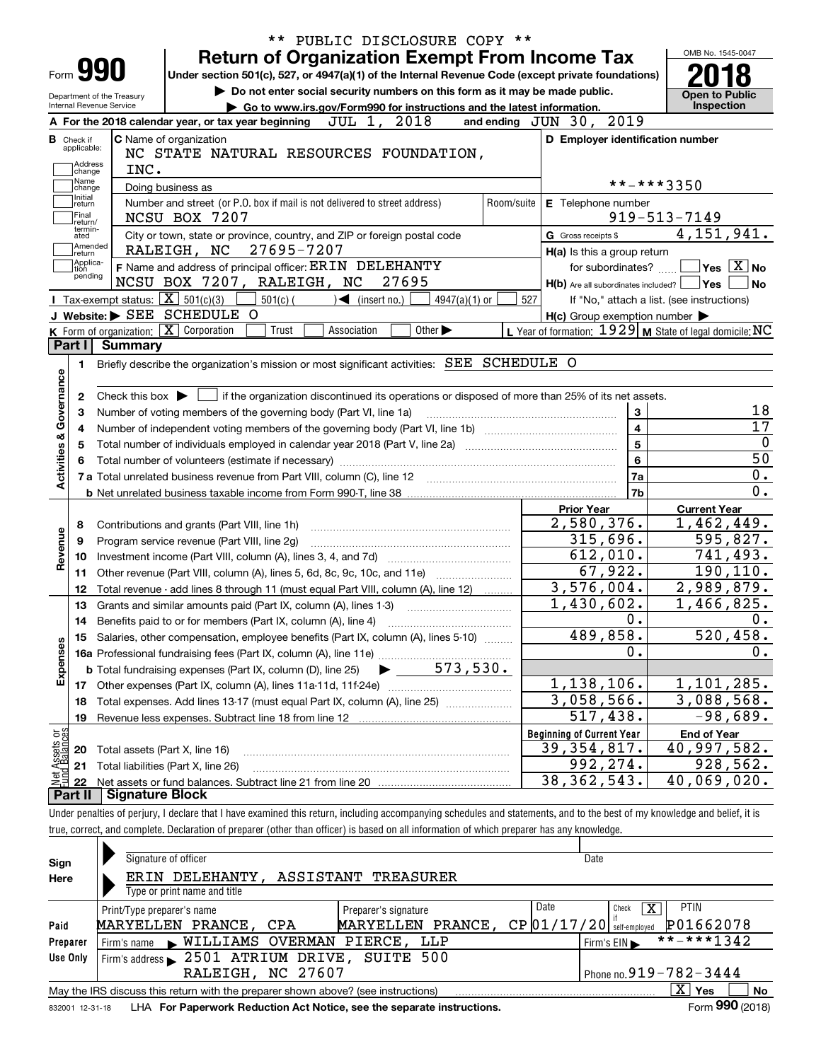** PUBLIC DISCLOSURE COPY **

# Form 990 — Return of Organization Exempt From Income Tax (2018)

Under section 501(c), 527, or 4947(a)(1) of the Internal Revenue Code (except private foundations)

▶ Do not enter social security numbers on this form as it may be made public.

▶ Go to www.irs.gov/Form990 for instructions and the latest information.

Department of the Treasury
Internal Revenue Service

OMB No. 1545-0047

**Open to Public Inspection**

**A** For the 2018 calendar year, or tax year beginning JUL 1, 2018 and ending JUN 30, 2019

**B** Check if applicable: Address change, Name change, Initial return, Final return/terminated, Amended return, Application pending

**C** Name of organization: NC STATE NATURAL RESOURCES FOUNDATION, INC.

Doing business as

Number and street (or P.O. box if mail is not delivered to street address): NCSU BOX 7207 | Room/suite

City or town, state or province, country, and ZIP or foreign postal code: RALEIGH, NC 27695-7207

**D** Employer identification number: **-***3350

**E** Telephone number: 919-513-7149

**G** Gross receipts $ 4,151,941.

**F** Name and address of principal officer: ERIN DELEHANTY, NCSU BOX 7207, RALEIGH, NC 27695

**H(a)** Is this a group return for subordinates? Yes [ ] No [X]

**H(b)** Are all subordinates included? Yes [ ] No [ ]
If "No," attach a list. (see instructions)

**H(c)** Group exemption number ▶

**I** Tax-exempt status: [X] 501(c)(3) [ ] 501(c) ( ) ◀ (insert no.) [ ] 4947(a)(1) or [ ] 527

**J** Website: ▶ SEE SCHEDULE O

**K** Form of organization: [X] Corporation [ ] Trust [ ] Association [ ] Other ▶

**L** Year of formation: 1929 **M** State of legal domicile: NC

## Part I Summary

**Activities & Governance**

1 Briefly describe the organization's mission or most significant activities: SEE SCHEDULE O

2 Check this box ▶ [ ] if the organization discontinued its operations or disposed of more than 25% of its net assets.

| | | | |
|---|---|---|---|
| 3 | Number of voting members of the governing body (Part VI, line 1a) | 3 | 18 |
| 4 | Number of independent voting members of the governing body (Part VI, line 1b) | 4 | 17 |
| 5 | Total number of individuals employed in calendar year 2018 (Part V, line 2a) | 5 | 0 |
| 6 | Total number of volunteers (estimate if necessary) | 6 | 50 |
| 7a | Total unrelated business revenue from Part VIII, column (C), line 12 | 7a | 0. |
| b | Net unrelated business taxable income from Form 990-T, line 38 | 7b | 0. |

| | | Prior Year | Current Year |
|---|---|---|---|
| **Revenue** | | | |
| 8 | Contributions and grants (Part VIII, line 1h) | 2,580,376. | 1,462,449. |
| 9 | Program service revenue (Part VIII, line 2g) | 315,696. | 595,827. |
| 10 | Investment income (Part VIII, column (A), lines 3, 4, and 7d) | 612,010. | 741,493. |
| 11 | Other revenue (Part VIII, column (A), lines 5, 6d, 8c, 9c, 10c, and 11e) | 67,922. | 190,110. |
| 12 | Total revenue - add lines 8 through 11 (must equal Part VIII, column (A), line 12) | 3,576,004. | 2,989,879. |
| **Expenses** | | | |
| 13 | Grants and similar amounts paid (Part IX, column (A), lines 1-3) | 1,430,602. | 1,466,825. |
| 14 | Benefits paid to or for members (Part IX, column (A), line 4) | 0. | 0. |
| 15 | Salaries, other compensation, employee benefits (Part IX, column (A), lines 5-10) | 489,858. | 520,458. |
| 16a | Professional fundraising fees (Part IX, column (A), line 11e) | 0. | 0. |
| b | Total fundraising expenses (Part IX, column (D), line 25) ▶ 573,530. | | |
| 17 | Other expenses (Part IX, column (A), lines 11a-11d, 11f-24e) | 1,138,106. | 1,101,285. |
| 18 | Total expenses. Add lines 13-17 (must equal Part IX, column (A), line 25) | 3,058,566. | 3,088,568. |
| 19 | Revenue less expenses. Subtract line 18 from line 12 | 517,438. | -98,689. |

| **Net Assets or Fund Balances** | | Beginning of Current Year | End of Year |
|---|---|---|---|
| 20 | Total assets (Part X, line 16) | 39,354,817. | 40,997,582. |
| 21 | Total liabilities (Part X, line 26) | 992,274. | 928,562. |
| 22 | Net assets or fund balances. Subtract line 21 from line 20 | 38,362,543. | 40,069,020. |

## Part II Signature Block

Under penalties of perjury, I declare that I have examined this return, including accompanying schedules and statements, and to the best of my knowledge and belief, it is true, correct, and complete. Declaration of preparer (other than officer) is based on all information of which preparer has any knowledge.

**Sign Here**

Signature of officer | Date

ERIN DELEHANTY, ASSISTANT TREASURER
Type or print name and title

**Paid Preparer Use Only**

| Print/Type preparer's name | Preparer's signature | Date | Check [X] if self-employed | PTIN |
|---|---|---|---|---|
| MARYELLEN PRANCE, CPA | MARYELLEN PRANCE, CP | 01/17/20 | X | P01662078 |

Firm's name ▶ WILLIAMS OVERMAN PIERCE, LLP | Firm's EIN ▶ **-***1342

Firm's address ▶ 2501 ATRIUM DRIVE, SUITE 500, RALEIGH, NC 27607 | Phone no. 919-782-3444

May the IRS discuss this return with the preparer shown above? (see instructions) [X] Yes [ ] No

832001 12-31-18 LHA For Paperwork Reduction Act Notice, see the separate instructions. Form **990** (2018)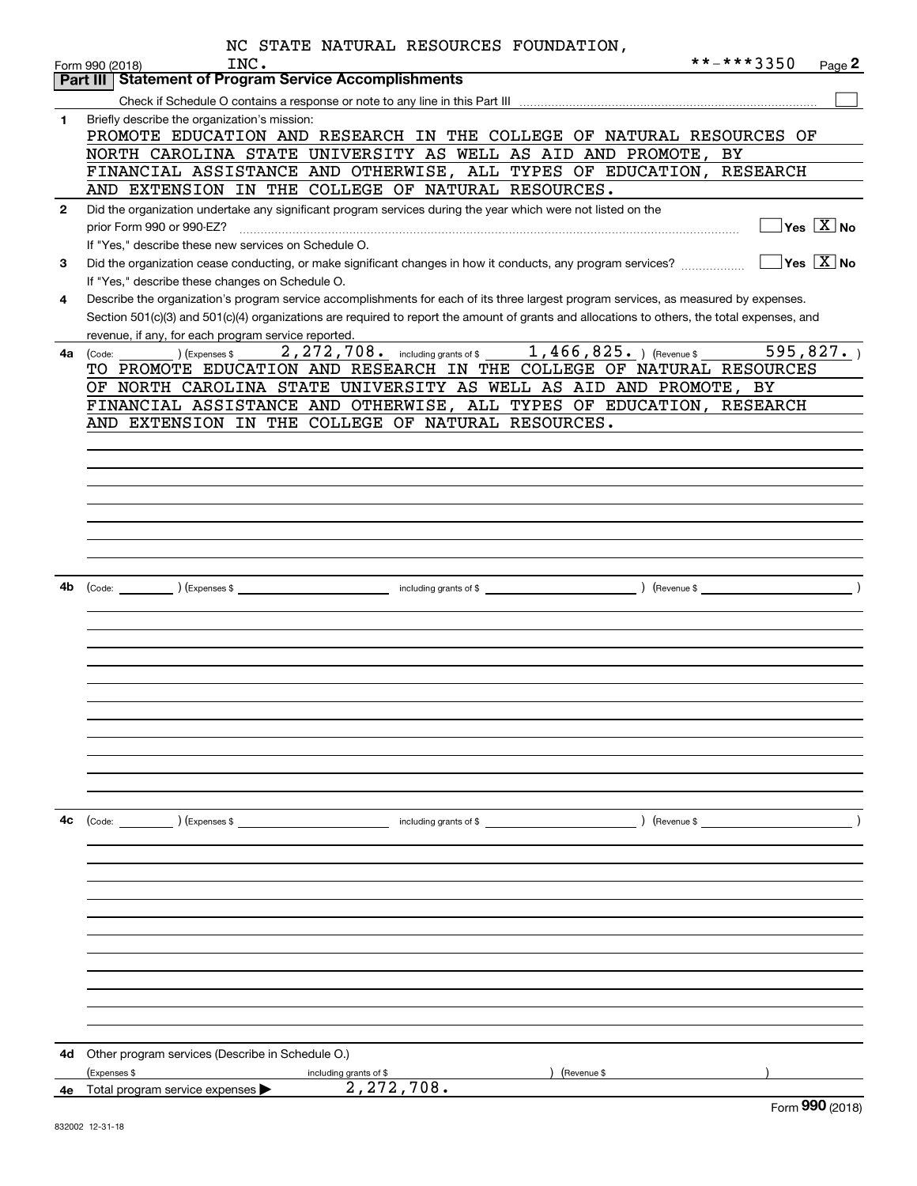NC STATE NATURAL RESOURCES FOUNDATION, INC. **-***3350

Form 990 (2018)

## Part III | Statement of Program Service Accomplishments

Check if Schedule O contains a response or note to any line in this Part III ☐

**1** Briefly describe the organization's mission:

PROMOTE EDUCATION AND RESEARCH IN THE COLLEGE OF NATURAL RESOURCES OF NORTH CAROLINA STATE UNIVERSITY AS WELL AS AID AND PROMOTE, BY FINANCIAL ASSISTANCE AND OTHERWISE, ALL TYPES OF EDUCATION, RESEARCH AND EXTENSION IN THE COLLEGE OF NATURAL RESOURCES.

**2** Did the organization undertake any significant program services during the year which were not listed on the prior Form 990 or 990-EZ? ☐ Yes ☒ No

If "Yes," describe these new services on Schedule O.

**3** Did the organization cease conducting, or make significant changes in how it conducts, any program services? ☐ Yes ☒ No

If "Yes," describe these changes on Schedule O.

**4** Describe the organization's program service accomplishments for each of its three largest program services, as measured by expenses. Section 501(c)(3) and 501(c)(4) organizations are required to report the amount of grants and allocations to others, the total expenses, and revenue, if any, for each program service reported.

**4a** (Code: ) (Expenses $ 2,272,708. including grants of $ 1,466,825. ) (Revenue $ 595,827. )

TO PROMOTE EDUCATION AND RESEARCH IN THE COLLEGE OF NATURAL RESOURCES OF NORTH CAROLINA STATE UNIVERSITY AS WELL AS AID AND PROMOTE, BY FINANCIAL ASSISTANCE AND OTHERWISE, ALL TYPES OF EDUCATION, RESEARCH AND EXTENSION IN THE COLLEGE OF NATURAL RESOURCES.

**4b** (Code: ) (Expenses $ including grants of $ ) (Revenue $ )

**4c** (Code: ) (Expenses $ including grants of $ ) (Revenue $ )

**4d** Other program services (Describe in Schedule O.)

(Expenses $ including grants of $ ) (Revenue $ )

**4e** Total program service expenses ▶ 2,272,708.

Form **990** (2018)

832002 12-31-18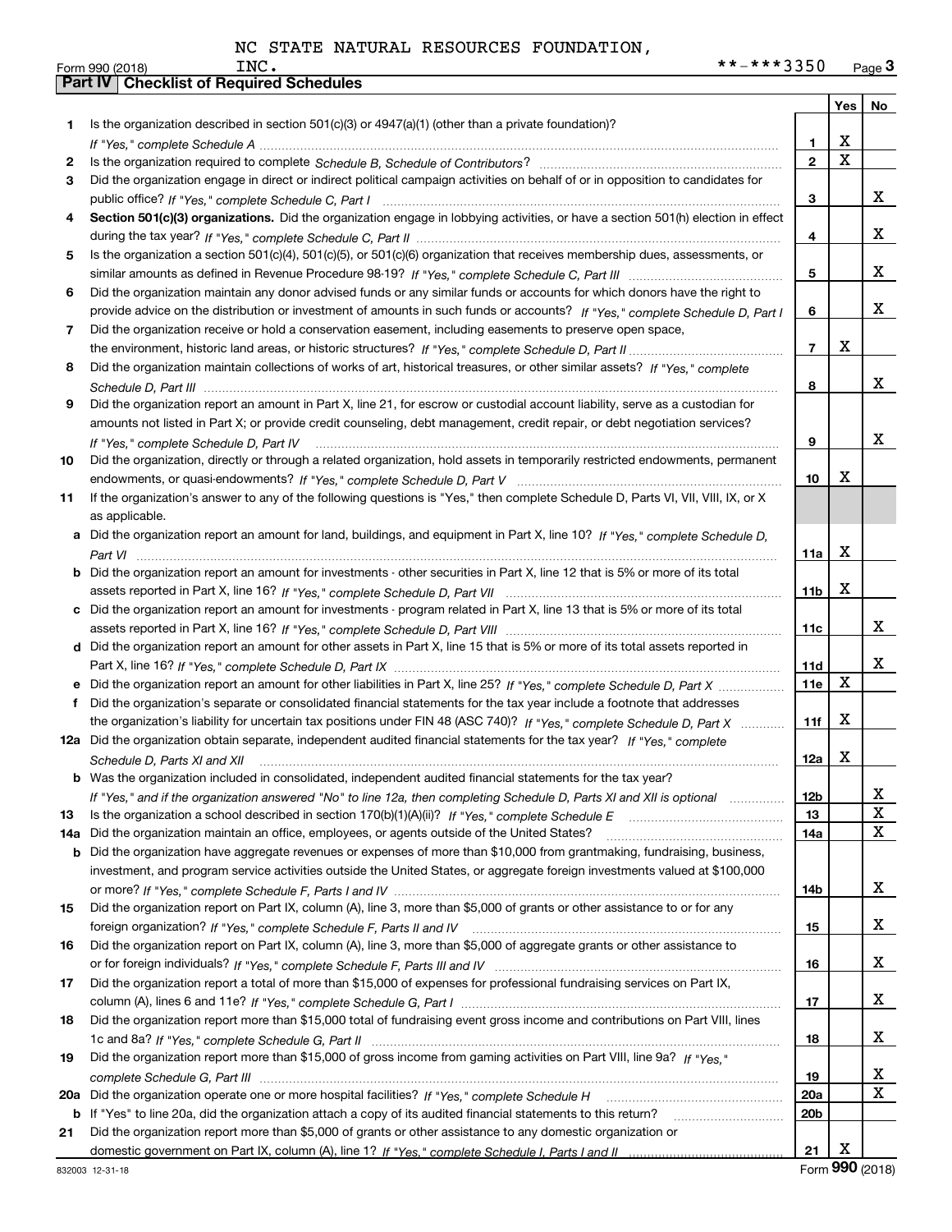NC STATE NATURAL RESOURCES FOUNDATION, INC.

Form 990 (2018) **-***3350 Page 3

## Part IV Checklist of Required Schedules

| | | | Yes | No |
|---|---|---|---|---|
| 1 | Is the organization described in section 501(c)(3) or 4947(a)(1) (other than a private foundation)? *If "Yes," complete Schedule A* | 1 | X | |
| 2 | Is the organization required to complete *Schedule B, Schedule of Contributors*? | 2 | X | |
| 3 | Did the organization engage in direct or indirect political campaign activities on behalf of or in opposition to candidates for public office? *If "Yes," complete Schedule C, Part I* | 3 | | X |
| 4 | **Section 501(c)(3) organizations.** Did the organization engage in lobbying activities, or have a section 501(h) election in effect during the tax year? *If "Yes," complete Schedule C, Part II* | 4 | | X |
| 5 | Is the organization a section 501(c)(4), 501(c)(5), or 501(c)(6) organization that receives membership dues, assessments, or similar amounts as defined in Revenue Procedure 98-19? *If "Yes," complete Schedule C, Part III* | 5 | | X |
| 6 | Did the organization maintain any donor advised funds or any similar funds or accounts for which donors have the right to provide advice on the distribution or investment of amounts in such funds or accounts? *If "Yes," complete Schedule D, Part I* | 6 | | X |
| 7 | Did the organization receive or hold a conservation easement, including easements to preserve open space, the environment, historic land areas, or historic structures? *If "Yes," complete Schedule D, Part II* | 7 | X | |
| 8 | Did the organization maintain collections of works of art, historical treasures, or other similar assets? *If "Yes," complete Schedule D, Part III* | 8 | | X |
| 9 | Did the organization report an amount in Part X, line 21, for escrow or custodial account liability, serve as a custodian for amounts not listed in Part X; or provide credit counseling, debt management, credit repair, or debt negotiation services? *If "Yes," complete Schedule D, Part IV* | 9 | | X |
| 10 | Did the organization, directly or through a related organization, hold assets in temporarily restricted endowments, permanent endowments, or quasi-endowments? *If "Yes," complete Schedule D, Part V* | 10 | X | |
| 11 | If the organization's answer to any of the following questions is "Yes," then complete Schedule D, Parts VI, VII, VIII, IX, or X as applicable. | | | |
| a | Did the organization report an amount for land, buildings, and equipment in Part X, line 10? *If "Yes," complete Schedule D, Part VI* | 11a | X | |
| b | Did the organization report an amount for investments - other securities in Part X, line 12 that is 5% or more of its total assets reported in Part X, line 16? *If "Yes," complete Schedule D, Part VII* | 11b | X | |
| c | Did the organization report an amount for investments - program related in Part X, line 13 that is 5% or more of its total assets reported in Part X, line 16? *If "Yes," complete Schedule D, Part VIII* | 11c | | X |
| d | Did the organization report an amount for other assets in Part X, line 15 that is 5% or more of its total assets reported in Part X, line 16? *If "Yes," complete Schedule D, Part IX* | 11d | | X |
| e | Did the organization report an amount for other liabilities in Part X, line 25? *If "Yes," complete Schedule D, Part X* | 11e | X | |
| f | Did the organization's separate or consolidated financial statements for the tax year include a footnote that addresses the organization's liability for uncertain tax positions under FIN 48 (ASC 740)? *If "Yes," complete Schedule D, Part X* | 11f | X | |
| 12a | Did the organization obtain separate, independent audited financial statements for the tax year? *If "Yes," complete Schedule D, Parts XI and XII* | 12a | X | |
| b | Was the organization included in consolidated, independent audited financial statements for the tax year? *If "Yes," and if the organization answered "No" to line 12a, then completing Schedule D, Parts XI and XII is optional* | 12b | | X |
| 13 | Is the organization a school described in section 170(b)(1)(A)(ii)? *If "Yes," complete Schedule E* | 13 | | X |
| 14a | Did the organization maintain an office, employees, or agents outside of the United States? | 14a | | X |
| b | Did the organization have aggregate revenues or expenses of more than $10,000 from grantmaking, fundraising, business, investment, and program service activities outside the United States, or aggregate foreign investments valued at $100,000 or more? *If "Yes," complete Schedule F, Parts I and IV* | 14b | | X |
| 15 | Did the organization report on Part IX, column (A), line 3, more than $5,000 of grants or other assistance to or for any foreign organization? *If "Yes," complete Schedule F, Parts II and IV* | 15 | | X |
| 16 | Did the organization report on Part IX, column (A), line 3, more than $5,000 of aggregate grants or other assistance to or for foreign individuals? *If "Yes," complete Schedule F, Parts III and IV* | 16 | | X |
| 17 | Did the organization report a total of more than $15,000 of expenses for professional fundraising services on Part IX, column (A), lines 6 and 11e? *If "Yes," complete Schedule G, Part I* | 17 | | X |
| 18 | Did the organization report more than $15,000 total of fundraising event gross income and contributions on Part VIII, lines 1c and 8a? *If "Yes," complete Schedule G, Part II* | 18 | | X |
| 19 | Did the organization report more than $15,000 of gross income from gaming activities on Part VIII, line 9a? *If "Yes," complete Schedule G, Part III* | 19 | | X |
| 20a | Did the organization operate one or more hospital facilities? *If "Yes," complete Schedule H* | 20a | | X |
| b | If "Yes" to line 20a, did the organization attach a copy of its audited financial statements to this return? | 20b | | |
| 21 | Did the organization report more than $5,000 of grants or other assistance to any domestic organization or domestic government on Part IX, column (A), line 1? *If "Yes," complete Schedule I, Parts I and II* | 21 | X | |

832003 12-31-18 Form 990 (2018)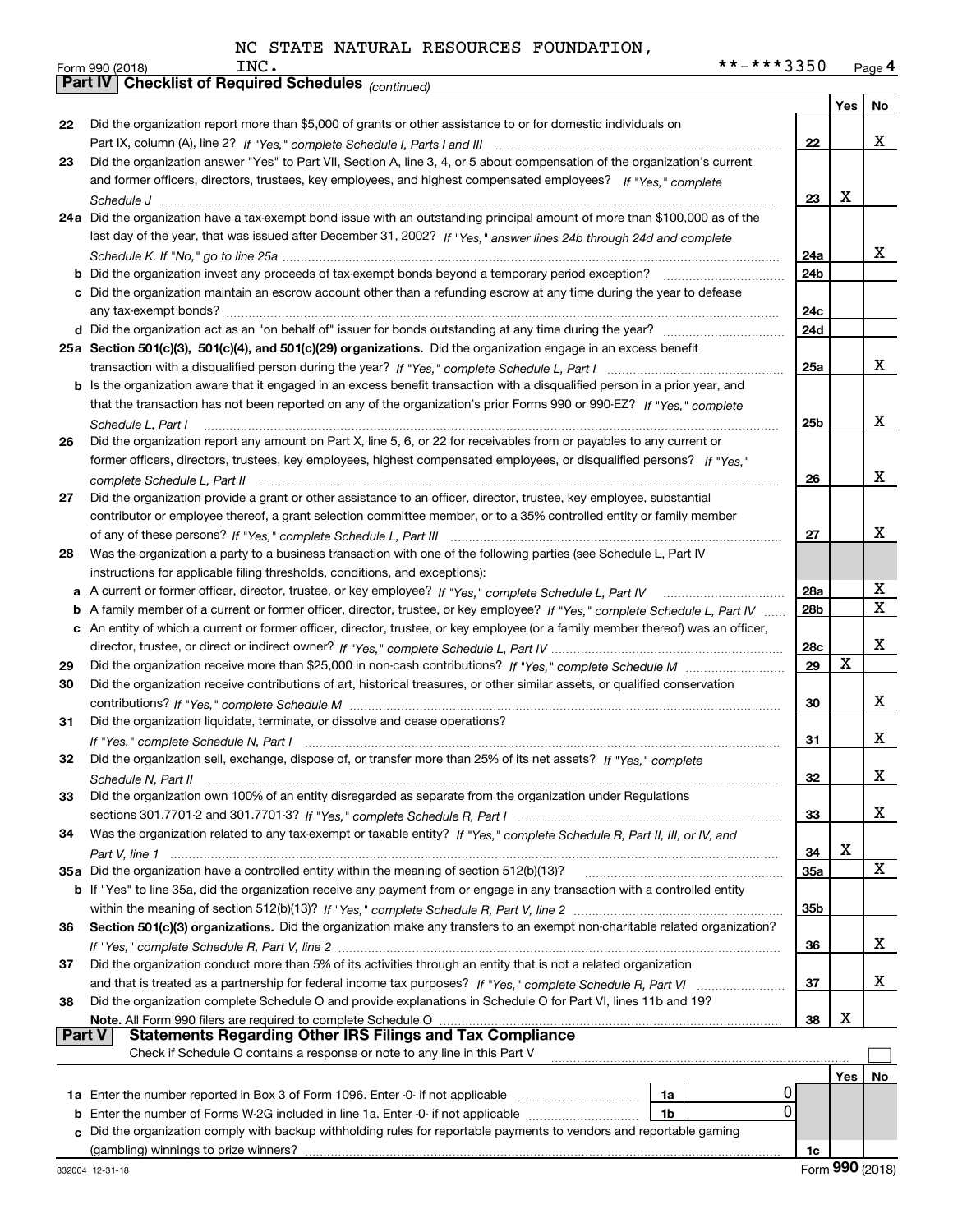NC STATE NATURAL RESOURCES FOUNDATION, INC.

Form 990 (2018) **-***3350 Page 4

## Part IV Checklist of Required Schedules *(continued)*

| | | | Yes | No |
|---|---|---|---|---|
| 22 | Did the organization report more than $5,000 of grants or other assistance to or for domestic individuals on Part IX, column (A), line 2? *If "Yes," complete Schedule I, Parts I and III* | 22 | | X |
| 23 | Did the organization answer "Yes" to Part VII, Section A, line 3, 4, or 5 about compensation of the organization's current and former officers, directors, trustees, key employees, and highest compensated employees? *If "Yes," complete Schedule J* | 23 | X | |
| 24a | Did the organization have a tax-exempt bond issue with an outstanding principal amount of more than $100,000 as of the last day of the year, that was issued after December 31, 2002? *If "Yes," answer lines 24b through 24d and complete Schedule K. If "No," go to line 25a* | 24a | | X |
| b | Did the organization invest any proceeds of tax-exempt bonds beyond a temporary period exception? | 24b | | |
| c | Did the organization maintain an escrow account other than a refunding escrow at any time during the year to defease any tax-exempt bonds? | 24c | | |
| d | Did the organization act as an "on behalf of" issuer for bonds outstanding at any time during the year? | 24d | | |
| 25a | **Section 501(c)(3), 501(c)(4), and 501(c)(29) organizations.** Did the organization engage in an excess benefit transaction with a disqualified person during the year? *If "Yes," complete Schedule L, Part I* | 25a | | X |
| b | Is the organization aware that it engaged in an excess benefit transaction with a disqualified person in a prior year, and that the transaction has not been reported on any of the organization's prior Forms 990 or 990-EZ? *If "Yes," complete Schedule L, Part I* | 25b | | X |
| 26 | Did the organization report any amount on Part X, line 5, 6, or 22 for receivables from or payables to any current or former officers, directors, trustees, key employees, highest compensated employees, or disqualified persons? *If "Yes," complete Schedule L, Part II* | 26 | | X |
| 27 | Did the organization provide a grant or other assistance to an officer, director, trustee, key employee, substantial contributor or employee thereof, a grant selection committee member, or to a 35% controlled entity or family member of any of these persons? *If "Yes," complete Schedule L, Part III* | 27 | | X |
| 28 | Was the organization a party to a business transaction with one of the following parties (see Schedule L, Part IV instructions for applicable filing thresholds, conditions, and exceptions): | | | |
| a | A current or former officer, director, trustee, or key employee? *If "Yes," complete Schedule L, Part IV* | 28a | | X |
| b | A family member of a current or former officer, director, trustee, or key employee? *If "Yes," complete Schedule L, Part IV* | 28b | | X |
| c | An entity of which a current or former officer, director, trustee, or key employee (or a family member thereof) was an officer, director, trustee, or direct or indirect owner? *If "Yes," complete Schedule L, Part IV* | 28c | | X |
| 29 | Did the organization receive more than $25,000 in non-cash contributions? *If "Yes," complete Schedule M* | 29 | X | |
| 30 | Did the organization receive contributions of art, historical treasures, or other similar assets, or qualified conservation contributions? *If "Yes," complete Schedule M* | 30 | | X |
| 31 | Did the organization liquidate, terminate, or dissolve and cease operations? *If "Yes," complete Schedule N, Part I* | 31 | | X |
| 32 | Did the organization sell, exchange, dispose of, or transfer more than 25% of its net assets? *If "Yes," complete Schedule N, Part II* | 32 | | X |
| 33 | Did the organization own 100% of an entity disregarded as separate from the organization under Regulations sections 301.7701-2 and 301.7701-3? *If "Yes," complete Schedule R, Part I* | 33 | | X |
| 34 | Was the organization related to any tax-exempt or taxable entity? *If "Yes," complete Schedule R, Part II, III, or IV, and Part V, line 1* | 34 | X | |
| 35a | Did the organization have a controlled entity within the meaning of section 512(b)(13)? | 35a | | X |
| b | If "Yes" to line 35a, did the organization receive any payment from or engage in any transaction with a controlled entity within the meaning of section 512(b)(13)? *If "Yes," complete Schedule R, Part V, line 2* | 35b | | |
| 36 | **Section 501(c)(3) organizations.** Did the organization make any transfers to an exempt non-charitable related organization? *If "Yes," complete Schedule R, Part V, line 2* | 36 | | X |
| 37 | Did the organization conduct more than 5% of its activities through an entity that is not a related organization and that is treated as a partnership for federal income tax purposes? *If "Yes," complete Schedule R, Part VI* | 37 | | X |
| 38 | Did the organization complete Schedule O and provide explanations in Schedule O for Part VI, lines 11b and 19? **Note.** All Form 990 filers are required to complete Schedule O | 38 | X | |

## Part V Statements Regarding Other IRS Filings and Tax Compliance

Check if Schedule O contains a response or note to any line in this Part V ☐

| | | | | | Yes | No |
|---|---|---|---|---|---|---|
| 1a | Enter the number reported in Box 3 of Form 1096. Enter -0- if not applicable | 1a | 0 | | | |
| b | Enter the number of Forms W-2G included in line 1a. Enter -0- if not applicable | 1b | 0 | | | |
| c | Did the organization comply with backup withholding rules for reportable payments to vendors and reportable gaming (gambling) winnings to prize winners? | | | 1c | | |

832004 12-31-18 Form **990** (2018)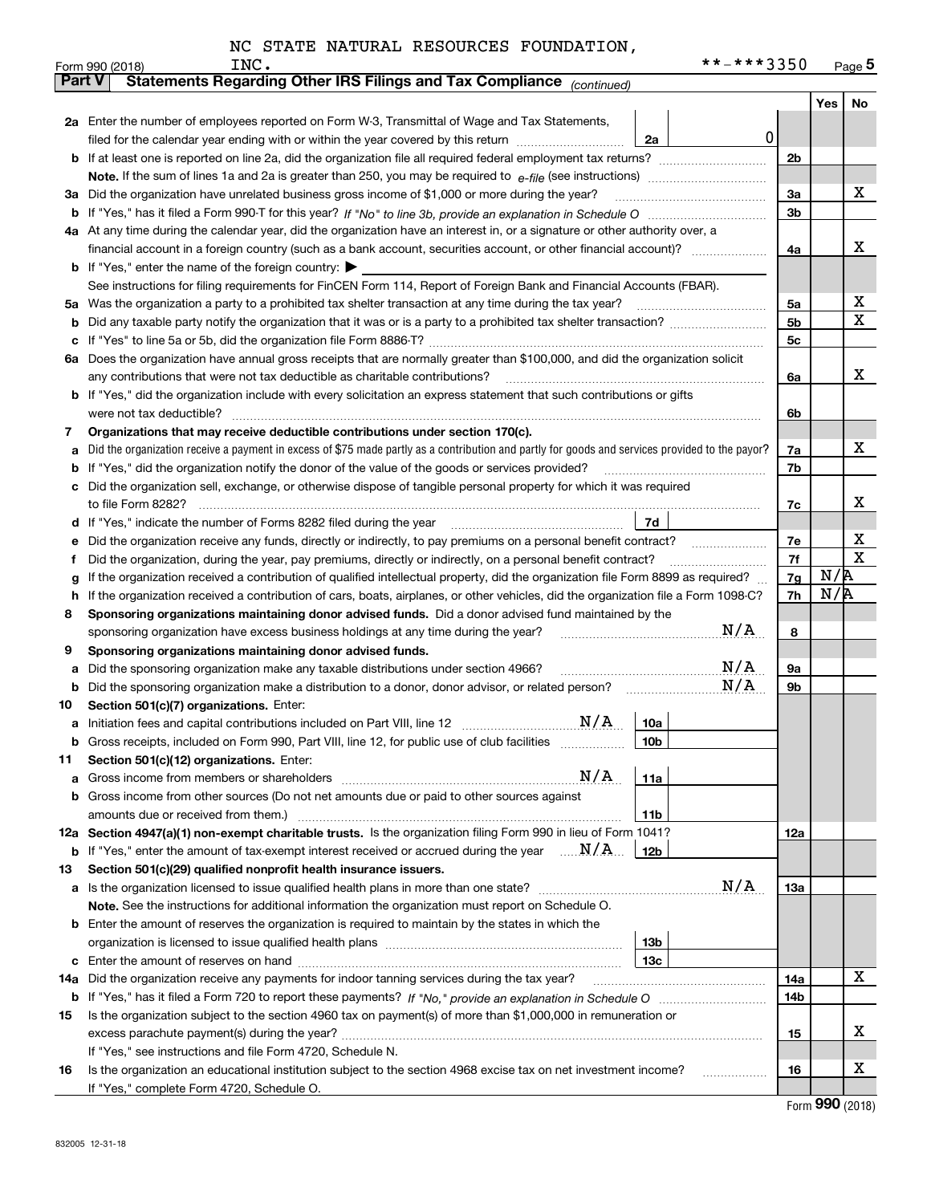NC STATE NATURAL RESOURCES FOUNDATION, INC.

Form 990 (2018) **-***3350 Page 5

**Part V Statements Regarding Other IRS Filings and Tax Compliance** *(continued)*

| | | | | Yes | No |
|---|---|---|---|---|---|
| **2a** | Enter the number of employees reported on Form W-3, Transmittal of Wage and Tax Statements, filed for the calendar year ending with or within the year covered by this return | 2a: 0 | | | |
| **b** | If at least one is reported on line 2a, did the organization file all required federal employment tax returns? | | 2b | | |
| | **Note.** If the sum of lines 1a and 2a is greater than 250, you may be required to *e-file* (see instructions) | | | | |
| **3a** | Did the organization have unrelated business gross income of $1,000 or more during the year? | | 3a | | X |
| **b** | If "Yes," has it filed a Form 990-T for this year? *If "No" to line 3b, provide an explanation in Schedule O* | | 3b | | |
| **4a** | At any time during the calendar year, did the organization have an interest in, or a signature or other authority over, a financial account in a foreign country (such as a bank account, securities account, or other financial account)? | | 4a | | X |
| **b** | If "Yes," enter the name of the foreign country: ▶ | | | | |
| | See instructions for filing requirements for FinCEN Form 114, Report of Foreign Bank and Financial Accounts (FBAR). | | | | |
| **5a** | Was the organization a party to a prohibited tax shelter transaction at any time during the tax year? | | 5a | | X |
| **b** | Did any taxable party notify the organization that it was or is a party to a prohibited tax shelter transaction? | | 5b | | X |
| **c** | If "Yes" to line 5a or 5b, did the organization file Form 8886-T? | | 5c | | |
| **6a** | Does the organization have annual gross receipts that are normally greater than $100,000, and did the organization solicit any contributions that were not tax deductible as charitable contributions? | | 6a | | X |
| **b** | If "Yes," did the organization include with every solicitation an express statement that such contributions or gifts were not tax deductible? | | 6b | | |
| **7** | **Organizations that may receive deductible contributions under section 170(c).** | | | | |
| **a** | Did the organization receive a payment in excess of $75 made partly as a contribution and partly for goods and services provided to the payor? | | 7a | | X |
| **b** | If "Yes," did the organization notify the donor of the value of the goods or services provided? | | 7b | | |
| **c** | Did the organization sell, exchange, or otherwise dispose of tangible personal property for which it was required to file Form 8282? | | 7c | | X |
| **d** | If "Yes," indicate the number of Forms 8282 filed during the year | 7d | | | |
| **e** | Did the organization receive any funds, directly or indirectly, to pay premiums on a personal benefit contract? | | 7e | | X |
| **f** | Did the organization, during the year, pay premiums, directly or indirectly, on a personal benefit contract? | | 7f | | X |
| **g** | If the organization received a contribution of qualified intellectual property, did the organization file Form 8899 as required? | | 7g | N/A | |
| **h** | If the organization received a contribution of cars, boats, airplanes, or other vehicles, did the organization file a Form 1098-C? | | 7h | N/A | |
| **8** | **Sponsoring organizations maintaining donor advised funds.** Did a donor advised fund maintained by the sponsoring organization have excess business holdings at any time during the year? N/A | | 8 | | |
| **9** | **Sponsoring organizations maintaining donor advised funds.** | | | | |
| **a** | Did the sponsoring organization make any taxable distributions under section 4966? N/A | | 9a | | |
| **b** | Did the sponsoring organization make a distribution to a donor, donor advisor, or related person? N/A | | 9b | | |
| **10** | **Section 501(c)(7) organizations.** Enter: | | | | |
| **a** | Initiation fees and capital contributions included on Part VIII, line 12 N/A | 10a | | | |
| **b** | Gross receipts, included on Form 990, Part VIII, line 12, for public use of club facilities | 10b | | | |
| **11** | **Section 501(c)(12) organizations.** Enter: | | | | |
| **a** | Gross income from members or shareholders N/A | 11a | | | |
| **b** | Gross income from other sources (Do not net amounts due or paid to other sources against amounts due or received from them.) | 11b | | | |
| **12a** | **Section 4947(a)(1) non-exempt charitable trusts.** Is the organization filing Form 990 in lieu of Form 1041? | | 12a | | |
| **b** | If "Yes," enter the amount of tax-exempt interest received or accrued during the year N/A | 12b | | | |
| **13** | **Section 501(c)(29) qualified nonprofit health insurance issuers.** | | | | |
| **a** | Is the organization licensed to issue qualified health plans in more than one state? N/A | | 13a | | |
| | **Note.** See the instructions for additional information the organization must report on Schedule O. | | | | |
| **b** | Enter the amount of reserves the organization is required to maintain by the states in which the organization is licensed to issue qualified health plans | 13b | | | |
| **c** | Enter the amount of reserves on hand | 13c | | | |
| **14a** | Did the organization receive any payments for indoor tanning services during the tax year? | | 14a | | X |
| **b** | If "Yes," has it filed a Form 720 to report these payments? *If "No," provide an explanation in Schedule O* | | 14b | | |
| **15** | Is the organization subject to the section 4960 tax on payment(s) of more than $1,000,000 in remuneration or excess parachute payment(s) during the year? | | 15 | | X |
| | If "Yes," see instructions and file Form 4720, Schedule N. | | | | |
| **16** | Is the organization an educational institution subject to the section 4968 excise tax on net investment income? | | 16 | | X |
| | If "Yes," complete Form 4720, Schedule O. | | | | |

Form **990** (2018)

832005 12-31-18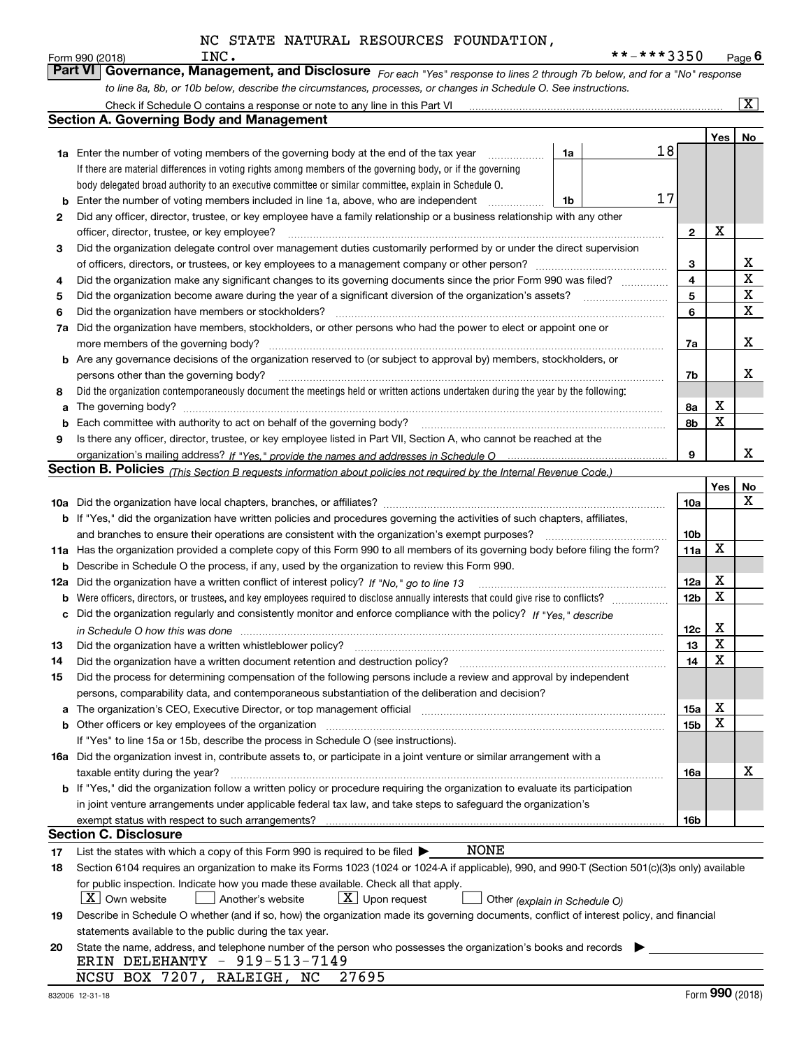NC STATE NATURAL RESOURCES FOUNDATION, INC. **-***3350

Form 990 (2018)

## Part VI Governance, Management, and Disclosure

*For each "Yes" response to lines 2 through 7b below, and for a "No" response to line 8a, 8b, or 10b below, describe the circumstances, processes, or changes in Schedule O. See instructions.*

Check if Schedule O contains a response or note to any line in this Part VI [X]

### Section A. Governing Body and Management

| | | | | Yes | No |
|---|---|---|---|---|---|
| 1a | Enter the number of voting members of the governing body at the end of the tax year. If there are material differences in voting rights among members of the governing body, or if the governing body delegated broad authority to an executive committee or similar committee, explain in Schedule O. | 1a | 18 | | |
| b | Enter the number of voting members included in line 1a, above, who are independent | 1b | 17 | | |
| 2 | Did any officer, director, trustee, or key employee have a family relationship or a business relationship with any other officer, director, trustee, or key employee? | 2 | | X | |
| 3 | Did the organization delegate control over management duties customarily performed by or under the direct supervision of officers, directors, or trustees, or key employees to a management company or other person? | 3 | | | X |
| 4 | Did the organization make any significant changes to its governing documents since the prior Form 990 was filed? | 4 | | | X |
| 5 | Did the organization become aware during the year of a significant diversion of the organization's assets? | 5 | | | X |
| 6 | Did the organization have members or stockholders? | 6 | | | X |
| 7a | Did the organization have members, stockholders, or other persons who had the power to elect or appoint one or more members of the governing body? | 7a | | | X |
| b | Are any governance decisions of the organization reserved to (or subject to approval by) members, stockholders, or persons other than the governing body? | 7b | | | X |
| 8 | Did the organization contemporaneously document the meetings held or written actions undertaken during the year by the following: | | | | |
| a | The governing body? | 8a | | X | |
| b | Each committee with authority to act on behalf of the governing body? | 8b | | X | |
| 9 | Is there any officer, director, trustee, or key employee listed in Part VII, Section A, who cannot be reached at the organization's mailing address? *If "Yes," provide the names and addresses in Schedule O* | 9 | | | X |

### Section B. Policies *(This Section B requests information about policies not required by the Internal Revenue Code.)*

| | | | Yes | No |
|---|---|---|---|---|
| 10a | Did the organization have local chapters, branches, or affiliates? | 10a | | X |
| b | If "Yes," did the organization have written policies and procedures governing the activities of such chapters, affiliates, and branches to ensure their operations are consistent with the organization's exempt purposes? | 10b | | |
| 11a | Has the organization provided a complete copy of this Form 990 to all members of its governing body before filing the form? | 11a | X | |
| b | Describe in Schedule O the process, if any, used by the organization to review this Form 990. | | | |
| 12a | Did the organization have a written conflict of interest policy? *If "No," go to line 13* | 12a | X | |
| b | Were officers, directors, or trustees, and key employees required to disclose annually interests that could give rise to conflicts? | 12b | X | |
| c | Did the organization regularly and consistently monitor and enforce compliance with the policy? *If "Yes," describe in Schedule O how this was done* | 12c | X | |
| 13 | Did the organization have a written whistleblower policy? | 13 | X | |
| 14 | Did the organization have a written document retention and destruction policy? | 14 | X | |
| 15 | Did the process for determining compensation of the following persons include a review and approval by independent persons, comparability data, and contemporaneous substantiation of the deliberation and decision? | | | |
| a | The organization's CEO, Executive Director, or top management official | 15a | X | |
| b | Other officers or key employees of the organization | 15b | X | |
| | If "Yes" to line 15a or 15b, describe the process in Schedule O (see instructions). | | | |
| 16a | Did the organization invest in, contribute assets to, or participate in a joint venture or similar arrangement with a taxable entity during the year? | 16a | | X |
| b | If "Yes," did the organization follow a written policy or procedure requiring the organization to evaluate its participation in joint venture arrangements under applicable federal tax law, and take steps to safeguard the organization's exempt status with respect to such arrangements? | 16b | | |

### Section C. Disclosure

17 List the states with which a copy of this Form 990 is required to be filed ▶ NONE

18 Section 6104 requires an organization to make its Forms 1023 (1024 or 1024-A if applicable), 990, and 990-T (Section 501(c)(3)s only) available for public inspection. Indicate how you made these available. Check all that apply.

[X] Own website [ ] Another's website [X] Upon request [ ] Other *(explain in Schedule O)*

19 Describe in Schedule O whether (and if so, how) the organization made its governing documents, conflict of interest policy, and financial statements available to the public during the tax year.

20 State the name, address, and telephone number of the person who possesses the organization's books and records ▶

ERIN DELEHANTY - 919-513-7149
NCSU BOX 7207, RALEIGH, NC 27695

832006 12-31-18 Form **990** (2018)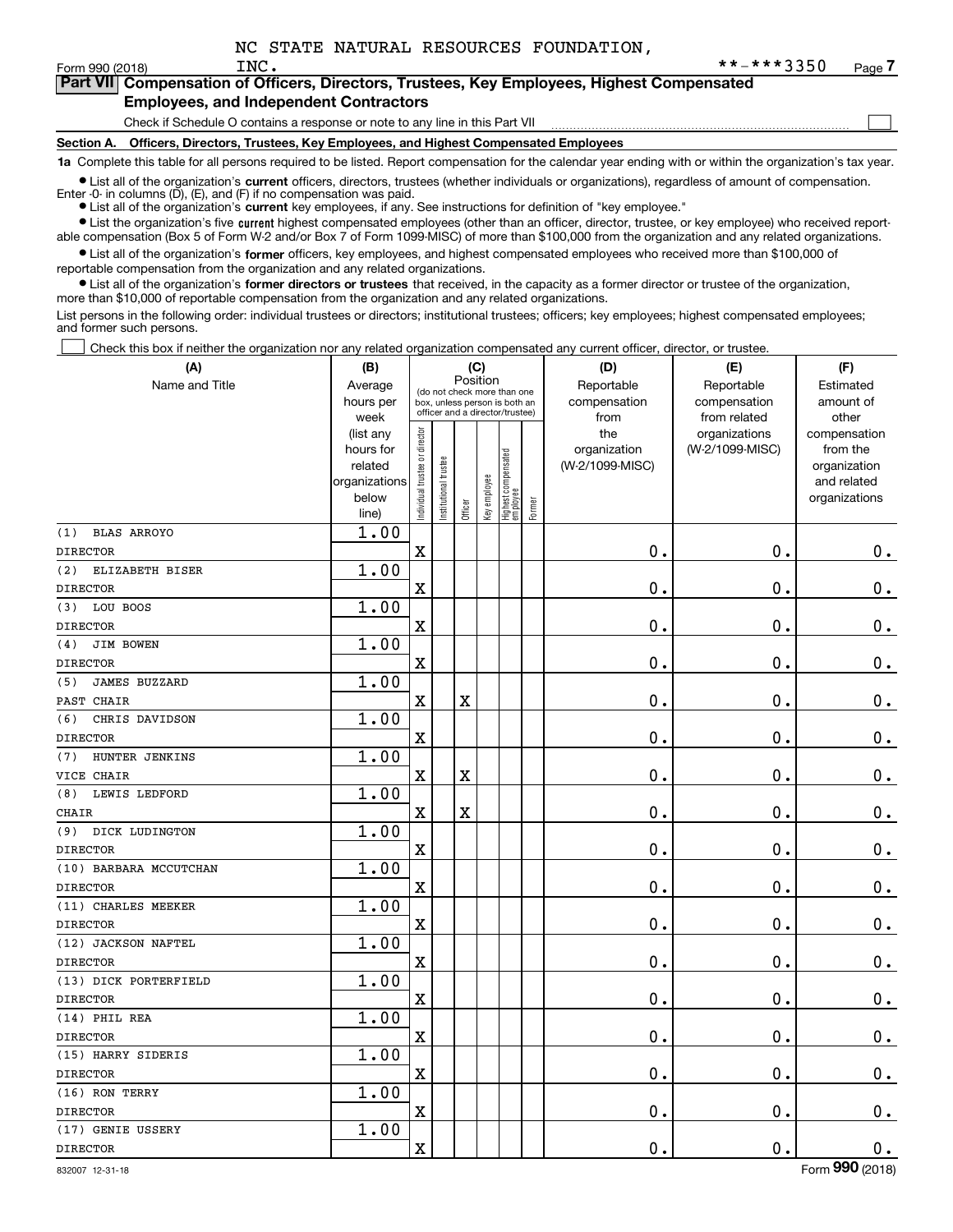NC STATE NATURAL RESOURCES FOUNDATION, INC. **-***3350

Form 990 (2018)

**Part VII Compensation of Officers, Directors, Trustees, Key Employees, Highest Compensated Employees, and Independent Contractors**

Check if Schedule O contains a response or note to any line in this Part VII ☐

**Section A. Officers, Directors, Trustees, Key Employees, and Highest Compensated Employees**

**1a** Complete this table for all persons required to be listed. Report compensation for the calendar year ending with or within the organization's tax year.

- List all of the organization's **current** officers, directors, trustees (whether individuals or organizations), regardless of amount of compensation. Enter -0- in columns (D), (E), and (F) if no compensation was paid.
- List all of the organization's **current** key employees, if any. See instructions for definition of "key employee."
- List the organization's five **current** highest compensated employees (other than an officer, director, trustee, or key employee) who received reportable compensation (Box 5 of Form W-2 and/or Box 7 of Form 1099-MISC) of more than $100,000 from the organization and any related organizations.
- List all of the organization's **former** officers, key employees, and highest compensated employees who received more than $100,000 of reportable compensation from the organization and any related organizations.
- List all of the organization's **former directors or trustees** that received, in the capacity as a former director or trustee of the organization, more than $10,000 of reportable compensation from the organization and any related organizations.

List persons in the following order: individual trustees or directors; institutional trustees; officers; key employees; highest compensated employees; and former such persons.

☐ Check this box if neither the organization nor any related organization compensated any current officer, director, or trustee.

| (A) Name and Title | (B) Average hours per week (list any hours for related organizations below line) | (C) Position: Individual trustee or director | Institutional trustee | Officer | Key employee | Highest compensated employee | Former | (D) Reportable compensation from the organization (W-2/1099-MISC) | (E) Reportable compensation from related organizations (W-2/1099-MISC) | (F) Estimated amount of other compensation from the organization and related organizations |
|---|---|---|---|---|---|---|---|---|---|---|
| (1) BLAS ARROYO<br>DIRECTOR | 1.00 | X | | | | | | 0. | 0. | 0. |
| (2) ELIZABETH BISER<br>DIRECTOR | 1.00 | X | | | | | | 0. | 0. | 0. |
| (3) LOU BOOS<br>DIRECTOR | 1.00 | X | | | | | | 0. | 0. | 0. |
| (4) JIM BOWEN<br>DIRECTOR | 1.00 | X | | | | | | 0. | 0. | 0. |
| (5) JAMES BUZZARD<br>PAST CHAIR | 1.00 | X | | X | | | | 0. | 0. | 0. |
| (6) CHRIS DAVIDSON<br>DIRECTOR | 1.00 | X | | | | | | 0. | 0. | 0. |
| (7) HUNTER JENKINS<br>VICE CHAIR | 1.00 | X | | X | | | | 0. | 0. | 0. |
| (8) LEWIS LEDFORD<br>CHAIR | 1.00 | X | | X | | | | 0. | 0. | 0. |
| (9) DICK LUDINGTON<br>DIRECTOR | 1.00 | X | | | | | | 0. | 0. | 0. |
| (10) BARBARA MCCUTCHAN<br>DIRECTOR | 1.00 | X | | | | | | 0. | 0. | 0. |
| (11) CHARLES MEEKER<br>DIRECTOR | 1.00 | X | | | | | | 0. | 0. | 0. |
| (12) JACKSON NAFTEL<br>DIRECTOR | 1.00 | X | | | | | | 0. | 0. | 0. |
| (13) DICK PORTERFIELD<br>DIRECTOR | 1.00 | X | | | | | | 0. | 0. | 0. |
| (14) PHIL REA<br>DIRECTOR | 1.00 | X | | | | | | 0. | 0. | 0. |
| (15) HARRY SIDERIS<br>DIRECTOR | 1.00 | X | | | | | | 0. | 0. | 0. |
| (16) RON TERRY<br>DIRECTOR | 1.00 | X | | | | | | 0. | 0. | 0. |
| (17) GENIE USSERY<br>DIRECTOR | 1.00 | X | | | | | | 0. | 0. | 0. |

832007 12-31-18 Form 990 (2018)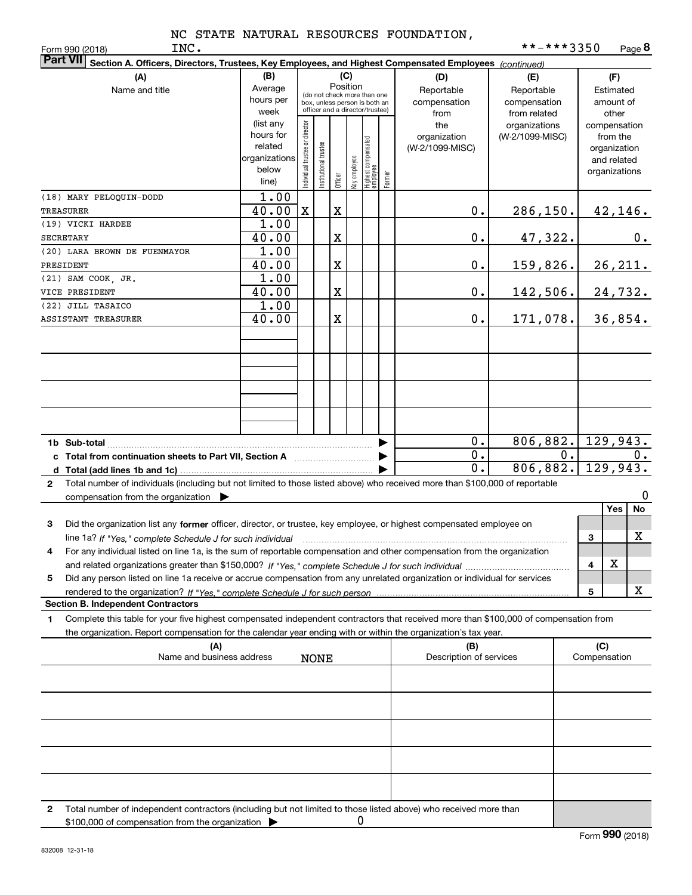NC STATE NATURAL RESOURCES FOUNDATION, INC.

Form 990 (2018) **-***3350 Page 8

**Part VII** Section A. Officers, Directors, Trustees, Key Employees, and Highest Compensated Employees *(continued)*

| (A) Name and title | (B) Average hours per week (list any hours for related organizations below line) | (C) Position: Individual trustee or director | Institutional trustee | Officer | Key employee | Highest compensated employee | Former | (D) Reportable compensation from the organization (W-2/1099-MISC) | (E) Reportable compensation from related organizations (W-2/1099-MISC) | (F) Estimated amount of other compensation from the organization and related organizations |
|---|---|---|---|---|---|---|---|---|---|---|
| (18) MARY PELOQUIN-DODD TREASURER | 1.00 / 40.00 | X | | X | | | | 0. | 286,150. | 42,146. |
| (19) VICKI HARDEE SECRETARY | 1.00 / 40.00 | | | X | | | | 0. | 47,322. | 0. |
| (20) LARA BROWN DE FUENMAYOR PRESIDENT | 1.00 / 40.00 | | | X | | | | 0. | 159,826. | 26,211. |
| (21) SAM COOK, JR. VICE PRESIDENT | 1.00 / 40.00 | | | X | | | | 0. | 142,506. | 24,732. |
| (22) JILL TASAICO ASSISTANT TREASURER | 1.00 / 40.00 | | | X | | | | 0. | 171,078. | 36,854. |
| 1b Sub-total | | | | | | | | 0. | 806,882. | 129,943. |
| c Total from continuation sheets to Part VII, Section A | | | | | | | | 0. | 0. | 0. |
| d Total (add lines 1b and 1c) | | | | | | | | 0. | 806,882. | 129,943. |

2 Total number of individuals (including but not limited to those listed above) who received more than $100,000 of reportable compensation from the organization ▶ 0

| | | Yes | No |
|---|---|---|---|
| 3 Did the organization list any **former** officer, director, or trustee, key employee, or highest compensated employee on line 1a? *If "Yes," complete Schedule J for such individual* | 3 | | X |
| 4 For any individual listed on line 1a, is the sum of reportable compensation and other compensation from the organization and related organizations greater than $150,000? *If "Yes," complete Schedule J for such individual* | 4 | X | |
| 5 Did any person listed on line 1a receive or accrue compensation from any unrelated organization or individual for services rendered to the organization? *If "Yes," complete Schedule J for such person* | 5 | | X |

**Section B. Independent Contractors**

1 Complete this table for your five highest compensated independent contractors that received more than $100,000 of compensation from the organization. Report compensation for the calendar year ending with or within the organization's tax year.

| (A) Name and business address | (B) Description of services | (C) Compensation |
|---|---|---|
| NONE | | |

2 Total number of independent contractors (including but not limited to those listed above) who received more than $100,000 of compensation from the organization ▶ 0

Form **990** (2018)

832008 12-31-18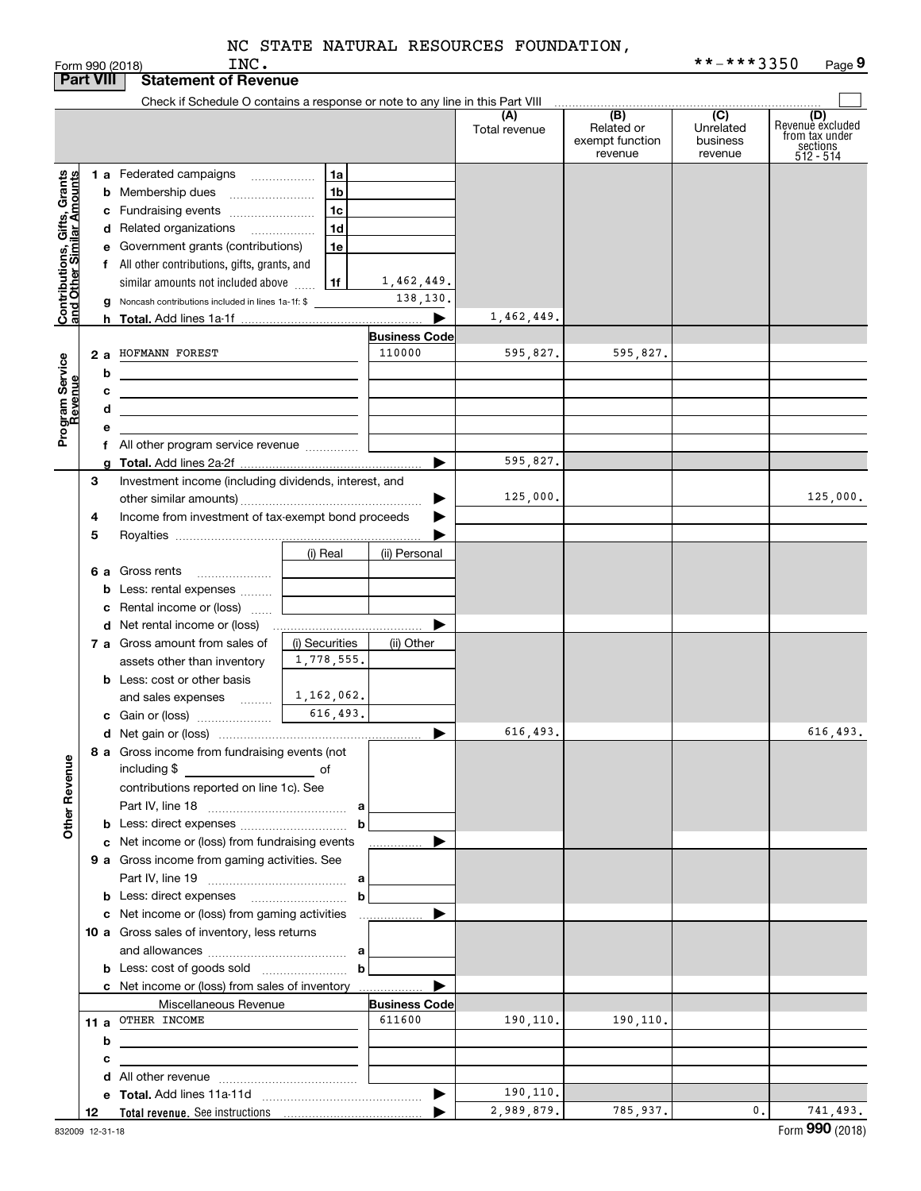NC STATE NATURAL RESOURCES FOUNDATION, INC. **-***3350

Form 990 (2018)

## Part VIII Statement of Revenue

Check if Schedule O contains a response or note to any line in this Part VIII

| | | | | (A) Total revenue | (B) Related or exempt function revenue | (C) Unrelated business revenue | (D) Revenue excluded from tax under sections 512 - 514 |
|---|---|---|---|---|---|---|---|
| **Contributions, Gifts, Grants and Other Similar Amounts** | 1 a Federated campaigns | 1a | | | | | |
| | b Membership dues | 1b | | | | | |
| | c Fundraising events | 1c | | | | | |
| | d Related organizations | 1d | | | | | |
| | e Government grants (contributions) | 1e | | | | | |
| | f All other contributions, gifts, grants, and similar amounts not included above | 1f | 1,462,449. | | | | |
| | g Noncash contributions included in lines 1a-1f: $ | | 138,130. | | | | |
| | h **Total.** Add lines 1a-1f | | ▶ | 1,462,449. | | | |
| **Program Service Revenue** | | | **Business Code** | | | | |
| | 2 a HOFMANN FOREST | | 110000 | 595,827. | 595,827. | | |
| | b | | | | | | |
| | c | | | | | | |
| | d | | | | | | |
| | e | | | | | | |
| | f All other program service revenue | | | | | | |
| | g **Total.** Add lines 2a-2f | | ▶ | 595,827. | | | |
| **Other Revenue** | 3 Investment income (including dividends, interest, and other similar amounts) | | ▶ | 125,000. | | | 125,000. |
| | 4 Income from investment of tax-exempt bond proceeds | | ▶ | | | | |
| | 5 Royalties | | ▶ | | | | |
| | | (i) Real | (ii) Personal | | | | |
| | 6 a Gross rents | | | | | | |
| | b Less: rental expenses | | | | | | |
| | c Rental income or (loss) | | | | | | |
| | d Net rental income or (loss) | | ▶ | | | | |
| | 7 a Gross amount from sales of assets other than inventory | (i) Securities 1,778,555. | (ii) Other | | | | |
| | b Less: cost or other basis and sales expenses | 1,162,062. | | | | | |
| | c Gain or (loss) | 616,493. | | | | | |
| | d Net gain or (loss) | | ▶ | 616,493. | | | 616,493. |
| | 8 a Gross income from fundraising events (not including $ ____ of contributions reported on line 1c). See Part IV, line 18 | a | | | | | |
| | b Less: direct expenses | b | | | | | |
| | c Net income or (loss) from fundraising events | | ▶ | | | | |
| | 9 a Gross income from gaming activities. See Part IV, line 19 | a | | | | | |
| | b Less: direct expenses | b | | | | | |
| | c Net income or (loss) from gaming activities | | ▶ | | | | |
| | 10 a Gross sales of inventory, less returns and allowances | a | | | | | |
| | b Less: cost of goods sold | b | | | | | |
| | c Net income or (loss) from sales of inventory | | ▶ | | | | |
| | Miscellaneous Revenue | | **Business Code** | | | | |
| | 11 a OTHER INCOME | | 611600 | 190,110. | 190,110. | | |
| | b | | | | | | |
| | c | | | | | | |
| | d All other revenue | | | | | | |
| | e **Total.** Add lines 11a-11d | | ▶ | 190,110. | | | |
| | 12 **Total revenue.** See instructions | | ▶ | 2,989,879. | 785,937. | 0. | 741,493. |

832009 12-31-18

Form **990** (2018)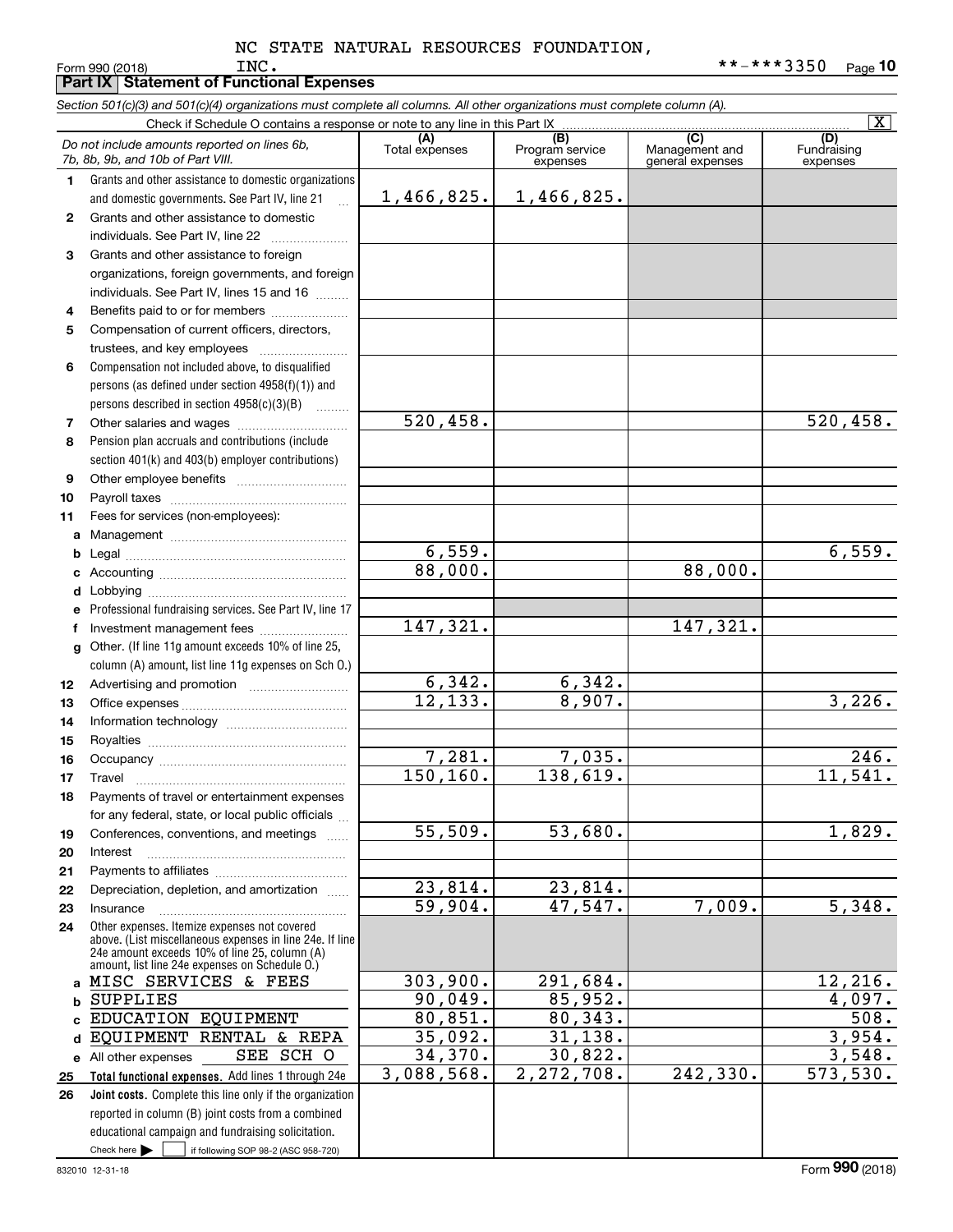NC STATE NATURAL RESOURCES FOUNDATION, INC.

Form 990 (2018) **-***3350 Page 10

**Part IX Statement of Functional Expenses**

*Section 501(c)(3) and 501(c)(4) organizations must complete all columns. All other organizations must complete column (A).*

Check if Schedule O contains a response or note to any line in this Part IX [X]

| *Do not include amounts reported on lines 6b, 7b, 8b, 9b, and 10b of Part VIII.* | (A) Total expenses | (B) Program service expenses | (C) Management and general expenses | (D) Fundraising expenses |
|---|---|---|---|---|
| 1 Grants and other assistance to domestic organizations and domestic governments. See Part IV, line 21 | 1,466,825. | 1,466,825. | | |
| 2 Grants and other assistance to domestic individuals. See Part IV, line 22 | | | | |
| 3 Grants and other assistance to foreign organizations, foreign governments, and foreign individuals. See Part IV, lines 15 and 16 | | | | |
| 4 Benefits paid to or for members | | | | |
| 5 Compensation of current officers, directors, trustees, and key employees | | | | |
| 6 Compensation not included above, to disqualified persons (as defined under section 4958(f)(1)) and persons described in section 4958(c)(3)(B) | | | | |
| 7 Other salaries and wages | 520,458. | | | 520,458. |
| 8 Pension plan accruals and contributions (include section 401(k) and 403(b) employer contributions) | | | | |
| 9 Other employee benefits | | | | |
| 10 Payroll taxes | | | | |
| 11 Fees for services (non-employees): | | | | |
| a Management | | | | |
| b Legal | 6,559. | | | 6,559. |
| c Accounting | 88,000. | | 88,000. | |
| d Lobbying | | | | |
| e Professional fundraising services. See Part IV, line 17 | | | | |
| f Investment management fees | 147,321. | | 147,321. | |
| g Other. (If line 11g amount exceeds 10% of line 25, column (A) amount, list line 11g expenses on Sch O.) | | | | |
| 12 Advertising and promotion | 6,342. | 6,342. | | |
| 13 Office expenses | 12,133. | 8,907. | | 3,226. |
| 14 Information technology | | | | |
| 15 Royalties | | | | |
| 16 Occupancy | 7,281. | 7,035. | | 246. |
| 17 Travel | 150,160. | 138,619. | | 11,541. |
| 18 Payments of travel or entertainment expenses for any federal, state, or local public officials | | | | |
| 19 Conferences, conventions, and meetings | 55,509. | 53,680. | | 1,829. |
| 20 Interest | | | | |
| 21 Payments to affiliates | | | | |
| 22 Depreciation, depletion, and amortization | 23,814. | 23,814. | | |
| 23 Insurance | 59,904. | 47,547. | 7,009. | 5,348. |
| 24 Other expenses. Itemize expenses not covered above. (List miscellaneous expenses in line 24e. If line 24e amount exceeds 10% of line 25, column (A) amount, list line 24e expenses on Schedule O.) | | | | |
| a MISC SERVICES & FEES | 303,900. | 291,684. | | 12,216. |
| b SUPPLIES | 90,049. | 85,952. | | 4,097. |
| c EDUCATION EQUIPMENT | 80,851. | 80,343. | | 508. |
| d EQUIPMENT RENTAL & REPA | 35,092. | 31,138. | | 3,954. |
| e All other expenses SEE SCH O | 34,370. | 30,822. | | 3,548. |
| 25 **Total functional expenses.** Add lines 1 through 24e | 3,088,568. | 2,272,708. | 242,330. | 573,530. |
| 26 **Joint costs.** Complete this line only if the organization reported in column (B) joint costs from a combined educational campaign and fundraising solicitation. Check here [ ] if following SOP 98-2 (ASC 958-720) | | | | |

832010 12-31-18 Form **990** (2018)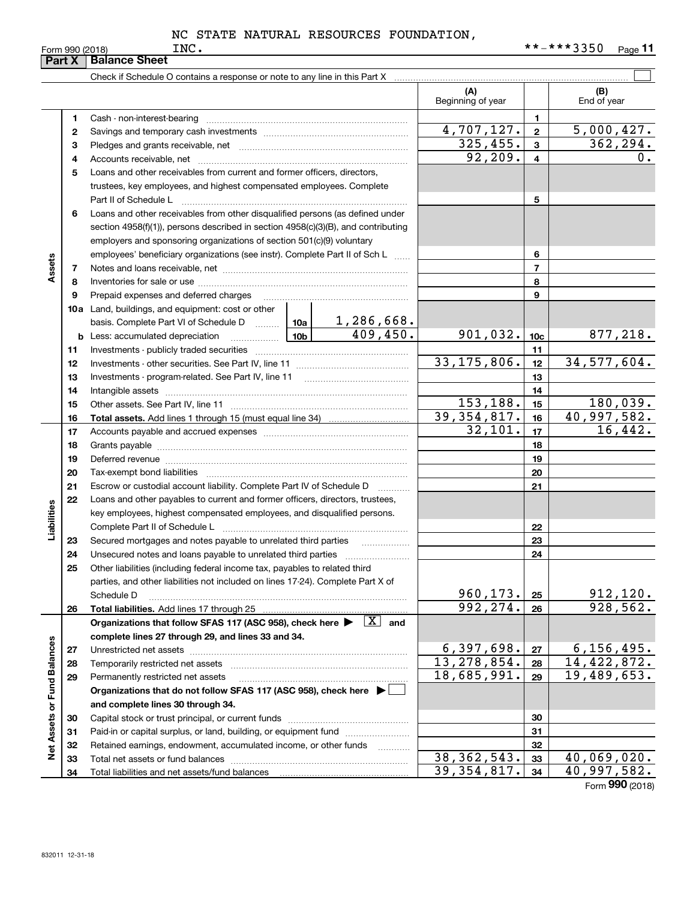NC STATE NATURAL RESOURCES FOUNDATION, INC. **-***3350

Form 990 (2018)

## Part X Balance Sheet

Check if Schedule O contains a response or note to any line in this Part X

| | | | | (A) Beginning of year | | (B) End of year |
|---|---|---|---|---|---|---|
| Assets | 1 | Cash - non-interest-bearing | | | 1 | |
| | 2 | Savings and temporary cash investments | | 4,707,127. | 2 | 5,000,427. |
| | 3 | Pledges and grants receivable, net | | 325,455. | 3 | 362,294. |
| | 4 | Accounts receivable, net | | 92,209. | 4 | 0. |
| | 5 | Loans and other receivables from current and former officers, directors, trustees, key employees, and highest compensated employees. Complete Part II of Schedule L | | | 5 | |
| | 6 | Loans and other receivables from other disqualified persons (as defined under section 4958(f)(1)), persons described in section 4958(c)(3)(B), and contributing employers and sponsoring organizations of section 501(c)(9) voluntary employees' beneficiary organizations (see instr). Complete Part II of Sch L | | | 6 | |
| | 7 | Notes and loans receivable, net | | | 7 | |
| | 8 | Inventories for sale or use | | | 8 | |
| | 9 | Prepaid expenses and deferred charges | | | 9 | |
| | 10a | Land, buildings, and equipment: cost or other basis. Complete Part VI of Schedule D | 10a 1,286,668. | | | |
| | b | Less: accumulated depreciation | 10b 409,450. | 901,032. | 10c | 877,218. |
| | 11 | Investments - publicly traded securities | | | 11 | |
| | 12 | Investments - other securities. See Part IV, line 11 | | 33,175,806. | 12 | 34,577,604. |
| | 13 | Investments - program-related. See Part IV, line 11 | | | 13 | |
| | 14 | Intangible assets | | | 14 | |
| | 15 | Other assets. See Part IV, line 11 | | 153,188. | 15 | 180,039. |
| | 16 | **Total assets.** Add lines 1 through 15 (must equal line 34) | | 39,354,817. | 16 | 40,997,582. |
| Liabilities | 17 | Accounts payable and accrued expenses | | 32,101. | 17 | 16,442. |
| | 18 | Grants payable | | | 18 | |
| | 19 | Deferred revenue | | | 19 | |
| | 20 | Tax-exempt bond liabilities | | | 20 | |
| | 21 | Escrow or custodial account liability. Complete Part IV of Schedule D | | | 21 | |
| | 22 | Loans and other payables to current and former officers, directors, trustees, key employees, highest compensated employees, and disqualified persons. Complete Part II of Schedule L | | | 22 | |
| | 23 | Secured mortgages and notes payable to unrelated third parties | | | 23 | |
| | 24 | Unsecured notes and loans payable to unrelated third parties | | | 24 | |
| | 25 | Other liabilities (including federal income tax, payables to related third parties, and other liabilities not included on lines 17-24). Complete Part X of Schedule D | | 960,173. | 25 | 912,120. |
| | 26 | **Total liabilities.** Add lines 17 through 25 | | 992,274. | 26 | 928,562. |
| Net Assets or Fund Balances | | **Organizations that follow SFAS 117 (ASC 958), check here ▶ [X] and complete lines 27 through 29, and lines 33 and 34.** | | | | |
| | 27 | Unrestricted net assets | | 6,397,698. | 27 | 6,156,495. |
| | 28 | Temporarily restricted net assets | | 13,278,854. | 28 | 14,422,872. |
| | 29 | Permanently restricted net assets | | 18,685,991. | 29 | 19,489,653. |
| | | **Organizations that do not follow SFAS 117 (ASC 958), check here ▶ [ ] and complete lines 30 through 34.** | | | | |
| | 30 | Capital stock or trust principal, or current funds | | | 30 | |
| | 31 | Paid-in or capital surplus, or land, building, or equipment fund | | | 31 | |
| | 32 | Retained earnings, endowment, accumulated income, or other funds | | | 32 | |
| | 33 | Total net assets or fund balances | | 38,362,543. | 33 | 40,069,020. |
| | 34 | Total liabilities and net assets/fund balances | | 39,354,817. | 34 | 40,997,582. |

Form **990** (2018)

832011 12-31-18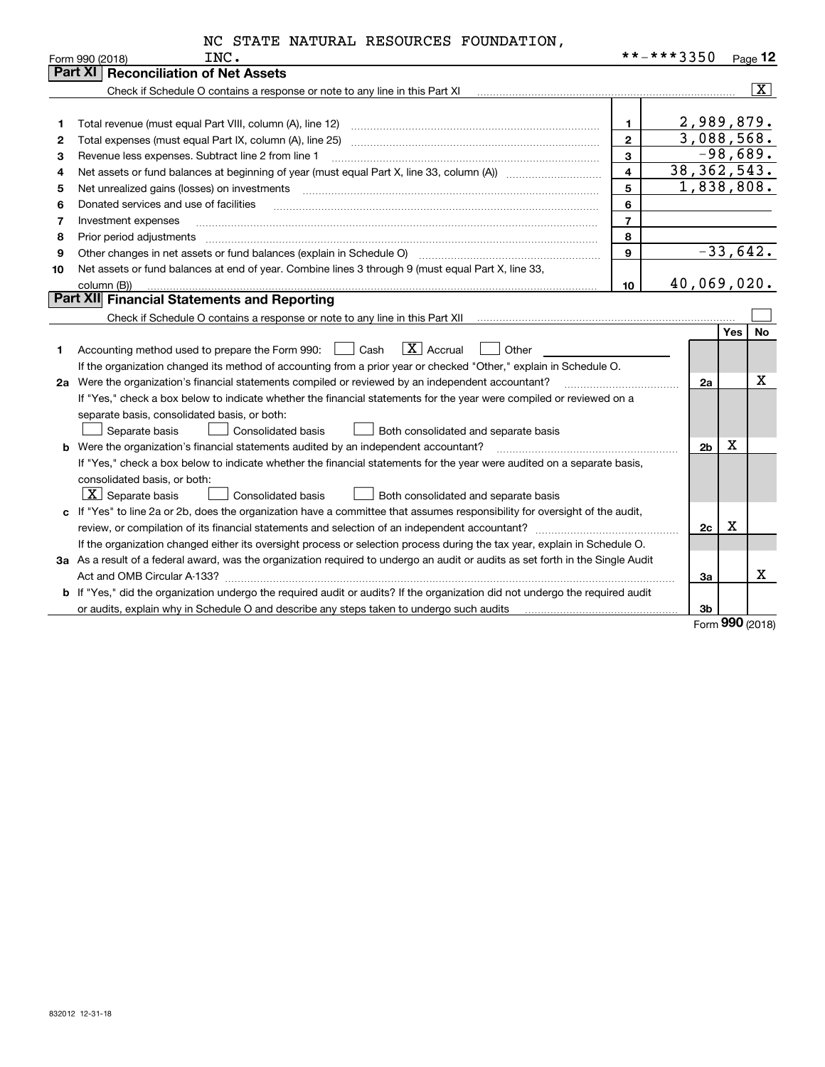NC STATE NATURAL RESOURCES FOUNDATION, INC.

Form 990 (2018) **-***3350

## Part XI Reconciliation of Net Assets

Check if Schedule O contains a response or note to any line in this Part XI [X]

| | | | |
|---|---|---|---|
| 1 | Total revenue (must equal Part VIII, column (A), line 12) | 1 | 2,989,879. |
| 2 | Total expenses (must equal Part IX, column (A), line 25) | 2 | 3,088,568. |
| 3 | Revenue less expenses. Subtract line 2 from line 1 | 3 | -98,689. |
| 4 | Net assets or fund balances at beginning of year (must equal Part X, line 33, column (A)) | 4 | 38,362,543. |
| 5 | Net unrealized gains (losses) on investments | 5 | 1,838,808. |
| 6 | Donated services and use of facilities | 6 | |
| 7 | Investment expenses | 7 | |
| 8 | Prior period adjustments | 8 | |
| 9 | Other changes in net assets or fund balances (explain in Schedule O) | 9 | -33,642. |
| 10 | Net assets or fund balances at end of year. Combine lines 3 through 9 (must equal Part X, line 33, column (B)) | 10 | 40,069,020. |

## Part XII Financial Statements and Reporting

Check if Schedule O contains a response or note to any line in this Part XII [ ]

| | | | Yes | No |
|---|---|---|---|---|
| 1 | Accounting method used to prepare the Form 990: [ ] Cash [X] Accrual [ ] Other<br>If the organization changed its method of accounting from a prior year or checked "Other," explain in Schedule O. | | | |
| 2a | Were the organization's financial statements compiled or reviewed by an independent accountant?<br>If "Yes," check a box below to indicate whether the financial statements for the year were compiled or reviewed on a separate basis, consolidated basis, or both:<br>[ ] Separate basis [ ] Consolidated basis [ ] Both consolidated and separate basis | 2a | | X |
| b | Were the organization's financial statements audited by an independent accountant?<br>If "Yes," check a box below to indicate whether the financial statements for the year were audited on a separate basis, consolidated basis, or both:<br>[X] Separate basis [ ] Consolidated basis [ ] Both consolidated and separate basis | 2b | X | |
| c | If "Yes" to line 2a or 2b, does the organization have a committee that assumes responsibility for oversight of the audit, review, or compilation of its financial statements and selection of an independent accountant?<br>If the organization changed either its oversight process or selection process during the tax year, explain in Schedule O. | 2c | X | |
| 3a | As a result of a federal award, was the organization required to undergo an audit or audits as set forth in the Single Audit Act and OMB Circular A-133? | 3a | | X |
| b | If "Yes," did the organization undergo the required audit or audits? If the organization did not undergo the required audit or audits, explain why in Schedule O and describe any steps taken to undergo such audits | 3b | | |

Form 990 (2018)

832012 12-31-18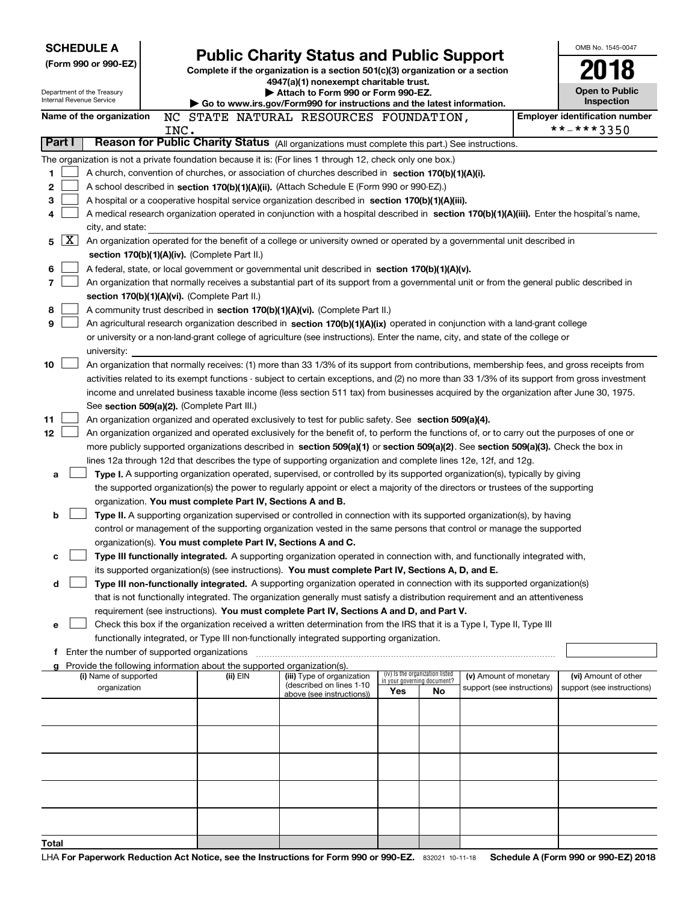**SCHEDULE A**
**(Form 990 or 990-EZ)**

Department of the Treasury
Internal Revenue Service

# Public Charity Status and Public Support

**Complete if the organization is a section 501(c)(3) organization or a section 4947(a)(1) nonexempt charitable trust.**
**▶ Attach to Form 990 or Form 990-EZ.**
**▶ Go to www.irs.gov/Form990 for instructions and the latest information.**

OMB No. 1545-0047
**2018**
**Open to Public Inspection**

**Name of the organization** NC STATE NATURAL RESOURCES FOUNDATION, INC.

**Employer identification number** **-***3350

**Part I** **Reason for Public Charity Status** (All organizations must complete this part.) See instructions.

The organization is not a private foundation because it is: (For lines 1 through 12, check only one box.)

1 [ ] A church, convention of churches, or association of churches described in **section 170(b)(1)(A)(i).**

2 [ ] A school described in **section 170(b)(1)(A)(ii).** (Attach Schedule E (Form 990 or 990-EZ).)

3 [ ] A hospital or a cooperative hospital service organization described in **section 170(b)(1)(A)(iii).**

4 [ ] A medical research organization operated in conjunction with a hospital described in **section 170(b)(1)(A)(iii).** Enter the hospital's name, city, and state:

5 [X] An organization operated for the benefit of a college or university owned or operated by a governmental unit described in **section 170(b)(1)(A)(iv).** (Complete Part II.)

6 [ ] A federal, state, or local government or governmental unit described in **section 170(b)(1)(A)(v).**

7 [ ] An organization that normally receives a substantial part of its support from a governmental unit or from the general public described in **section 170(b)(1)(A)(vi).** (Complete Part II.)

8 [ ] A community trust described in **section 170(b)(1)(A)(vi).** (Complete Part II.)

9 [ ] An agricultural research organization described in **section 170(b)(1)(A)(ix)** operated in conjunction with a land-grant college or university or a non-land-grant college of agriculture (see instructions). Enter the name, city, and state of the college or university:

10 [ ] An organization that normally receives: (1) more than 33 1/3% of its support from contributions, membership fees, and gross receipts from activities related to its exempt functions - subject to certain exceptions, and (2) no more than 33 1/3% of its support from gross investment income and unrelated business taxable income (less section 511 tax) from businesses acquired by the organization after June 30, 1975. See **section 509(a)(2).** (Complete Part III.)

11 [ ] An organization organized and operated exclusively to test for public safety. See **section 509(a)(4).**

12 [ ] An organization organized and operated exclusively for the benefit of, to perform the functions of, or to carry out the purposes of one or more publicly supported organizations described in **section 509(a)(1)** or **section 509(a)(2).** See **section 509(a)(3).** Check the box in lines 12a through 12d that describes the type of supporting organization and complete lines 12e, 12f, and 12g.

a [ ] **Type I.** A supporting organization operated, supervised, or controlled by its supported organization(s), typically by giving the supported organization(s) the power to regularly appoint or elect a majority of the directors or trustees of the supporting organization. **You must complete Part IV, Sections A and B.**

b [ ] **Type II.** A supporting organization supervised or controlled in connection with its supported organization(s), by having control or management of the supporting organization vested in the same persons that control or manage the supported organization(s). **You must complete Part IV, Sections A and C.**

c [ ] **Type III functionally integrated.** A supporting organization operated in connection with, and functionally integrated with, its supported organization(s) (see instructions). **You must complete Part IV, Sections A, D, and E.**

d [ ] **Type III non-functionally integrated.** A supporting organization operated in connection with its supported organization(s) that is not functionally integrated. The organization generally must satisfy a distribution requirement and an attentiveness requirement (see instructions). **You must complete Part IV, Sections A and D, and Part V.**

e [ ] Check this box if the organization received a written determination from the IRS that it is a Type I, Type II, Type III functionally integrated, or Type III non-functionally integrated supporting organization.

f Enter the number of supported organizations

g Provide the following information about the supported organization(s).

| (i) Name of supported organization | (ii) EIN | (iii) Type of organization (described on lines 1-10 above (see instructions)) | (iv) Is the organization listed in your governing document? Yes | No | (v) Amount of monetary support (see instructions) | (vi) Amount of other support (see instructions) |
|---|---|---|---|---|---|---|
| | | | | | | |
| | | | | | | |
| | | | | | | |
| | | | | | | |
| | | | | | | |
| **Total** | | | | | | |

LHA **For Paperwork Reduction Act Notice, see the Instructions for Form 990 or 990-EZ.** 832021 10-11-18 **Schedule A (Form 990 or 990-EZ) 2018**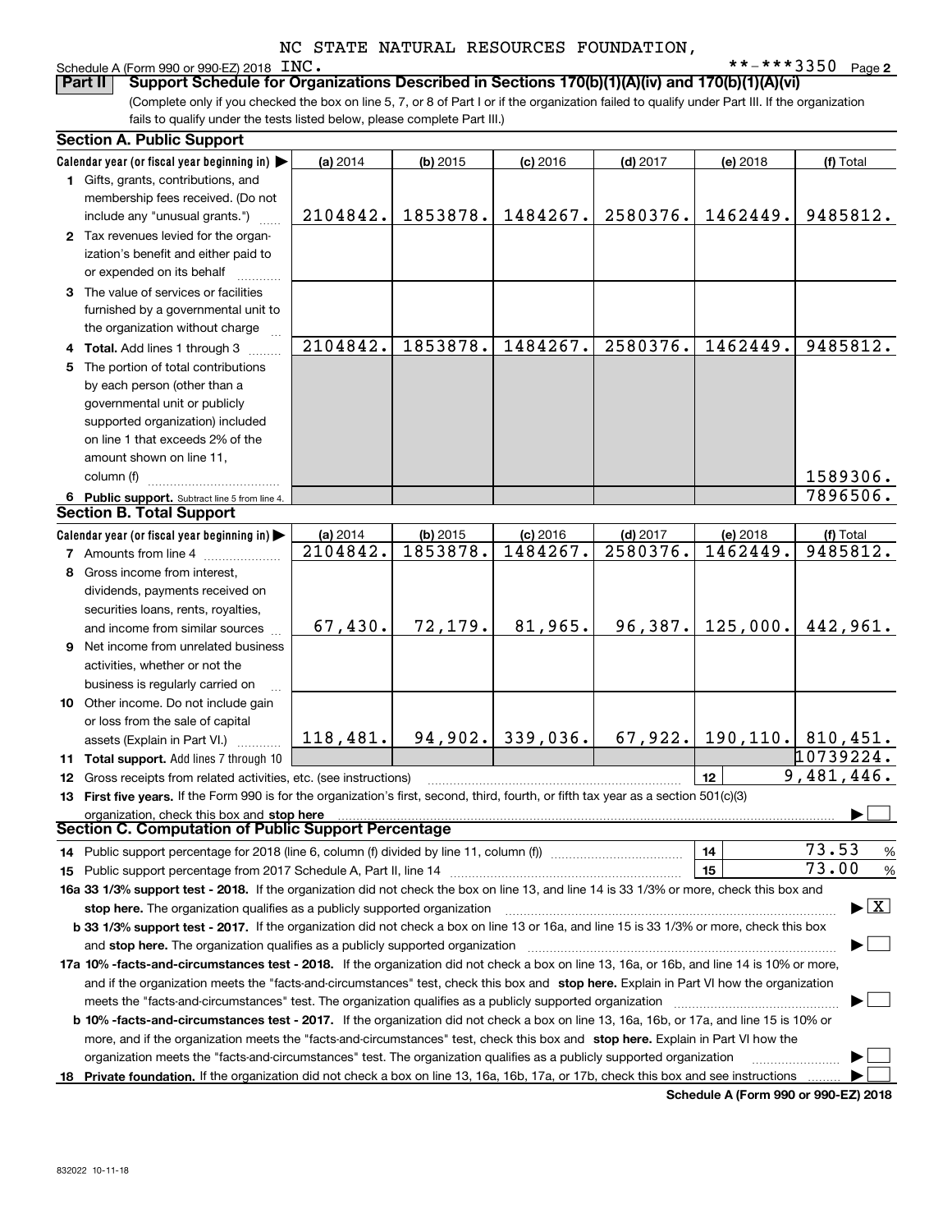NC STATE NATURAL RESOURCES FOUNDATION,

Schedule A (Form 990 or 990-EZ) 2018 INC. **-***3350 Page 2

**Part II Support Schedule for Organizations Described in Sections 170(b)(1)(A)(iv) and 170(b)(1)(A)(vi)**

(Complete only if you checked the box on line 5, 7, or 8 of Part I or if the organization failed to qualify under Part III. If the organization fails to qualify under the tests listed below, please complete Part III.)

**Section A. Public Support**

| Calendar year (or fiscal year beginning in) ▶ | (a) 2014 | (b) 2015 | (c) 2016 | (d) 2017 | (e) 2018 | (f) Total |
|---|---|---|---|---|---|---|
| 1 Gifts, grants, contributions, and membership fees received. (Do not include any "unusual grants.") | 2104842. | 1853878. | 1484267. | 2580376. | 1462449. | 9485812. |
| 2 Tax revenues levied for the organization's benefit and either paid to or expended on its behalf | | | | | | |
| 3 The value of services or facilities furnished by a governmental unit to the organization without charge | | | | | | |
| 4 Total. Add lines 1 through 3 | 2104842. | 1853878. | 1484267. | 2580376. | 1462449. | 9485812. |
| 5 The portion of total contributions by each person (other than a governmental unit or publicly supported organization) included on line 1 that exceeds 2% of the amount shown on line 11, column (f) | | | | | | 1589306. |
| 6 Public support. Subtract line 5 from line 4. | | | | | | 7896506. |

**Section B. Total Support**

| Calendar year (or fiscal year beginning in) ▶ | (a) 2014 | (b) 2015 | (c) 2016 | (d) 2017 | (e) 2018 | (f) Total |
|---|---|---|---|---|---|---|
| 7 Amounts from line 4 | 2104842. | 1853878. | 1484267. | 2580376. | 1462449. | 9485812. |
| 8 Gross income from interest, dividends, payments received on securities loans, rents, royalties, and income from similar sources | 67,430. | 72,179. | 81,965. | 96,387. | 125,000. | 442,961. |
| 9 Net income from unrelated business activities, whether or not the business is regularly carried on | | | | | | |
| 10 Other income. Do not include gain or loss from the sale of capital assets (Explain in Part VI.) | 118,481. | 94,902. | 339,036. | 67,922. | 190,110. | 810,451. |
| 11 Total support. Add lines 7 through 10 | | | | | | 10739224. |
| 12 Gross receipts from related activities, etc. (see instructions) | | | | | 12 | 9,481,446. |

13 **First five years.** If the Form 990 is for the organization's first, second, third, fourth, or fifth tax year as a section 501(c)(3) organization, check this box and **stop here** ▶ ☐

**Section C. Computation of Public Support Percentage**

14 Public support percentage for 2018 (line 6, column (f) divided by line 11, column (f)) — 14 — 73.53 %

15 Public support percentage from 2017 Schedule A, Part II, line 14 — 15 — 73.00 %

**16a 33 1/3% support test - 2018.** If the organization did not check the box on line 13, and line 14 is 33 1/3% or more, check this box and **stop here.** The organization qualifies as a publicly supported organization ▶ ☒

**b 33 1/3% support test - 2017.** If the organization did not check a box on line 13 or 16a, and line 15 is 33 1/3% or more, check this box and **stop here.** The organization qualifies as a publicly supported organization ▶ ☐

**17a 10% -facts-and-circumstances test - 2018.** If the organization did not check a box on line 13, 16a, or 16b, and line 14 is 10% or more, and if the organization meets the "facts-and-circumstances" test, check this box and **stop here.** Explain in Part VI how the organization meets the "facts-and-circumstances" test. The organization qualifies as a publicly supported organization ▶ ☐

**b 10% -facts-and-circumstances test - 2017.** If the organization did not check a box on line 13, 16a, 16b, or 17a, and line 15 is 10% or more, and if the organization meets the "facts-and-circumstances" test, check this box and **stop here.** Explain in Part VI how the organization meets the "facts-and-circumstances" test. The organization qualifies as a publicly supported organization ▶ ☐

**18 Private foundation.** If the organization did not check a box on line 13, 16a, 16b, 17a, or 17b, check this box and see instructions ▶ ☐

**Schedule A (Form 990 or 990-EZ) 2018**

832022 10-11-18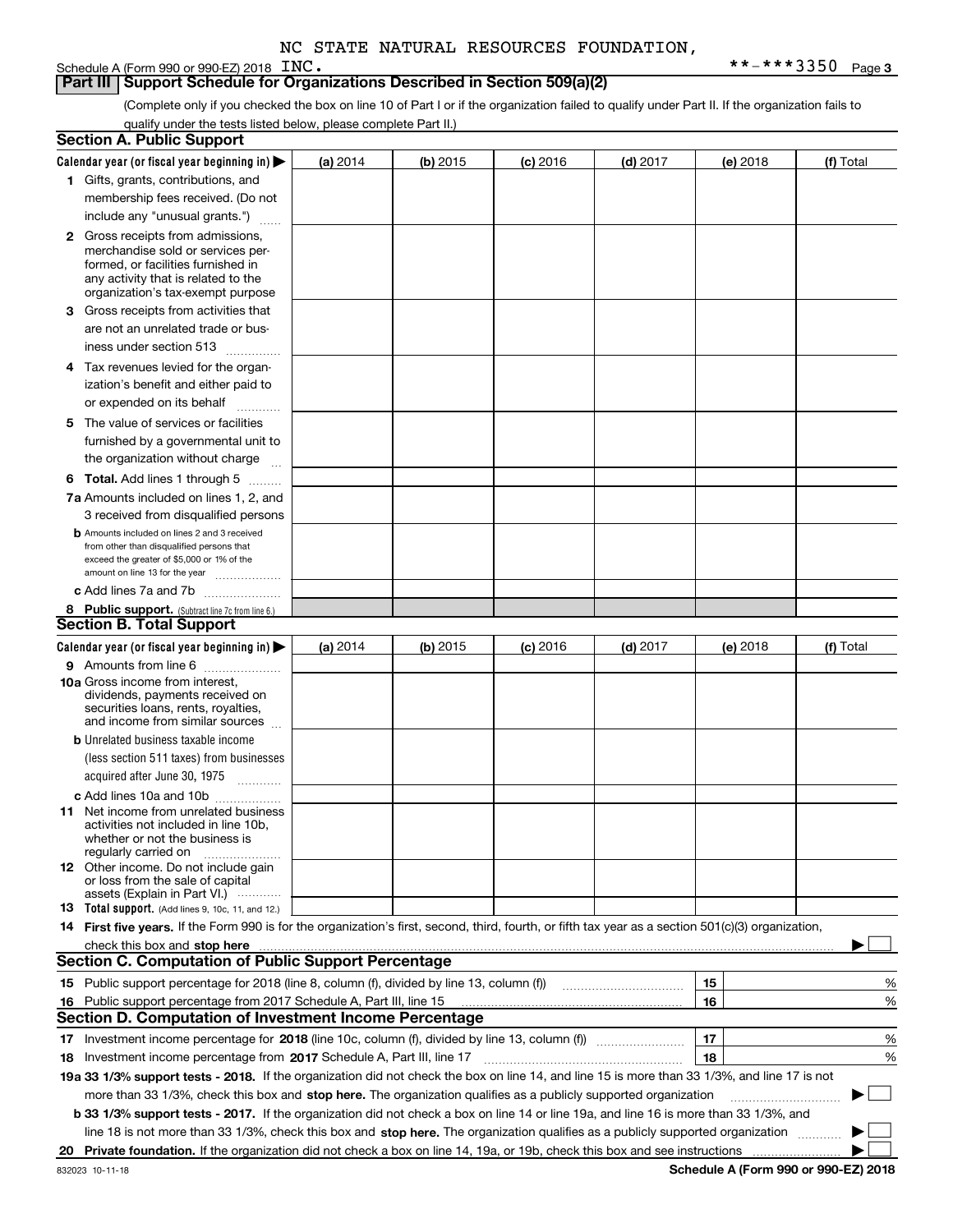NC STATE NATURAL RESOURCES FOUNDATION, INC.

Schedule A (Form 990 or 990-EZ) 2018 **-***3350 Page 3

## Part III Support Schedule for Organizations Described in Section 509(a)(2)

(Complete only if you checked the box on line 10 of Part I or if the organization failed to qualify under Part II. If the organization fails to qualify under the tests listed below, please complete Part II.)

### Section A. Public Support

| Calendar year (or fiscal year beginning in) ▶ | (a) 2014 | (b) 2015 | (c) 2016 | (d) 2017 | (e) 2018 | (f) Total |
|---|---|---|---|---|---|---|
| 1 Gifts, grants, contributions, and membership fees received. (Do not include any "unusual grants.") | | | | | | |
| 2 Gross receipts from admissions, merchandise sold or services performed, or facilities furnished in any activity that is related to the organization's tax-exempt purpose | | | | | | |
| 3 Gross receipts from activities that are not an unrelated trade or business under section 513 | | | | | | |
| 4 Tax revenues levied for the organization's benefit and either paid to or expended on its behalf | | | | | | |
| 5 The value of services or facilities furnished by a governmental unit to the organization without charge | | | | | | |
| 6 **Total.** Add lines 1 through 5 | | | | | | |
| 7a Amounts included on lines 1, 2, and 3 received from disqualified persons | | | | | | |
| b Amounts included on lines 2 and 3 received from other than disqualified persons that exceed the greater of $5,000 or 1% of the amount on line 13 for the year | | | | | | |
| c Add lines 7a and 7b | | | | | | |
| 8 **Public support.** (Subtract line 7c from line 6.) | | | | | | |

### Section B. Total Support

| Calendar year (or fiscal year beginning in) ▶ | (a) 2014 | (b) 2015 | (c) 2016 | (d) 2017 | (e) 2018 | (f) Total |
|---|---|---|---|---|---|---|
| 9 Amounts from line 6 | | | | | | |
| 10a Gross income from interest, dividends, payments received on securities loans, rents, royalties, and income from similar sources | | | | | | |
| b Unrelated business taxable income (less section 511 taxes) from businesses acquired after June 30, 1975 | | | | | | |
| c Add lines 10a and 10b | | | | | | |
| 11 Net income from unrelated business activities not included in line 10b, whether or not the business is regularly carried on | | | | | | |
| 12 Other income. Do not include gain or loss from the sale of capital assets (Explain in Part VI.) | | | | | | |
| 13 **Total support.** (Add lines 9, 10c, 11, and 12.) | | | | | | |

14 **First five years.** If the Form 990 is for the organization's first, second, third, fourth, or fifth tax year as a section 501(c)(3) organization, check this box and **stop here** ▶ ☐

### Section C. Computation of Public Support Percentage

| | | | |
|---|---|---|---|
| 15 | Public support percentage for 2018 (line 8, column (f), divided by line 13, column (f)) | 15 | % |
| 16 | Public support percentage from 2017 Schedule A, Part III, line 15 | 16 | % |

### Section D. Computation of Investment Income Percentage

| | | | |
|---|---|---|---|
| 17 | Investment income percentage for **2018** (line 10c, column (f), divided by line 13, column (f)) | 17 | % |
| 18 | Investment income percentage from **2017** Schedule A, Part III, line 17 | 18 | % |

**19a 33 1/3% support tests - 2018.** If the organization did not check the box on line 14, and line 15 is more than 33 1/3%, and line 17 is not more than 33 1/3%, check this box and **stop here.** The organization qualifies as a publicly supported organization ▶ ☐

**b 33 1/3% support tests - 2017.** If the organization did not check a box on line 14 or line 19a, and line 16 is more than 33 1/3%, and line 18 is not more than 33 1/3%, check this box and **stop here.** The organization qualifies as a publicly supported organization ▶ ☐

**20 Private foundation.** If the organization did not check a box on line 14, 19a, or 19b, check this box and see instructions ▶ ☐

832023 10-11-18 **Schedule A (Form 990 or 990-EZ) 2018**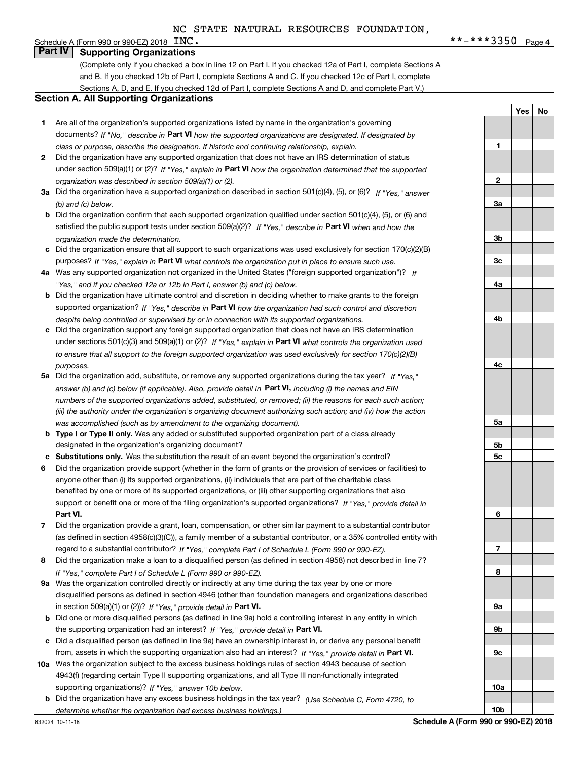NC STATE NATURAL RESOURCES FOUNDATION,

Schedule A (Form 990 or 990-EZ) 2018 INC. **-***3350 Page 4

## Part IV Supporting Organizations

(Complete only if you checked a box in line 12 on Part I. If you checked 12a of Part I, complete Sections A and B. If you checked 12b of Part I, complete Sections A and C. If you checked 12c of Part I, complete Sections A, D, and E. If you checked 12d of Part I, complete Sections A and D, and complete Part V.)

### Section A. All Supporting Organizations

| | | | Yes | No |
|---|---|---|---|---|
| **1** | Are all of the organization's supported organizations listed by name in the organization's governing documents? *If "No," describe in* **Part VI** *how the supported organizations are designated. If designated by class or purpose, describe the designation. If historic and continuing relationship, explain.* | **1** | | |
| **2** | Did the organization have any supported organization that does not have an IRS determination of status under section 509(a)(1) or (2)? *If "Yes," explain in* **Part VI** *how the organization determined that the supported organization was described in section 509(a)(1) or (2).* | **2** | | |
| **3a** | Did the organization have a supported organization described in section 501(c)(4), (5), or (6)? *If "Yes," answer (b) and (c) below.* | **3a** | | |
| **b** | Did the organization confirm that each supported organization qualified under section 501(c)(4), (5), or (6) and satisfied the public support tests under section 509(a)(2)? *If "Yes," describe in* **Part VI** *when and how the organization made the determination.* | **3b** | | |
| **c** | Did the organization ensure that all support to such organizations was used exclusively for section 170(c)(2)(B) purposes? *If "Yes," explain in* **Part VI** *what controls the organization put in place to ensure such use.* | **3c** | | |
| **4a** | Was any supported organization not organized in the United States ("foreign supported organization")? *If "Yes," and if you checked 12a or 12b in Part I, answer (b) and (c) below.* | **4a** | | |
| **b** | Did the organization have ultimate control and discretion in deciding whether to make grants to the foreign supported organization? *If "Yes," describe in* **Part VI** *how the organization had such control and discretion despite being controlled or supervised by or in connection with its supported organizations.* | **4b** | | |
| **c** | Did the organization support any foreign supported organization that does not have an IRS determination under sections 501(c)(3) and 509(a)(1) or (2)? *If "Yes," explain in* **Part VI** *what controls the organization used to ensure that all support to the foreign supported organization was used exclusively for section 170(c)(2)(B) purposes.* | **4c** | | |
| **5a** | Did the organization add, substitute, or remove any supported organizations during the tax year? *If "Yes," answer (b) and (c) below (if applicable). Also, provide detail in* **Part VI,** *including (i) the names and EIN numbers of the supported organizations added, substituted, or removed; (ii) the reasons for each such action; (iii) the authority under the organization's organizing document authorizing such action; and (iv) how the action was accomplished (such as by amendment to the organizing document).* | **5a** | | |
| **b** | **Type I or Type II only.** Was any added or substituted supported organization part of a class already designated in the organization's organizing document? | **5b** | | |
| **c** | **Substitutions only.** Was the substitution the result of an event beyond the organization's control? | **5c** | | |
| **6** | Did the organization provide support (whether in the form of grants or the provision of services or facilities) to anyone other than (i) its supported organizations, (ii) individuals that are part of the charitable class benefited by one or more of its supported organizations, or (iii) other supporting organizations that also support or benefit one or more of the filing organization's supported organizations? *If "Yes," provide detail in* **Part VI.** | **6** | | |
| **7** | Did the organization provide a grant, loan, compensation, or other similar payment to a substantial contributor (as defined in section 4958(c)(3)(C)), a family member of a substantial contributor, or a 35% controlled entity with regard to a substantial contributor? *If "Yes," complete Part I of Schedule L (Form 990 or 990-EZ).* | **7** | | |
| **8** | Did the organization make a loan to a disqualified person (as defined in section 4958) not described in line 7? *If "Yes," complete Part I of Schedule L (Form 990 or 990-EZ).* | **8** | | |
| **9a** | Was the organization controlled directly or indirectly at any time during the tax year by one or more disqualified persons as defined in section 4946 (other than foundation managers and organizations described in section 509(a)(1) or (2))? *If "Yes," provide detail in* **Part VI.** | **9a** | | |
| **b** | Did one or more disqualified persons (as defined in line 9a) hold a controlling interest in any entity in which the supporting organization had an interest? *If "Yes," provide detail in* **Part VI.** | **9b** | | |
| **c** | Did a disqualified person (as defined in line 9a) have an ownership interest in, or derive any personal benefit from, assets in which the supporting organization also had an interest? *If "Yes," provide detail in* **Part VI.** | **9c** | | |
| **10a** | Was the organization subject to the excess business holdings rules of section 4943 because of section 4943(f) (regarding certain Type II supporting organizations, and all Type III non-functionally integrated supporting organizations)? *If "Yes," answer 10b below.* | **10a** | | |
| **b** | Did the organization have any excess business holdings in the tax year? *(Use Schedule C, Form 4720, to determine whether the organization had excess business holdings.)* | **10b** | | |

832024 10-11-18 **Schedule A (Form 990 or 990-EZ) 2018**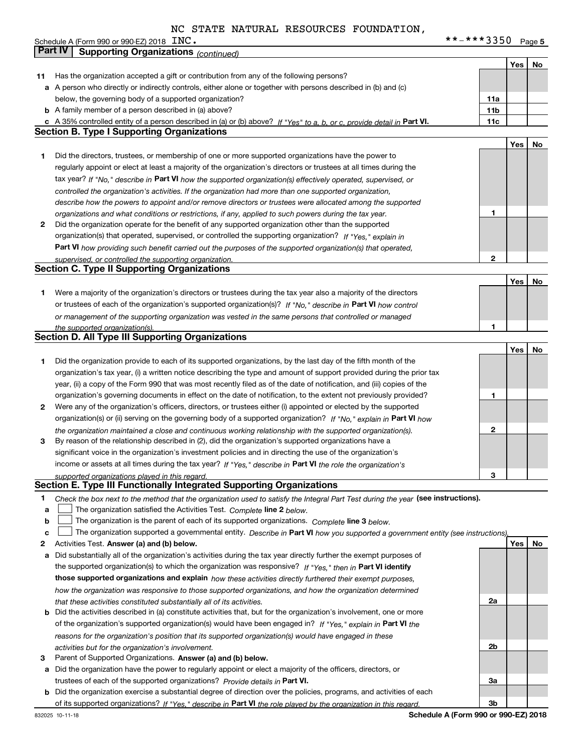NC STATE NATURAL RESOURCES FOUNDATION, INC.

**-***3350

## Part IV Supporting Organizations *(continued)*

| | | | Yes | No |
|---|---|---|---|---|
| **11** | Has the organization accepted a gift or contribution from any of the following persons? | | | |
| **a** | A person who directly or indirectly controls, either alone or together with persons described in (b) and (c) below, the governing body of a supported organization? | **11a** | | |
| **b** | A family member of a person described in (a) above? | **11b** | | |
| **c** | A 35% controlled entity of a person described in (a) or (b) above? *If "Yes" to a, b, or c, provide detail in* **Part VI.** | **11c** | | |

### Section B. Type I Supporting Organizations

| | | | Yes | No |
|---|---|---|---|---|
| **1** | Did the directors, trustees, or membership of one or more supported organizations have the power to regularly appoint or elect at least a majority of the organization's directors or trustees at all times during the tax year? *If "No," describe in* **Part VI** *how the supported organization(s) effectively operated, supervised, or controlled the organization's activities. If the organization had more than one supported organization, describe how the powers to appoint and/or remove directors or trustees were allocated among the supported organizations and what conditions or restrictions, if any, applied to such powers during the tax year.* | **1** | | |
| **2** | Did the organization operate for the benefit of any supported organization other than the supported organization(s) that operated, supervised, or controlled the supporting organization? *If "Yes," explain in* **Part VI** *how providing such benefit carried out the purposes of the supported organization(s) that operated, supervised, or controlled the supporting organization.* | **2** | | |

### Section C. Type II Supporting Organizations

| | | | Yes | No |
|---|---|---|---|---|
| **1** | Were a majority of the organization's directors or trustees during the tax year also a majority of the directors or trustees of each of the organization's supported organization(s)? *If "No," describe in* **Part VI** *how control or management of the supporting organization was vested in the same persons that controlled or managed the supported organization(s).* | **1** | | |

### Section D. All Type III Supporting Organizations

| | | | Yes | No |
|---|---|---|---|---|
| **1** | Did the organization provide to each of its supported organizations, by the last day of the fifth month of the organization's tax year, (i) a written notice describing the type and amount of support provided during the prior tax year, (ii) a copy of the Form 990 that was most recently filed as of the date of notification, and (iii) copies of the organization's governing documents in effect on the date of notification, to the extent not previously provided? | **1** | | |
| **2** | Were any of the organization's officers, directors, or trustees either (i) appointed or elected by the supported organization(s) or (ii) serving on the governing body of a supported organization? *If "No," explain in* **Part VI** *how the organization maintained a close and continuous working relationship with the supported organization(s).* | **2** | | |
| **3** | By reason of the relationship described in (2), did the organization's supported organizations have a significant voice in the organization's investment policies and in directing the use of the organization's income or assets at all times during the tax year? *If "Yes," describe in* **Part VI** *the role the organization's supported organizations played in this regard.* | **3** | | |

### Section E. Type III Functionally Integrated Supporting Organizations

**1** *Check the box next to the method that the organization used to satisfy the Integral Part Test during the year* **(see instructions).**

- **a** ☐ The organization satisfied the Activities Test. *Complete* **line 2** *below.*
- **b** ☐ The organization is the parent of each of its supported organizations. *Complete* **line 3** *below.*
- **c** ☐ The organization supported a governmental entity. *Describe in* **Part VI** *how you supported a government entity (see instructions).*

| | | | Yes | No |
|---|---|---|---|---|
| **2** | Activities Test. **Answer (a) and (b) below.** | | | |
| **a** | Did substantially all of the organization's activities during the tax year directly further the exempt purposes of the supported organization(s) to which the organization was responsive? *If "Yes," then in* **Part VI identify those supported organizations and explain** *how these activities directly furthered their exempt purposes, how the organization was responsive to those supported organizations, and how the organization determined that these activities constituted substantially all of its activities.* | **2a** | | |
| **b** | Did the activities described in (a) constitute activities that, but for the organization's involvement, one or more of the organization's supported organization(s) would have been engaged in? *If "Yes," explain in* **Part VI** *the reasons for the organization's position that its supported organization(s) would have engaged in these activities but for the organization's involvement.* | **2b** | | |
| **3** | Parent of Supported Organizations. **Answer (a) and (b) below.** | | | |
| **a** | Did the organization have the power to regularly appoint or elect a majority of the officers, directors, or trustees of each of the supported organizations? *Provide details in* **Part VI.** | **3a** | | |
| **b** | Did the organization exercise a substantial degree of direction over the policies, programs, and activities of each of its supported organizations? *If "Yes," describe in* **Part VI** *the role played by the organization in this regard.* | **3b** | | |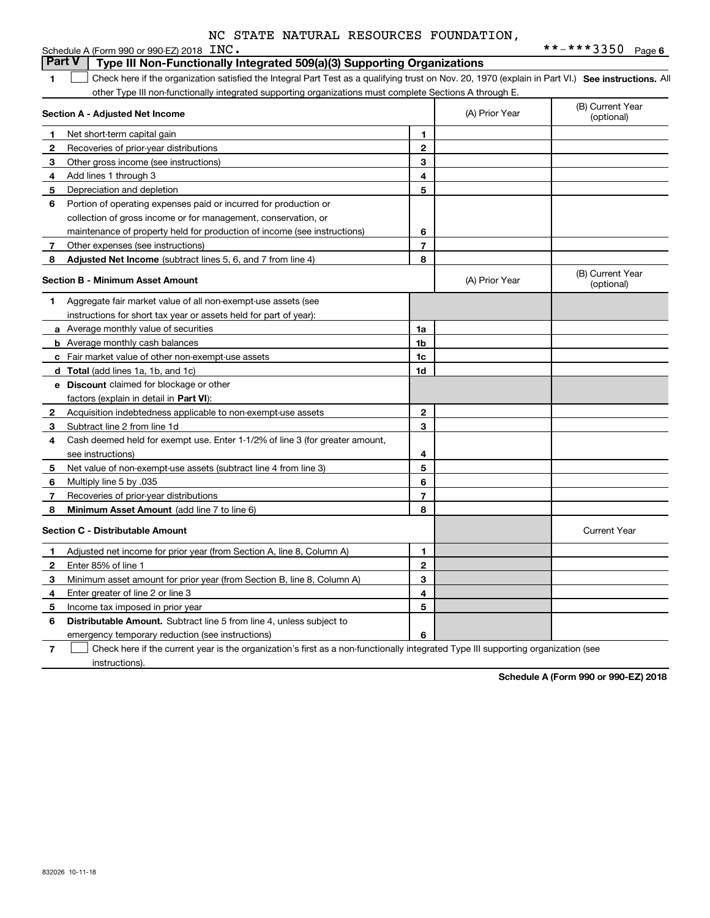NC STATE NATURAL RESOURCES FOUNDATION, INC.

Schedule A (Form 990 or 990-EZ) 2018 **-***3350 Page 6

**Part V | Type III Non-Functionally Integrated 509(a)(3) Supporting Organizations**

1 ☐ Check here if the organization satisfied the Integral Part Test as a qualifying trust on Nov. 20, 1970 (explain in Part VI.) **See instructions.** All other Type III non-functionally integrated supporting organizations must complete Sections A through E.

| Section A - Adjusted Net Income | | | (A) Prior Year | (B) Current Year (optional) |
|---|---|---|---|---|
| 1 | Net short-term capital gain | 1 | | |
| 2 | Recoveries of prior-year distributions | 2 | | |
| 3 | Other gross income (see instructions) | 3 | | |
| 4 | Add lines 1 through 3 | 4 | | |
| 5 | Depreciation and depletion | 5 | | |
| 6 | Portion of operating expenses paid or incurred for production or collection of gross income or for management, conservation, or maintenance of property held for production of income (see instructions) | 6 | | |
| 7 | Other expenses (see instructions) | 7 | | |
| 8 | **Adjusted Net Income** (subtract lines 5, 6, and 7 from line 4) | 8 | | |

| Section B - Minimum Asset Amount | | | (A) Prior Year | (B) Current Year (optional) |
|---|---|---|---|---|
| 1 | Aggregate fair market value of all non-exempt-use assets (see instructions for short tax year or assets held for part of year): | | | |
| a | Average monthly value of securities | 1a | | |
| b | Average monthly cash balances | 1b | | |
| c | Fair market value of other non-exempt-use assets | 1c | | |
| d | **Total** (add lines 1a, 1b, and 1c) | 1d | | |
| e | **Discount** claimed for blockage or other factors (explain in detail in **Part VI**): | | | |
| 2 | Acquisition indebtedness applicable to non-exempt-use assets | 2 | | |
| 3 | Subtract line 2 from line 1d | 3 | | |
| 4 | Cash deemed held for exempt use. Enter 1-1/2% of line 3 (for greater amount, see instructions) | 4 | | |
| 5 | Net value of non-exempt-use assets (subtract line 4 from line 3) | 5 | | |
| 6 | Multiply line 5 by .035 | 6 | | |
| 7 | Recoveries of prior-year distributions | 7 | | |
| 8 | **Minimum Asset Amount** (add line 7 to line 6) | 8 | | |

| Section C - Distributable Amount | | | | Current Year |
|---|---|---|---|---|
| 1 | Adjusted net income for prior year (from Section A, line 8, Column A) | 1 | | |
| 2 | Enter 85% of line 1 | 2 | | |
| 3 | Minimum asset amount for prior year (from Section B, line 8, Column A) | 3 | | |
| 4 | Enter greater of line 2 or line 3 | 4 | | |
| 5 | Income tax imposed in prior year | 5 | | |
| 6 | **Distributable Amount.** Subtract line 5 from line 4, unless subject to emergency temporary reduction (see instructions) | 6 | | |

7 ☐ Check here if the current year is the organization's first as a non-functionally integrated Type III supporting organization (see instructions).

**Schedule A (Form 990 or 990-EZ) 2018**

832026 10-11-18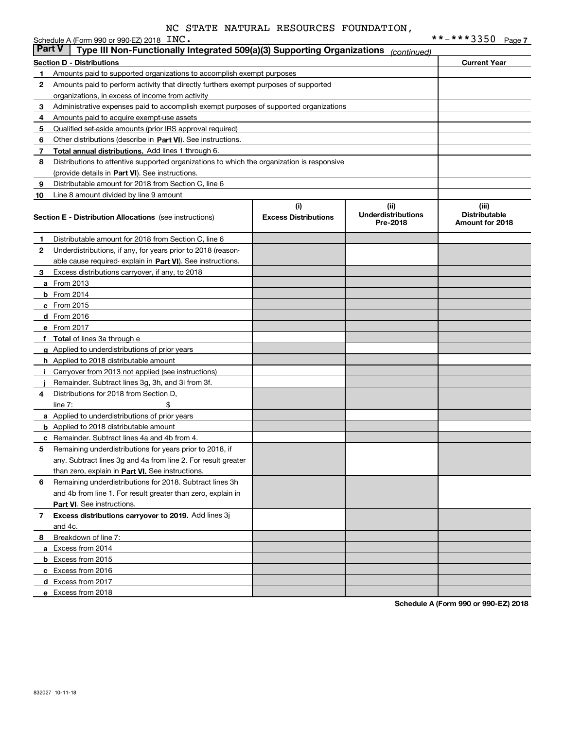NC STATE NATURAL RESOURCES FOUNDATION,

Schedule A (Form 990 or 990-EZ) 2018 INC. **-***3350

## Part V Type III Non-Functionally Integrated 509(a)(3) Supporting Organizations *(continued)*

| Section D - Distributions | | Current Year |
|---|---|---|
| 1 | Amounts paid to supported organizations to accomplish exempt purposes | |
| 2 | Amounts paid to perform activity that directly furthers exempt purposes of supported organizations, in excess of income from activity | |
| 3 | Administrative expenses paid to accomplish exempt purposes of supported organizations | |
| 4 | Amounts paid to acquire exempt-use assets | |
| 5 | Qualified set-aside amounts (prior IRS approval required) | |
| 6 | Other distributions (describe in **Part VI**). See instructions. | |
| 7 | **Total annual distributions.** Add lines 1 through 6. | |
| 8 | Distributions to attentive supported organizations to which the organization is responsive (provide details in **Part VI**). See instructions. | |
| 9 | Distributable amount for 2018 from Section C, line 6 | |
| 10 | Line 8 amount divided by line 9 amount | |

| **Section E - Distribution Allocations** (see instructions) | (i) Excess Distributions | (ii) Underdistributions Pre-2018 | (iii) Distributable Amount for 2018 |
|---|---|---|---|
| **1** Distributable amount for 2018 from Section C, line 6 | | | |
| **2** Underdistributions, if any, for years prior to 2018 (reasonable cause required- explain in **Part VI**). See instructions. | | | |
| **3** Excess distributions carryover, if any, to 2018 | | | |
| **a** From 2013 | | | |
| **b** From 2014 | | | |
| **c** From 2015 | | | |
| **d** From 2016 | | | |
| **e** From 2017 | | | |
| **f** **Total** of lines 3a through e | | | |
| **g** Applied to underdistributions of prior years | | | |
| **h** Applied to 2018 distributable amount | | | |
| **i** Carryover from 2013 not applied (see instructions) | | | |
| **j** Remainder. Subtract lines 3g, 3h, and 3i from 3f. | | | |
| **4** Distributions for 2018 from Section D, line 7: $ | | | |
| **a** Applied to underdistributions of prior years | | | |
| **b** Applied to 2018 distributable amount | | | |
| **c** Remainder. Subtract lines 4a and 4b from 4. | | | |
| **5** Remaining underdistributions for years prior to 2018, if any. Subtract lines 3g and 4a from line 2. For result greater than zero, explain in **Part VI.** See instructions. | | | |
| **6** Remaining underdistributions for 2018. Subtract lines 3h and 4b from line 1. For result greater than zero, explain in **Part VI**. See instructions. | | | |
| **7** **Excess distributions carryover to 2019.** Add lines 3j and 4c. | | | |
| **8** Breakdown of line 7: | | | |
| **a** Excess from 2014 | | | |
| **b** Excess from 2015 | | | |
| **c** Excess from 2016 | | | |
| **d** Excess from 2017 | | | |
| **e** Excess from 2018 | | | |

**Schedule A (Form 990 or 990-EZ) 2018**

832027 10-11-18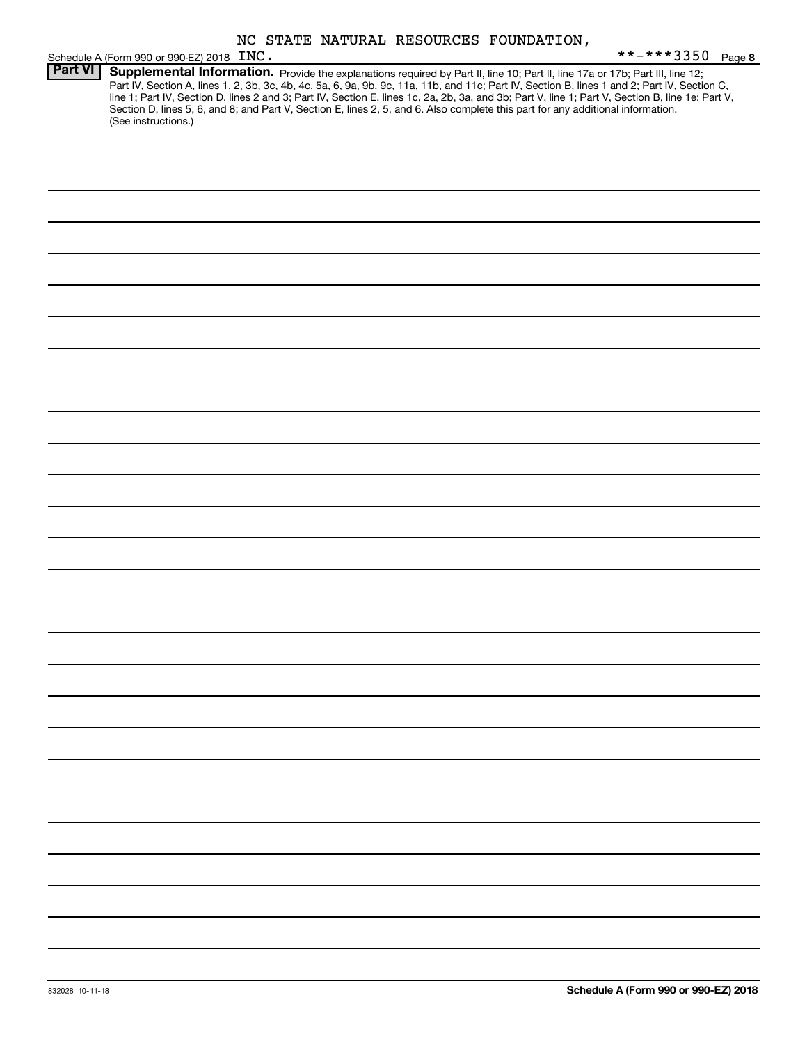NC STATE NATURAL RESOURCES FOUNDATION, INC.

**-***3350

## Part VI Supplemental Information.

Provide the explanations required by Part II, line 10; Part II, line 17a or 17b; Part III, line 12; Part IV, Section A, lines 1, 2, 3b, 3c, 4b, 4c, 5a, 6, 9a, 9b, 9c, 11a, 11b, and 11c; Part IV, Section B, lines 1 and 2; Part IV, Section C, line 1; Part IV, Section D, lines 2 and 3; Part IV, Section E, lines 1c, 2a, 2b, 3a, and 3b; Part V, line 1; Part V, Section B, line 1e; Part V, Section D, lines 5, 6, and 8; and Part V, Section E, lines 2, 5, and 6. Also complete this part for any additional information. (See instructions.)

832028 10-11-18

**Schedule A (Form 990 or 990-EZ) 2018**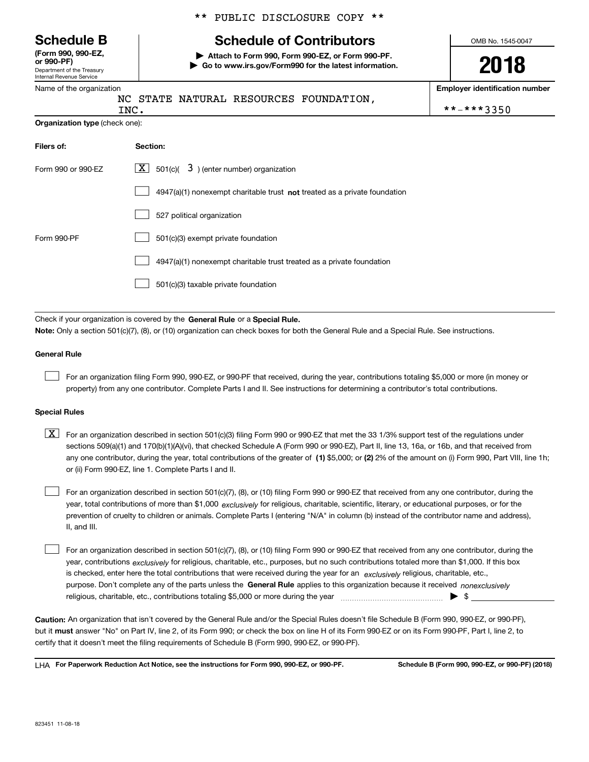** PUBLIC DISCLOSURE COPY **

**Schedule B**
**(Form 990, 990-EZ, or 990-PF)**
Department of the Treasury
Internal Revenue Service

# Schedule of Contributors

▶ **Attach to Form 990, Form 990-EZ, or Form 990-PF.**
▶ **Go to www.irs.gov/Form990 for the latest information.**

OMB No. 1545-0047

**2018**

Name of the organization: NC STATE NATURAL RESOURCES FOUNDATION, INC.

**Employer identification number**: **-***3350

**Organization type** (check one):

| **Filers of:** | **Section:** |
|---|---|
| Form 990 or 990-EZ | [X] 501(c)( 3 ) (enter number) organization |
| | [ ] 4947(a)(1) nonexempt charitable trust **not** treated as a private foundation |
| | [ ] 527 political organization |
| Form 990-PF | [ ] 501(c)(3) exempt private foundation |
| | [ ] 4947(a)(1) nonexempt charitable trust treated as a private foundation |
| | [ ] 501(c)(3) taxable private foundation |

Check if your organization is covered by the **General Rule** or a **Special Rule.**
**Note:** Only a section 501(c)(7), (8), or (10) organization can check boxes for both the General Rule and a Special Rule. See instructions.

**General Rule**

[ ] For an organization filing Form 990, 990-EZ, or 990-PF that received, during the year, contributions totaling $5,000 or more (in money or property) from any one contributor. Complete Parts I and II. See instructions for determining a contributor's total contributions.

**Special Rules**

[X] For an organization described in section 501(c)(3) filing Form 990 or 990-EZ that met the 33 1/3% support test of the regulations under sections 509(a)(1) and 170(b)(1)(A)(vi), that checked Schedule A (Form 990 or 990-EZ), Part II, line 13, 16a, or 16b, and that received from any one contributor, during the year, total contributions of the greater of **(1)** $5,000; or **(2)** 2% of the amount on (i) Form 990, Part VIII, line 1h; or (ii) Form 990-EZ, line 1. Complete Parts I and II.

[ ] For an organization described in section 501(c)(7), (8), or (10) filing Form 990 or 990-EZ that received from any one contributor, during the year, total contributions of more than $1,000 *exclusively* for religious, charitable, scientific, literary, or educational purposes, or for the prevention of cruelty to children or animals. Complete Parts I (entering "N/A" in column (b) instead of the contributor name and address), II, and III.

[ ] For an organization described in section 501(c)(7), (8), or (10) filing Form 990 or 990-EZ that received from any one contributor, during the year, contributions *exclusively* for religious, charitable, etc., purposes, but no such contributions totaled more than $1,000. If this box is checked, enter here the total contributions that were received during the year for an *exclusively* religious, charitable, etc., purpose. Don't complete any of the parts unless the **General Rule** applies to this organization because it received *nonexclusively* religious, charitable, etc., contributions totaling $5,000 or more during the year ▶ $

**Caution:** An organization that isn't covered by the General Rule and/or the Special Rules doesn't file Schedule B (Form 990, 990-EZ, or 990-PF), but it **must** answer "No" on Part IV, line 2, of its Form 990; or check the box on line H of its Form 990-EZ or on its Form 990-PF, Part I, line 2, to certify that it doesn't meet the filing requirements of Schedule B (Form 990, 990-EZ, or 990-PF).

LHA **For Paperwork Reduction Act Notice, see the instructions for Form 990, 990-EZ, or 990-PF.** **Schedule B (Form 990, 990-EZ, or 990-PF) (2018)**

823451 11-08-18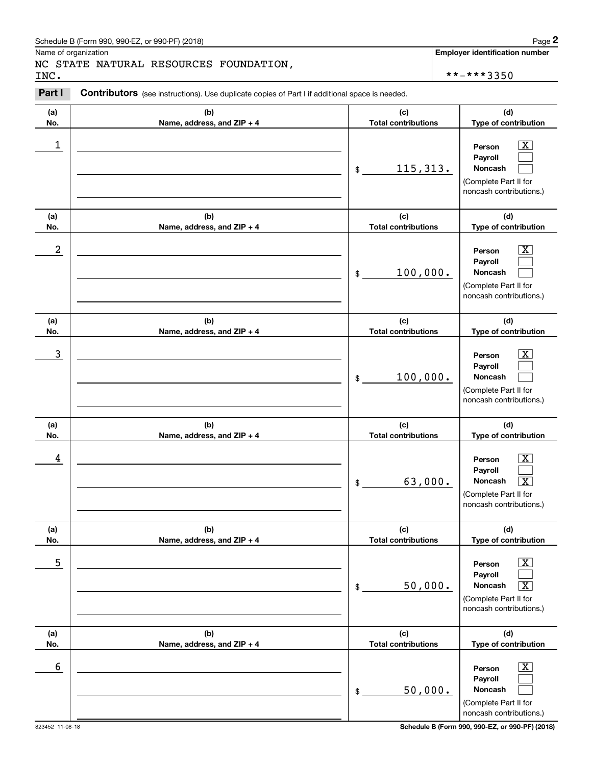Schedule B (Form 990, 990-EZ, or 990-PF) (2018)

Name of organization: NC STATE NATURAL RESOURCES FOUNDATION, INC.

**Employer identification number**: **-***3350

**Part I** **Contributors** (see instructions). Use duplicate copies of Part I if additional space is needed.

| (a) No. | (b) Name, address, and ZIP + 4 | (c) Total contributions | (d) Type of contribution |
|---|---|---|---|
| 1 | | $ 115,313. | Person [X] Payroll [ ] Noncash [ ] (Complete Part II for noncash contributions.) |
| 2 | | $ 100,000. | Person [X] Payroll [ ] Noncash [ ] (Complete Part II for noncash contributions.) |
| 3 | | $ 100,000. | Person [X] Payroll [ ] Noncash [ ] (Complete Part II for noncash contributions.) |
| 4 | | $ 63,000. | Person [X] Payroll [ ] Noncash [X] (Complete Part II for noncash contributions.) |
| 5 | | $ 50,000. | Person [X] Payroll [ ] Noncash [X] (Complete Part II for noncash contributions.) |
| 6 | | $ 50,000. | Person [X] Payroll [ ] Noncash [ ] (Complete Part II for noncash contributions.) |

823452 11-08-18

Schedule B (Form 990, 990-EZ, or 990-PF) (2018)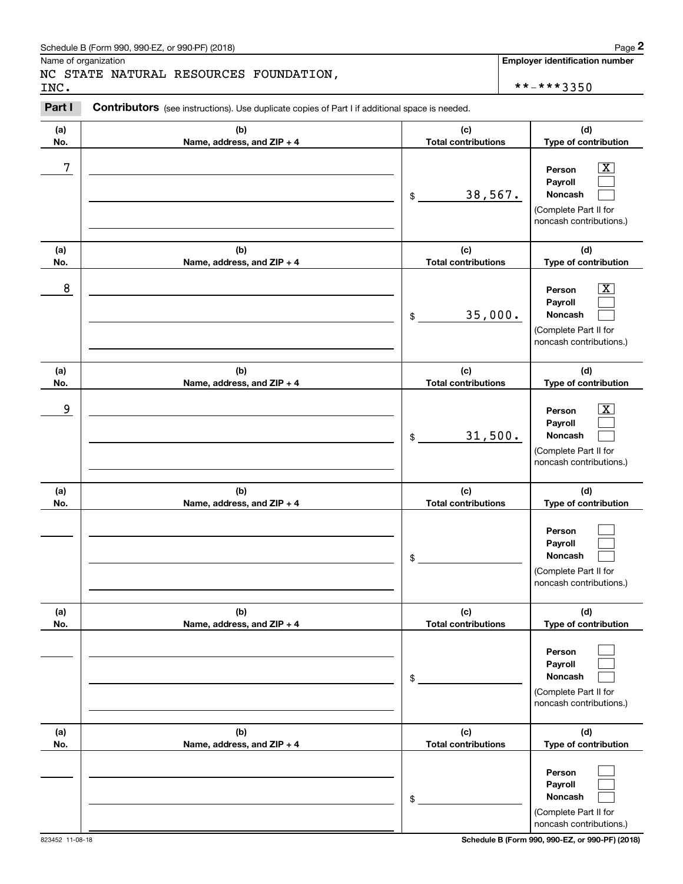Schedule B (Form 990, 990-EZ, or 990-PF) (2018)

Name of organization: NC STATE NATURAL RESOURCES FOUNDATION, INC.

Employer identification number: **-***3350

**Part I** **Contributors** (see instructions). Use duplicate copies of Part I if additional space is needed.

| (a) No. | (b) Name, address, and ZIP + 4 | (c) Total contributions | (d) Type of contribution |
|---|---|---|---|
| 7 | | $ 38,567. | Person [X] Payroll [ ] Noncash [ ] (Complete Part II for noncash contributions.) |
| 8 | | $ 35,000. | Person [X] Payroll [ ] Noncash [ ] (Complete Part II for noncash contributions.) |
| 9 | | $ 31,500. | Person [X] Payroll [ ] Noncash [ ] (Complete Part II for noncash contributions.) |
| | | $ | Person [ ] Payroll [ ] Noncash [ ] (Complete Part II for noncash contributions.) |
| | | $ | Person [ ] Payroll [ ] Noncash [ ] (Complete Part II for noncash contributions.) |
| | | $ | Person [ ] Payroll [ ] Noncash [ ] (Complete Part II for noncash contributions.) |

823452 11-08-18

Schedule B (Form 990, 990-EZ, or 990-PF) (2018)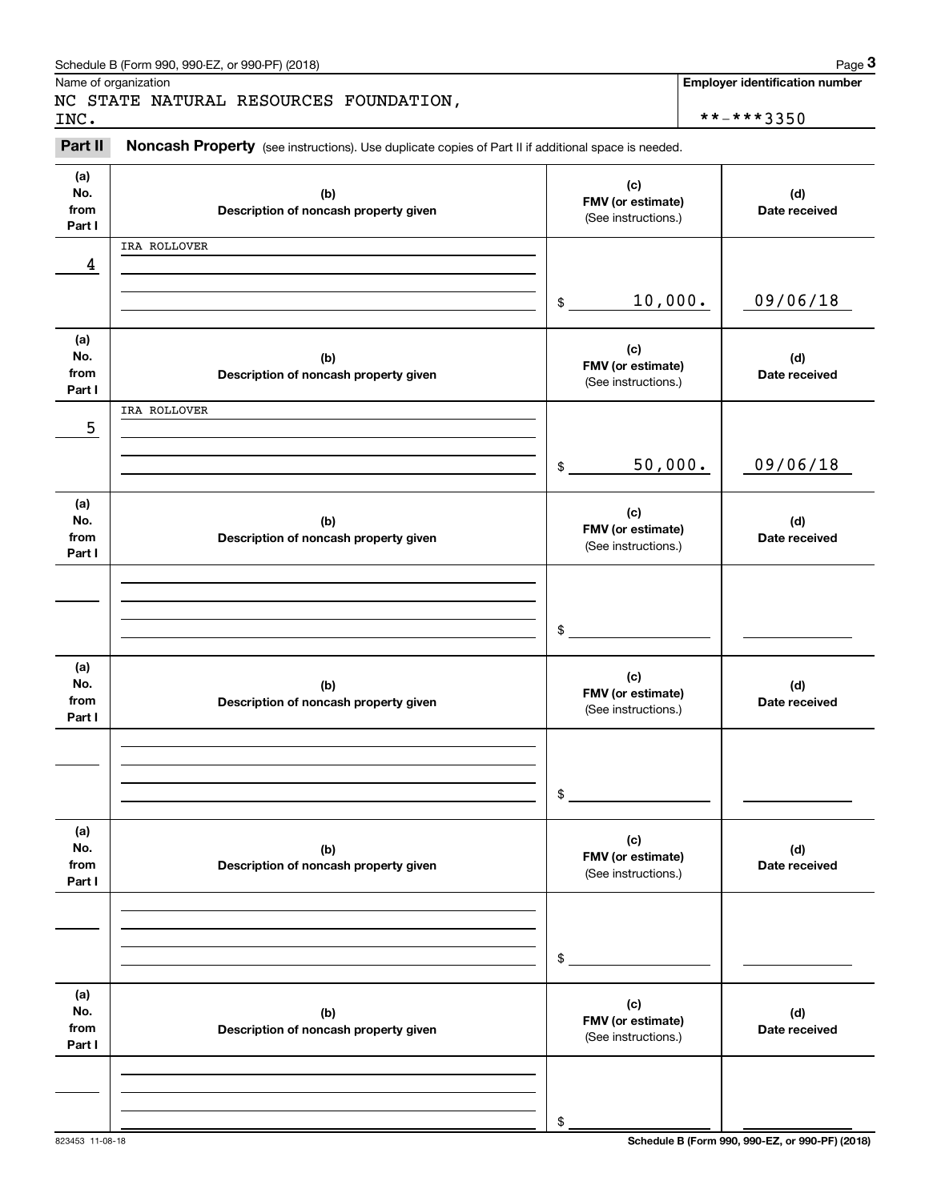Schedule B (Form 990, 990-EZ, or 990-PF) (2018)

Name of organization: NC STATE NATURAL RESOURCES FOUNDATION, INC.

Employer identification number: **-***3350

## Part II Noncash Property

(see instructions). Use duplicate copies of Part II if additional space is needed.

| (a) No. from Part I | (b) Description of noncash property given | (c) FMV (or estimate) (See instructions.) | (d) Date received |
|---|---|---|---|
| 4 | IRA ROLLOVER | $ 10,000. | 09/06/18 |
| 5 | IRA ROLLOVER | $ 50,000. | 09/06/18 |
| | | $ | |
| | | $ | |
| | | $ | |
| | | $ | |

823453 11-08-18

Schedule B (Form 990, 990-EZ, or 990-PF) (2018)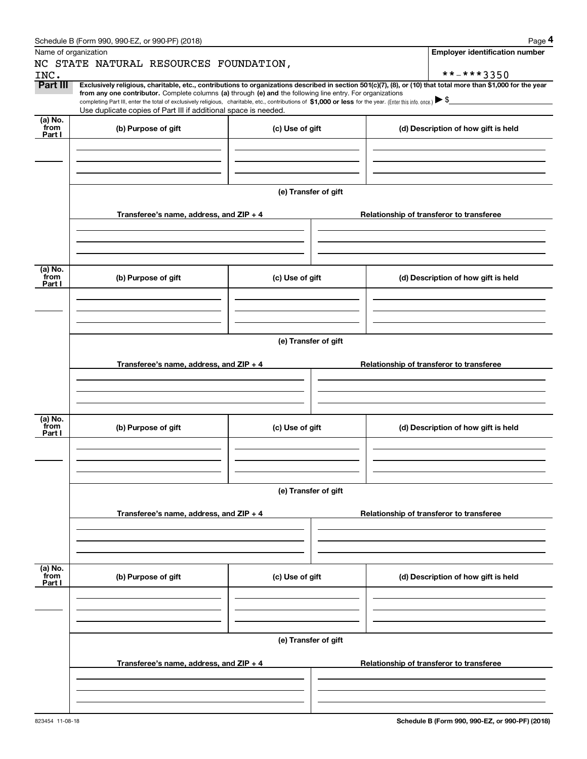Name of organization

NC STATE NATURAL RESOURCES FOUNDATION, INC.

**Employer identification number**

**-***3350

**Part III** **Exclusively religious, charitable, etc., contributions to organizations described in section 501(c)(7), (8), or (10) that total more than $1,000 for the year from any one contributor.** Complete columns **(a)** through **(e) and** the following line entry. For organizations completing Part III, enter the total of exclusively religious, charitable, etc., contributions of **$1,000 or less** for the year. (Enter this info. once.) ▶ $

Use duplicate copies of Part III if additional space is needed.

| (a) No. from Part I | (b) Purpose of gift | (c) Use of gift | (d) Description of how gift is held |
|---|---|---|---|
| | | | |

**(e) Transfer of gift**

| Transferee's name, address, and ZIP + 4 | Relationship of transferor to transferee |
|---|---|
| | |

| (a) No. from Part I | (b) Purpose of gift | (c) Use of gift | (d) Description of how gift is held |
|---|---|---|---|
| | | | |

**(e) Transfer of gift**

| Transferee's name, address, and ZIP + 4 | Relationship of transferor to transferee |
|---|---|
| | |

| (a) No. from Part I | (b) Purpose of gift | (c) Use of gift | (d) Description of how gift is held |
|---|---|---|---|
| | | | |

**(e) Transfer of gift**

| Transferee's name, address, and ZIP + 4 | Relationship of transferor to transferee |
|---|---|
| | |

| (a) No. from Part I | (b) Purpose of gift | (c) Use of gift | (d) Description of how gift is held |
|---|---|---|---|
| | | | |

**(e) Transfer of gift**

| Transferee's name, address, and ZIP + 4 | Relationship of transferor to transferee |
|---|---|
| | |

823454 11-08-18

**Schedule B (Form 990, 990-EZ, or 990-PF) (2018)**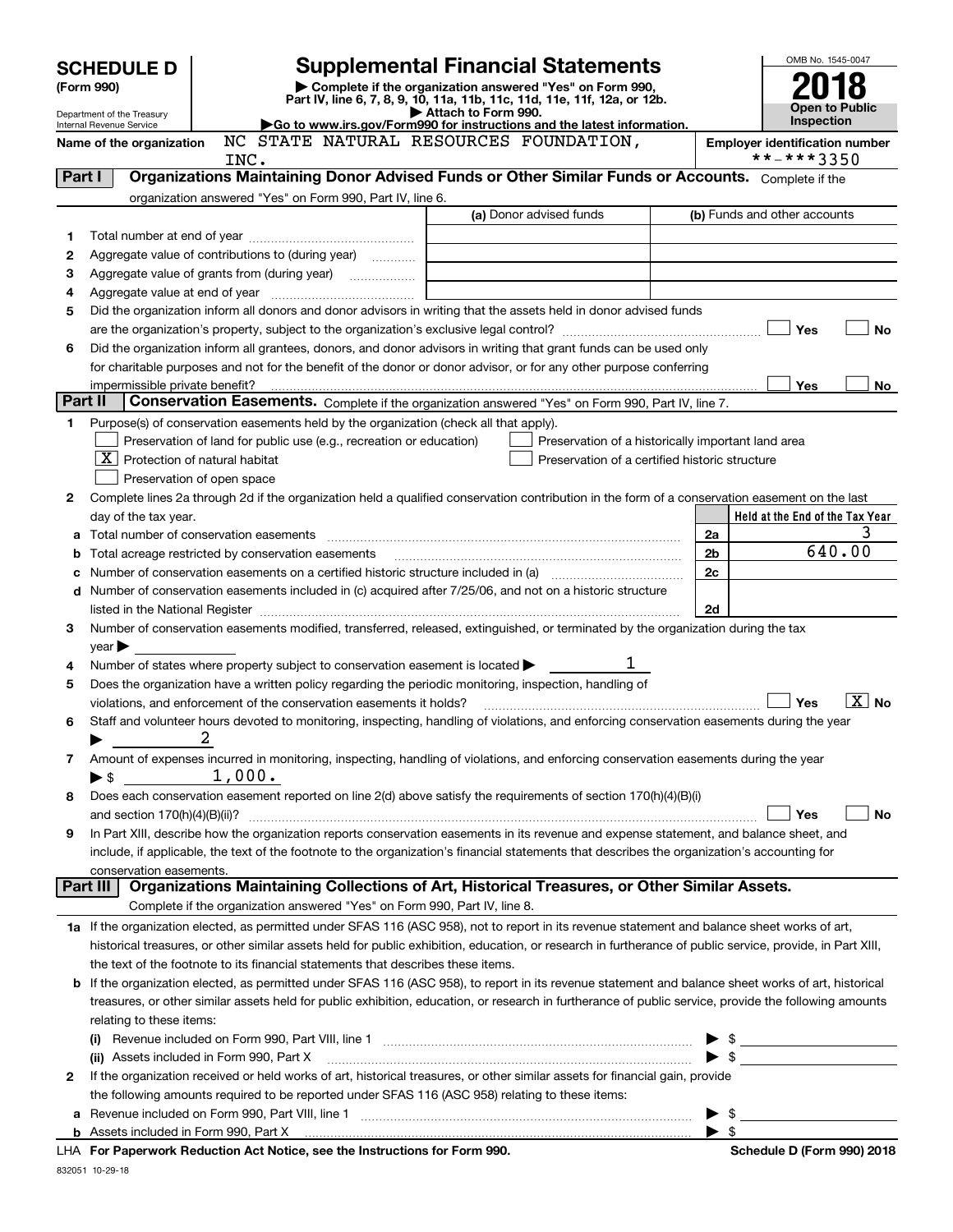# SCHEDULE D (Form 990)

Department of the Treasury
Internal Revenue Service

# Supplemental Financial Statements

▶ Complete if the organization answered "Yes" on Form 990, Part IV, line 6, 7, 8, 9, 10, 11a, 11b, 11c, 11d, 11e, 11f, 12a, or 12b.
▶ Attach to Form 990.
▶Go to www.irs.gov/Form990 for instructions and the latest information.

OMB No. 1545-0047

**2018**

**Open to Public Inspection**

Name of the organization: NC STATE NATURAL RESOURCES FOUNDATION, INC.

Employer identification number: **-***3350

## Part I — Organizations Maintaining Donor Advised Funds or Other Similar Funds or Accounts.

Complete if the organization answered "Yes" on Form 990, Part IV, line 6.

| | | (a) Donor advised funds | (b) Funds and other accounts |
|---|---|---|---|
| 1 | Total number at end of year | | |
| 2 | Aggregate value of contributions to (during year) | | |
| 3 | Aggregate value of grants from (during year) | | |
| 4 | Aggregate value at end of year | | |

5 Did the organization inform all donors and donor advisors in writing that the assets held in donor advised funds are the organization's property, subject to the organization's exclusive legal control? ☐ Yes ☐ No

6 Did the organization inform all grantees, donors, and donor advisors in writing that grant funds can be used only for charitable purposes and not for the benefit of the donor or donor advisor, or for any other purpose conferring impermissible private benefit? ☐ Yes ☐ No

## Part II — Conservation Easements.

Complete if the organization answered "Yes" on Form 990, Part IV, line 7.

1 Purpose(s) of conservation easements held by the organization (check all that apply).

- ☐ Preservation of land for public use (e.g., recreation or education)
- ☒ Protection of natural habitat
- ☐ Preservation of open space
- ☐ Preservation of a historically important land area
- ☐ Preservation of a certified historic structure

2 Complete lines 2a through 2d if the organization held a qualified conservation contribution in the form of a conservation easement on the last day of the tax year.

| | | | Held at the End of the Tax Year |
|---|---|---|---|
| a | Total number of conservation easements | 2a | 3 |
| b | Total acreage restricted by conservation easements | 2b | 640.00 |
| c | Number of conservation easements on a certified historic structure included in (a) | 2c | |
| d | Number of conservation easements included in (c) acquired after 7/25/06, and not on a historic structure listed in the National Register | 2d | |

3 Number of conservation easements modified, transferred, released, extinguished, or terminated by the organization during the tax year ▶

4 Number of states where property subject to conservation easement is located ▶ 1

5 Does the organization have a written policy regarding the periodic monitoring, inspection, handling of violations, and enforcement of the conservation easements it holds? ☐ Yes ☒ No

6 Staff and volunteer hours devoted to monitoring, inspecting, handling of violations, and enforcing conservation easements during the year ▶ 2

7 Amount of expenses incurred in monitoring, inspecting, handling of violations, and enforcing conservation easements during the year ▶ $ 1,000.

8 Does each conservation easement reported on line 2(d) above satisfy the requirements of section 170(h)(4)(B)(i) and section 170(h)(4)(B)(ii)? ☐ Yes ☐ No

9 In Part XIII, describe how the organization reports conservation easements in its revenue and expense statement, and balance sheet, and include, if applicable, the text of the footnote to the organization's financial statements that describes the organization's accounting for conservation easements.

## Part III — Organizations Maintaining Collections of Art, Historical Treasures, or Other Similar Assets.

Complete if the organization answered "Yes" on Form 990, Part IV, line 8.

1a If the organization elected, as permitted under SFAS 116 (ASC 958), not to report in its revenue statement and balance sheet works of art, historical treasures, or other similar assets held for public exhibition, education, or research in furtherance of public service, provide, in Part XIII, the text of the footnote to its financial statements that describes these items.

b If the organization elected, as permitted under SFAS 116 (ASC 958), to report in its revenue statement and balance sheet works of art, historical treasures, or other similar assets held for public exhibition, education, or research in furtherance of public service, provide the following amounts relating to these items:

(i) Revenue included on Form 990, Part VIII, line 1 ▶ $

(ii) Assets included in Form 990, Part X ▶ $

2 If the organization received or held works of art, historical treasures, or other similar assets for financial gain, provide the following amounts required to be reported under SFAS 116 (ASC 958) relating to these items:

a Revenue included on Form 990, Part VIII, line 1 ▶ $

b Assets included in Form 990, Part X ▶ $

LHA For Paperwork Reduction Act Notice, see the Instructions for Form 990. Schedule D (Form 990) 2018

832051 10-29-18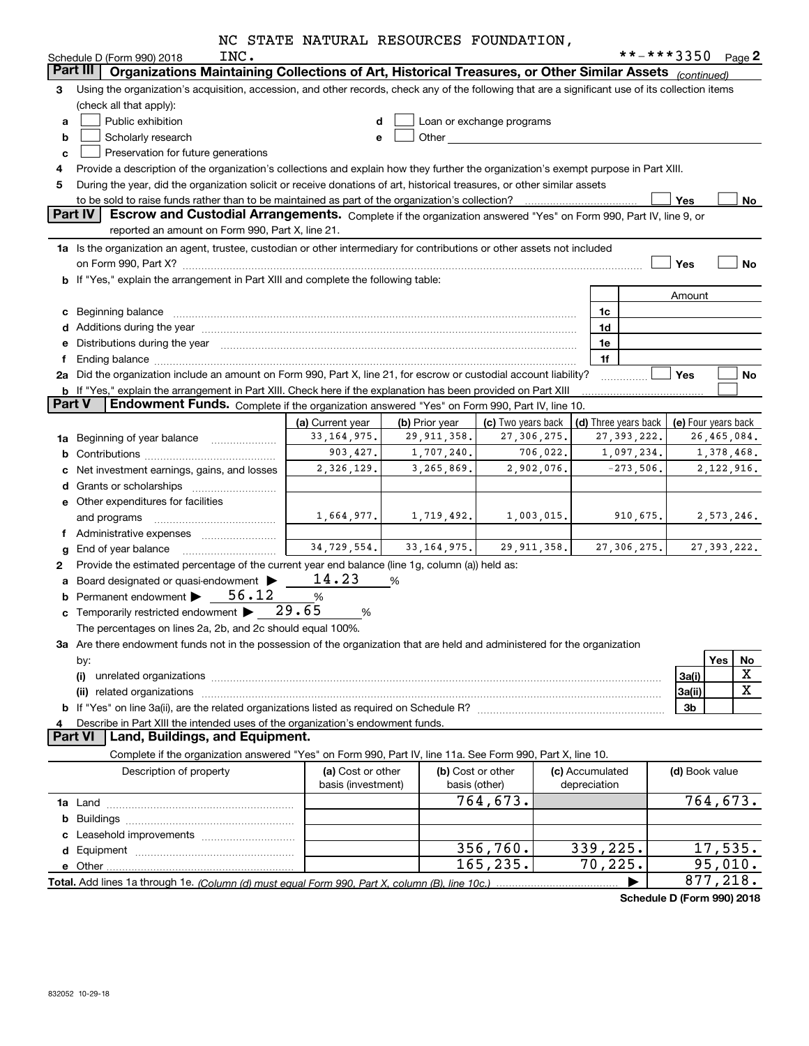NC STATE NATURAL RESOURCES FOUNDATION, INC.

Schedule D (Form 990) 2018 **-***3350 Page 2

## Part III Organizations Maintaining Collections of Art, Historical Treasures, or Other Similar Assets *(continued)*

3 Using the organization's acquisition, accession, and other records, check any of the following that are a significant use of its collection items (check all that apply):

a ☐ Public exhibition
b ☐ Scholarly research
c ☐ Preservation for future generations
d ☐ Loan or exchange programs
e ☐ Other

4 Provide a description of the organization's collections and explain how they further the organization's exempt purpose in Part XIII.

5 During the year, did the organization solicit or receive donations of art, historical treasures, or other similar assets to be sold to raise funds rather than to be maintained as part of the organization's collection? ☐ Yes ☐ No

## Part IV Escrow and Custodial Arrangements.

Complete if the organization answered "Yes" on Form 990, Part IV, line 9, or reported an amount on Form 990, Part X, line 21.

1a Is the organization an agent, trustee, custodian or other intermediary for contributions or other assets not included on Form 990, Part X? ☐ Yes ☐ No

b If "Yes," explain the arrangement in Part XIII and complete the following table:

| | | Amount |
|---|---|---|
| c Beginning balance | 1c | |
| d Additions during the year | 1d | |
| e Distributions during the year | 1e | |
| f Ending balance | 1f | |

2a Did the organization include an amount on Form 990, Part X, line 21, for escrow or custodial account liability? ☐ Yes ☐ No

b If "Yes," explain the arrangement in Part XIII. Check here if the explanation has been provided on Part XIII ☐

## Part V Endowment Funds.

Complete if the organization answered "Yes" on Form 990, Part IV, line 10.

| | (a) Current year | (b) Prior year | (c) Two years back | (d) Three years back | (e) Four years back |
|---|---|---|---|---|---|
| 1a Beginning of year balance | 33,164,975. | 29,911,358. | 27,306,275. | 27,393,222. | 26,465,084. |
| b Contributions | 903,427. | 1,707,240. | 706,022. | 1,097,234. | 1,378,468. |
| c Net investment earnings, gains, and losses | 2,326,129. | 3,265,869. | 2,902,076. | -273,506. | 2,122,916. |
| d Grants or scholarships | | | | | |
| e Other expenditures for facilities and programs | 1,664,977. | 1,719,492. | 1,003,015. | 910,675. | 2,573,246. |
| f Administrative expenses | | | | | |
| g End of year balance | 34,729,554. | 33,164,975. | 29,911,358. | 27,306,275. | 27,393,222. |

2 Provide the estimated percentage of the current year end balance (line 1g, column (a)) held as:

a Board designated or quasi-endowment ▶ 14.23 %
b Permanent endowment ▶ 56.12 %
c Temporarily restricted endowment ▶ 29.65 %

The percentages on lines 2a, 2b, and 2c should equal 100%.

3a Are there endowment funds not in the possession of the organization that are held and administered for the organization by:

| | | Yes | No |
|---|---|---|---|
| (i) unrelated organizations | 3a(i) | | X |
| (ii) related organizations | 3a(ii) | | X |
| b If "Yes" on line 3a(ii), are the related organizations listed as required on Schedule R? | 3b | | |

4 Describe in Part XIII the intended uses of the organization's endowment funds.

## Part VI Land, Buildings, and Equipment.

Complete if the organization answered "Yes" on Form 990, Part IV, line 11a. See Form 990, Part X, line 10.

| Description of property | (a) Cost or other basis (investment) | (b) Cost or other basis (other) | (c) Accumulated depreciation | (d) Book value |
|---|---|---|---|---|
| 1a Land | | 764,673. | | 764,673. |
| b Buildings | | | | |
| c Leasehold improvements | | | | |
| d Equipment | | 356,760. | 339,225. | 17,535. |
| e Other | | 165,235. | 70,225. | 95,010. |
| Total. Add lines 1a through 1e. *(Column (d) must equal Form 990, Part X, column (B), line 10c.)* | | | ▶ | 877,218. |

Schedule D (Form 990) 2018

832052 10-29-18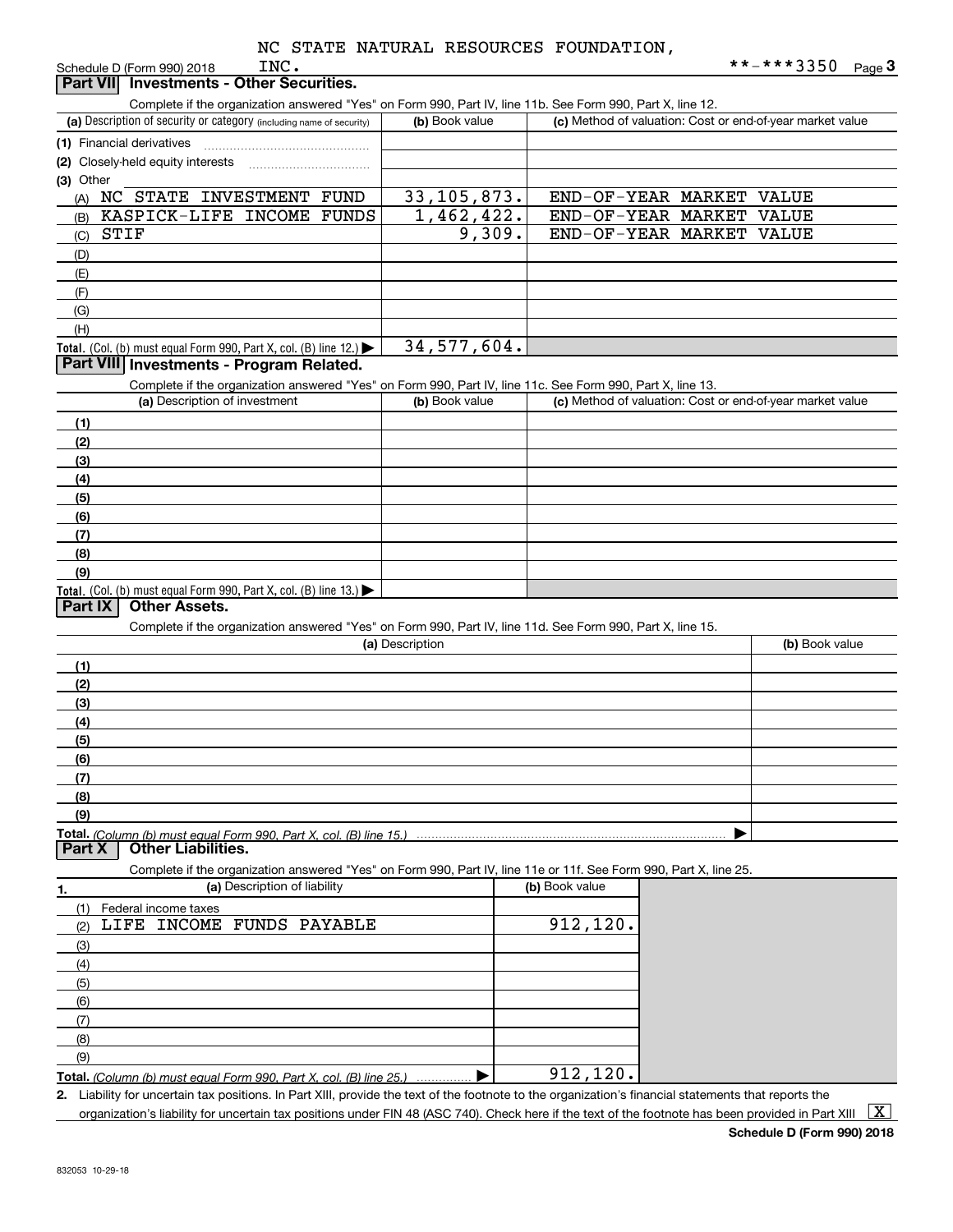NC STATE NATURAL RESOURCES FOUNDATION, INC.

Schedule D (Form 990) 2018 **-***3350 Page 3

## Part VII Investments - Other Securities.

Complete if the organization answered "Yes" on Form 990, Part IV, line 11b. See Form 990, Part X, line 12.

| (a) Description of security or category (including name of security) | (b) Book value | (c) Method of valuation: Cost or end-of-year market value |
|---|---|---|
| (1) Financial derivatives | | |
| (2) Closely-held equity interests | | |
| (3) Other | | |
| (A) NC STATE INVESTMENT FUND | 33,105,873. | END-OF-YEAR MARKET VALUE |
| (B) KASPICK-LIFE INCOME FUNDS | 1,462,422. | END-OF-YEAR MARKET VALUE |
| (C) STIF | 9,309. | END-OF-YEAR MARKET VALUE |
| (D) | | |
| (E) | | |
| (F) | | |
| (G) | | |
| (H) | | |
| **Total.** (Col. (b) must equal Form 990, Part X, col. (B) line 12.) | 34,577,604. | |

## Part VIII Investments - Program Related.

Complete if the organization answered "Yes" on Form 990, Part IV, line 11c. See Form 990, Part X, line 13.

| (a) Description of investment | (b) Book value | (c) Method of valuation: Cost or end-of-year market value |
|---|---|---|
| (1) | | |
| (2) | | |
| (3) | | |
| (4) | | |
| (5) | | |
| (6) | | |
| (7) | | |
| (8) | | |
| (9) | | |
| **Total.** (Col. (b) must equal Form 990, Part X, col. (B) line 13.) | | |

## Part IX Other Assets.

Complete if the organization answered "Yes" on Form 990, Part IV, line 11d. See Form 990, Part X, line 15.

| (a) Description | (b) Book value |
|---|---|
| (1) | |
| (2) | |
| (3) | |
| (4) | |
| (5) | |
| (6) | |
| (7) | |
| (8) | |
| (9) | |
| **Total.** *(Column (b) must equal Form 990, Part X, col. (B) line 15.)* | |

## Part X Other Liabilities.

Complete if the organization answered "Yes" on Form 990, Part IV, line 11e or 11f. See Form 990, Part X, line 25.

| 1. (a) Description of liability | (b) Book value |
|---|---|
| (1) Federal income taxes | |
| (2) LIFE INCOME FUNDS PAYABLE | 912,120. |
| (3) | |
| (4) | |
| (5) | |
| (6) | |
| (7) | |
| (8) | |
| (9) | |
| **Total.** *(Column (b) must equal Form 990, Part X, col. (B) line 25.)* | 912,120. |

2. Liability for uncertain tax positions. In Part XIII, provide the text of the footnote to the organization's financial statements that reports the organization's liability for uncertain tax positions under FIN 48 (ASC 740). Check here if the text of the footnote has been provided in Part XIII [X]

Schedule D (Form 990) 2018

832053 10-29-18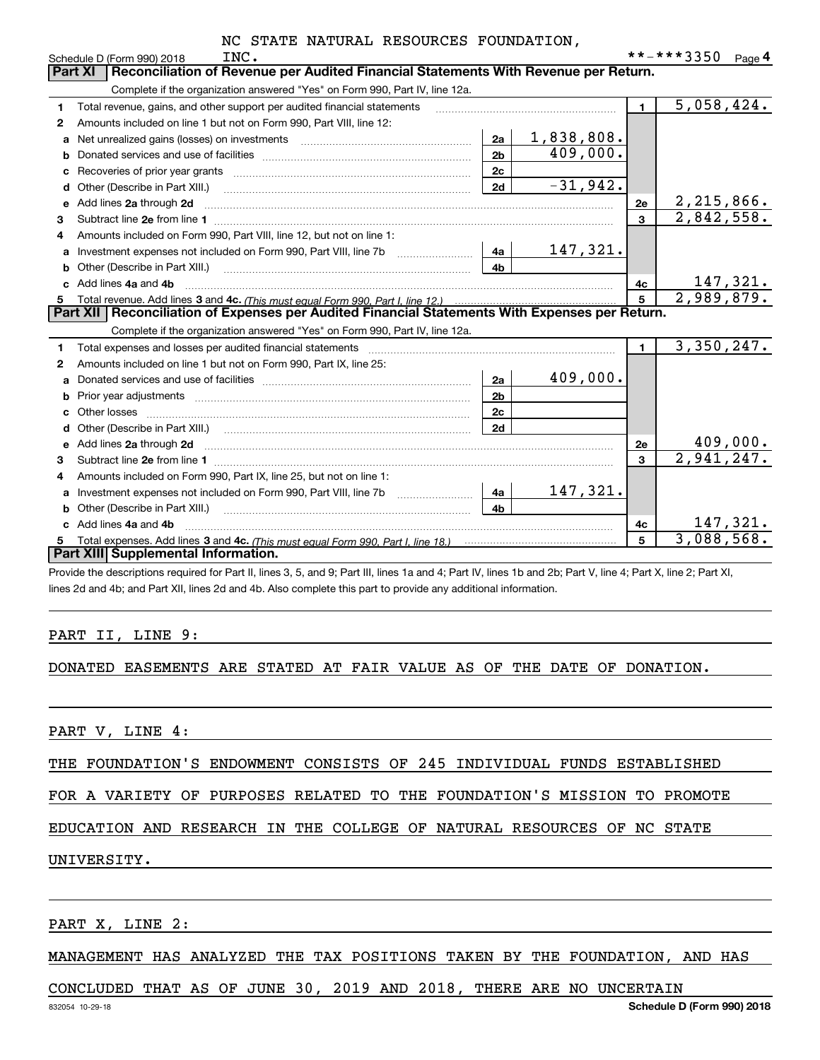NC STATE NATURAL RESOURCES FOUNDATION, INC.

Schedule D (Form 990) 2018 **-***3350 Page 4

**Part XI | Reconciliation of Revenue per Audited Financial Statements With Revenue per Return.**

Complete if the organization answered "Yes" on Form 990, Part IV, line 12a.

| | | | | | |
|---|---|---|---|---|---|
| 1 | Total revenue, gains, and other support per audited financial statements | | | 1 | 5,058,424. |
| 2 | Amounts included on line 1 but not on Form 990, Part VIII, line 12: | | | | |
| a | Net unrealized gains (losses) on investments | 2a | 1,838,808. | | |
| b | Donated services and use of facilities | 2b | 409,000. | | |
| c | Recoveries of prior year grants | 2c | | | |
| d | Other (Describe in Part XIII.) | 2d | -31,942. | | |
| e | Add lines 2a through 2d | | | 2e | 2,215,866. |
| 3 | Subtract line 2e from line 1 | | | 3 | 2,842,558. |
| 4 | Amounts included on Form 990, Part VIII, line 12, but not on line 1: | | | | |
| a | Investment expenses not included on Form 990, Part VIII, line 7b | 4a | 147,321. | | |
| b | Other (Describe in Part XIII.) | 4b | | | |
| c | Add lines 4a and 4b | | | 4c | 147,321. |
| 5 | Total revenue. Add lines 3 and 4c. *(This must equal Form 990, Part I, line 12.)* | | | 5 | 2,989,879. |

**Part XII | Reconciliation of Expenses per Audited Financial Statements With Expenses per Return.**

Complete if the organization answered "Yes" on Form 990, Part IV, line 12a.

| | | | | | |
|---|---|---|---|---|---|
| 1 | Total expenses and losses per audited financial statements | | | 1 | 3,350,247. |
| 2 | Amounts included on line 1 but not on Form 990, Part IX, line 25: | | | | |
| a | Donated services and use of facilities | 2a | 409,000. | | |
| b | Prior year adjustments | 2b | | | |
| c | Other losses | 2c | | | |
| d | Other (Describe in Part XIII.) | 2d | | | |
| e | Add lines 2a through 2d | | | 2e | 409,000. |
| 3 | Subtract line 2e from line 1 | | | 3 | 2,941,247. |
| 4 | Amounts included on Form 990, Part IX, line 25, but not on line 1: | | | | |
| a | Investment expenses not included on Form 990, Part VIII, line 7b | 4a | 147,321. | | |
| b | Other (Describe in Part XIII.) | 4b | | | |
| c | Add lines 4a and 4b | | | 4c | 147,321. |
| 5 | Total expenses. Add lines 3 and 4c. *(This must equal Form 990, Part I, line 18.)* | | | 5 | 3,088,568. |

**Part XIII | Supplemental Information.**

Provide the descriptions required for Part II, lines 3, 5, and 9; Part III, lines 1a and 4; Part IV, lines 1b and 2b; Part V, line 4; Part X, line 2; Part XI, lines 2d and 4b; and Part XII, lines 2d and 4b. Also complete this part to provide any additional information.

PART II, LINE 9:

DONATED EASEMENTS ARE STATED AT FAIR VALUE AS OF THE DATE OF DONATION.

PART V, LINE 4:

THE FOUNDATION'S ENDOWMENT CONSISTS OF 245 INDIVIDUAL FUNDS ESTABLISHED FOR A VARIETY OF PURPOSES RELATED TO THE FOUNDATION'S MISSION TO PROMOTE EDUCATION AND RESEARCH IN THE COLLEGE OF NATURAL RESOURCES OF NC STATE UNIVERSITY.

PART X, LINE 2:

MANAGEMENT HAS ANALYZED THE TAX POSITIONS TAKEN BY THE FOUNDATION, AND HAS CONCLUDED THAT AS OF JUNE 30, 2019 AND 2018, THERE ARE NO UNCERTAIN

832054 10-29-18 Schedule D (Form 990) 2018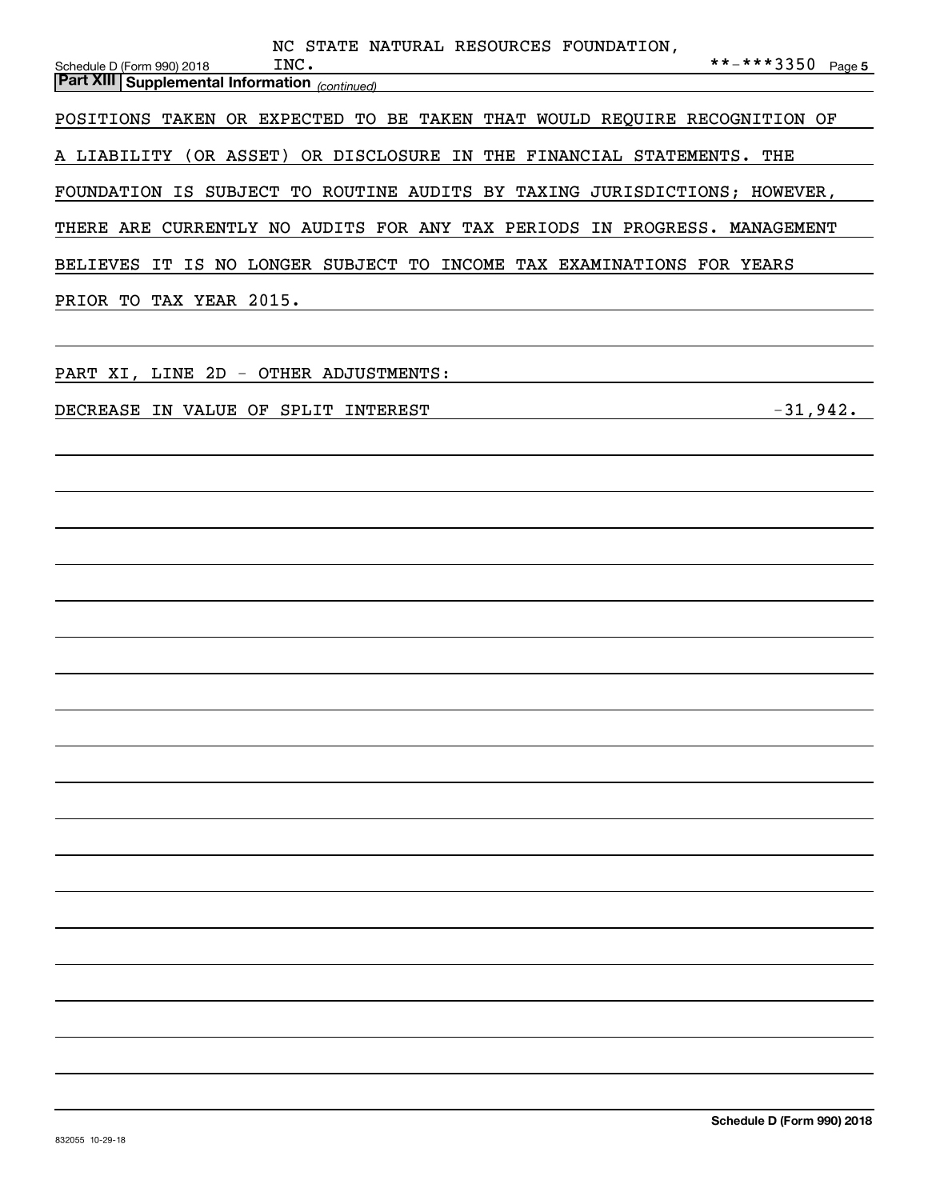NC STATE NATURAL RESOURCES FOUNDATION, INC. **-***3350

**Part XIII Supplemental Information** *(continued)*

POSITIONS TAKEN OR EXPECTED TO BE TAKEN THAT WOULD REQUIRE RECOGNITION OF A LIABILITY (OR ASSET) OR DISCLOSURE IN THE FINANCIAL STATEMENTS. THE FOUNDATION IS SUBJECT TO ROUTINE AUDITS BY TAXING JURISDICTIONS; HOWEVER, THERE ARE CURRENTLY NO AUDITS FOR ANY TAX PERIODS IN PROGRESS. MANAGEMENT BELIEVES IT IS NO LONGER SUBJECT TO INCOME TAX EXAMINATIONS FOR YEARS PRIOR TO TAX YEAR 2015.

PART XI, LINE 2D - OTHER ADJUSTMENTS:

| | |
|---|---|
| DECREASE IN VALUE OF SPLIT INTEREST | -31,942. |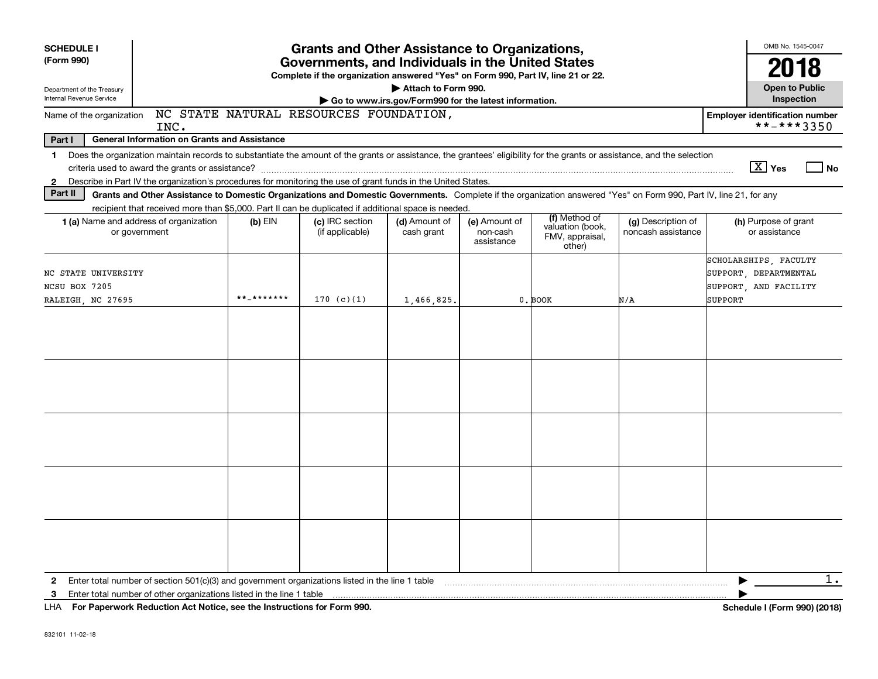**SCHEDULE I (Form 990)**

Department of the Treasury
Internal Revenue Service

# Grants and Other Assistance to Organizations, Governments, and Individuals in the United States

**Complete if the organization answered "Yes" on Form 990, Part IV, line 21 or 22.**

**▶ Attach to Form 990.**

**▶ Go to www.irs.gov/Form990 for the latest information.**

OMB No. 1545-0047

**2018**

**Open to Public Inspection**

Name of the organization: NC STATE NATURAL RESOURCES FOUNDATION, INC.

**Employer identification number** **-***3350

**Part I — General Information on Grants and Assistance**

1 Does the organization maintain records to substantiate the amount of the grants or assistance, the grantees' eligibility for the grants or assistance, and the selection criteria used to award the grants or assistance? [X] Yes [ ] No

2 Describe in Part IV the organization's procedures for monitoring the use of grant funds in the United States.

**Part II — Grants and Other Assistance to Domestic Organizations and Domestic Governments.** Complete if the organization answered "Yes" on Form 990, Part IV, line 21, for any recipient that received more than $5,000. Part II can be duplicated if additional space is needed.

| 1 (a) Name and address of organization or government | (b) EIN | (c) IRC section (if applicable) | (d) Amount of cash grant | (e) Amount of non-cash assistance | (f) Method of valuation (book, FMV, appraisal, other) | (g) Description of noncash assistance | (h) Purpose of grant or assistance |
|---|---|---|---|---|---|---|---|
| NC STATE UNIVERSITY NCSU BOX 7205 RALEIGH, NC 27695 | **-******* | 170 (c)(1) | 1,466,825. | 0. | BOOK | N/A | SCHOLARSHIPS, FACULTY SUPPORT, DEPARTMENTAL SUPPORT, AND FACILITY SUPPORT |
| | | | | | | | |
| | | | | | | | |
| | | | | | | | |
| | | | | | | | |
| | | | | | | | |

2 Enter total number of section 501(c)(3) and government organizations listed in the line 1 table ▶ 1.

3 Enter total number of other organizations listed in the line 1 table ▶

LHA **For Paperwork Reduction Act Notice, see the Instructions for Form 990.** **Schedule I (Form 990) (2018)**

832101 11-02-18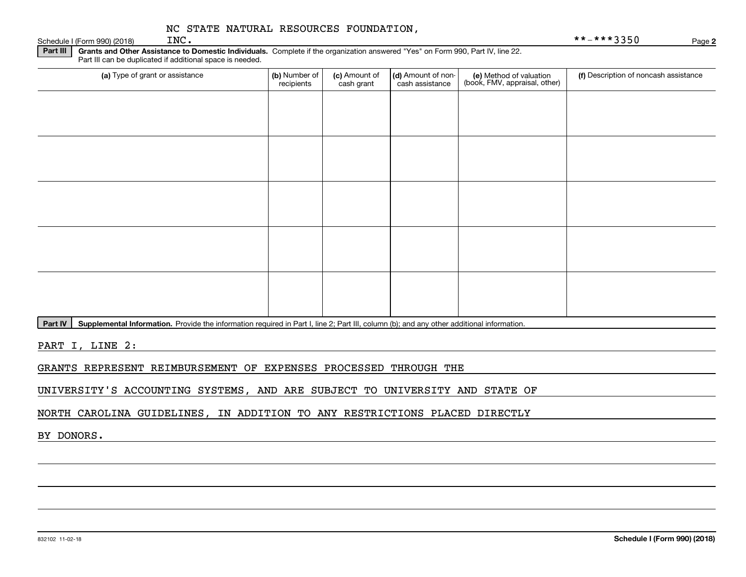NC STATE NATURAL RESOURCES FOUNDATION, INC. **-***3350

Schedule I (Form 990) (2018)

**Part III** **Grants and Other Assistance to Domestic Individuals.** Complete if the organization answered "Yes" on Form 990, Part IV, line 22. Part III can be duplicated if additional space is needed.

| (a) Type of grant or assistance | (b) Number of recipients | (c) Amount of cash grant | (d) Amount of non-cash assistance | (e) Method of valuation (book, FMV, appraisal, other) | (f) Description of noncash assistance |
|---|---|---|---|---|---|
| | | | | | |
| | | | | | |
| | | | | | |
| | | | | | |
| | | | | | |

**Part IV** **Supplemental Information.** Provide the information required in Part I, line 2; Part III, column (b); and any other additional information.

PART I, LINE 2:

GRANTS REPRESENT REIMBURSEMENT OF EXPENSES PROCESSED THROUGH THE UNIVERSITY'S ACCOUNTING SYSTEMS, AND ARE SUBJECT TO UNIVERSITY AND STATE OF NORTH CAROLINA GUIDELINES, IN ADDITION TO ANY RESTRICTIONS PLACED DIRECTLY BY DONORS.

832102 11-02-18 **Schedule I (Form 990) (2018)**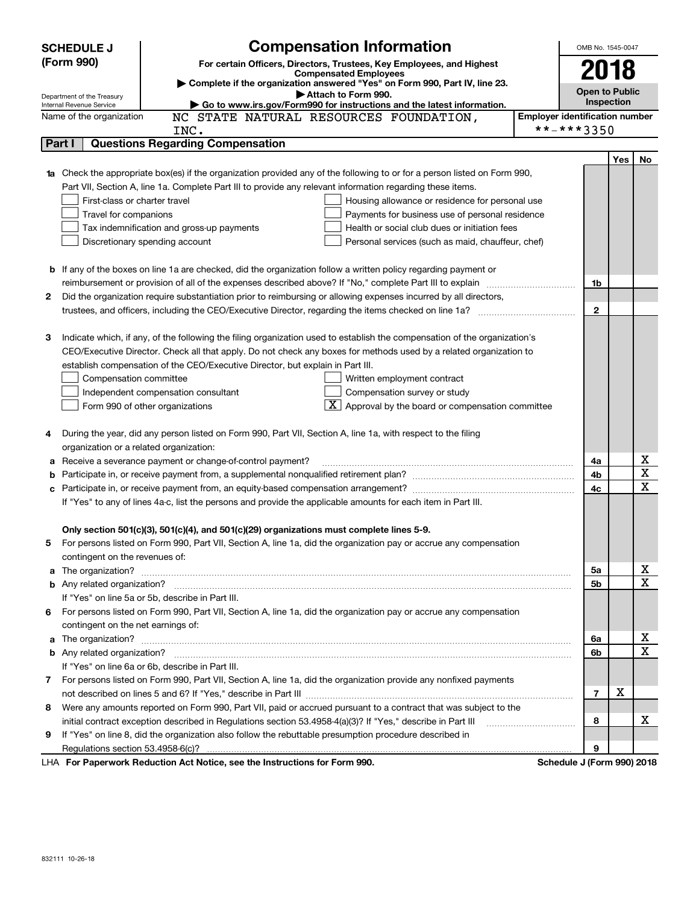# SCHEDULE J (Form 990)

## Compensation Information

**For certain Officers, Directors, Trustees, Key Employees, and Highest Compensated Employees**

▶ Complete if the organization answered "Yes" on Form 990, Part IV, line 23.

▶ Attach to Form 990.

▶ Go to www.irs.gov/Form990 for instructions and the latest information.

OMB No. 1545-0047

**2018**

**Open to Public Inspection**

Department of the Treasury
Internal Revenue Service

Name of the organization: NC STATE NATURAL RESOURCES FOUNDATION, INC.

Employer identification number: **-***3350

### Part I Questions Regarding Compensation

| | | | Yes | No |
|---|---|---|---|---|
| **1a** | Check the appropriate box(es) if the organization provided any of the following to or for a person listed on Form 990, Part VII, Section A, line 1a. Complete Part III to provide any relevant information regarding these items.<br>☐ First-class or charter travel ☐ Housing allowance or residence for personal use<br>☐ Travel for companions ☐ Payments for business use of personal residence<br>☐ Tax indemnification and gross-up payments ☐ Health or social club dues or initiation fees<br>☐ Discretionary spending account ☐ Personal services (such as maid, chauffeur, chef) | | | |
| **b** | If any of the boxes on line 1a are checked, did the organization follow a written policy regarding payment or reimbursement or provision of all of the expenses described above? If "No," complete Part III to explain | 1b | | |
| **2** | Did the organization require substantiation prior to reimbursing or allowing expenses incurred by all directors, trustees, and officers, including the CEO/Executive Director, regarding the items checked on line 1a? | 2 | | |
| **3** | Indicate which, if any, of the following the filing organization used to establish the compensation of the organization's CEO/Executive Director. Check all that apply. Do not check any boxes for methods used by a related organization to establish compensation of the CEO/Executive Director, but explain in Part III.<br>☐ Compensation committee ☐ Written employment contract<br>☐ Independent compensation consultant ☐ Compensation survey or study<br>☐ Form 990 of other organizations ☒ Approval by the board or compensation committee | | | |
| **4** | During the year, did any person listed on Form 990, Part VII, Section A, line 1a, with respect to the filing organization or a related organization: | | | |
| **a** | Receive a severance payment or change-of-control payment? | 4a | | X |
| **b** | Participate in, or receive payment from, a supplemental nonqualified retirement plan? | 4b | | X |
| **c** | Participate in, or receive payment from, an equity-based compensation arrangement? | 4c | | X |
| | If "Yes" to any of lines 4a-c, list the persons and provide the applicable amounts for each item in Part III. | | | |
| | **Only section 501(c)(3), 501(c)(4), and 501(c)(29) organizations must complete lines 5-9.** | | | |
| **5** | For persons listed on Form 990, Part VII, Section A, line 1a, did the organization pay or accrue any compensation contingent on the revenues of: | | | |
| **a** | The organization? | 5a | | X |
| **b** | Any related organization? | 5b | | X |
| | If "Yes" on line 5a or 5b, describe in Part III. | | | |
| **6** | For persons listed on Form 990, Part VII, Section A, line 1a, did the organization pay or accrue any compensation contingent on the net earnings of: | | | |
| **a** | The organization? | 6a | | X |
| **b** | Any related organization? | 6b | | X |
| | If "Yes" on line 6a or 6b, describe in Part III. | | | |
| **7** | For persons listed on Form 990, Part VII, Section A, line 1a, did the organization provide any nonfixed payments not described on lines 5 and 6? If "Yes," describe in Part III | 7 | X | |
| **8** | Were any amounts reported on Form 990, Part VII, paid or accrued pursuant to a contract that was subject to the initial contract exception described in Regulations section 53.4958-4(a)(3)? If "Yes," describe in Part III | 8 | | X |
| **9** | If "Yes" on line 8, did the organization also follow the rebuttable presumption procedure described in Regulations section 53.4958-6(c)? | 9 | | |

LHA **For Paperwork Reduction Act Notice, see the Instructions for Form 990.** **Schedule J (Form 990) 2018**

832111 10-26-18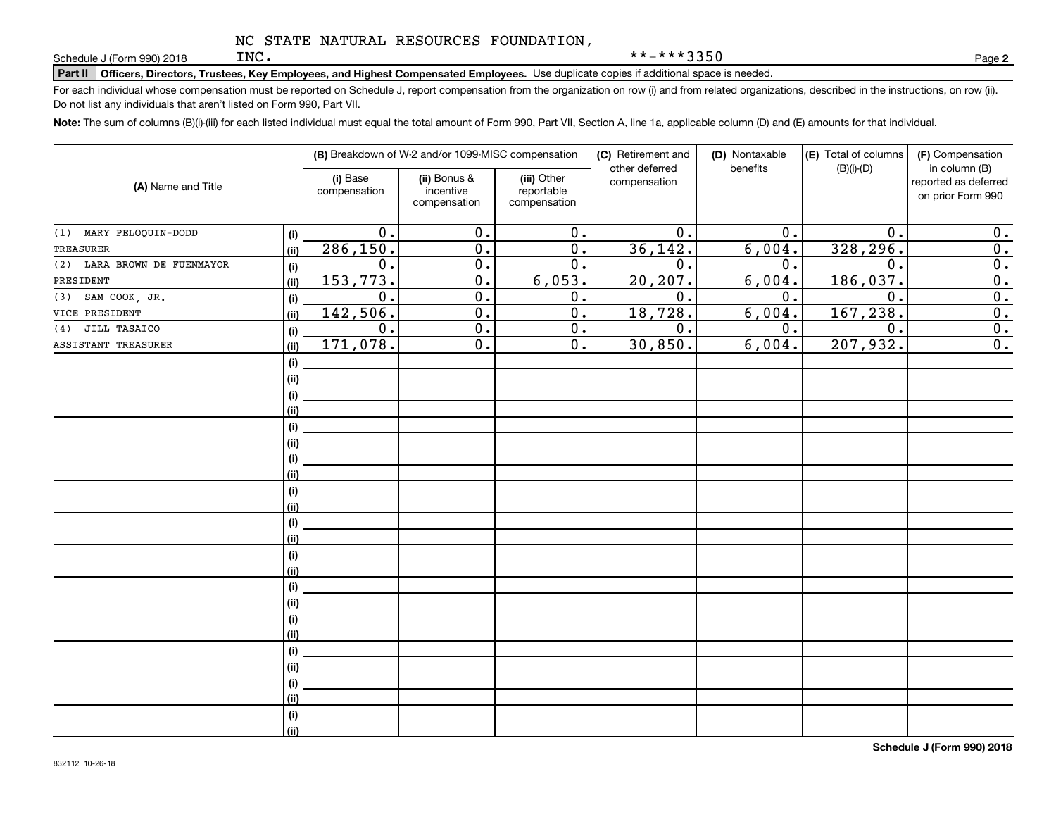NC STATE NATURAL RESOURCES FOUNDATION, INC.

Schedule J (Form 990) 2018 **-***3350

**Part II** **Officers, Directors, Trustees, Key Employees, and Highest Compensated Employees.** Use duplicate copies if additional space is needed.

For each individual whose compensation must be reported on Schedule J, report compensation from the organization on row (i) and from related organizations, described in the instructions, on row (ii). Do not list any individuals that aren't listed on Form 990, Part VII.

**Note:** The sum of columns (B)(i)-(iii) for each listed individual must equal the total amount of Form 990, Part VII, Section A, line 1a, applicable column (D) and (E) amounts for that individual.

| (A) Name and Title | | (B) Breakdown of W-2 and/or 1099-MISC compensation | | | (C) Retirement and other deferred compensation | (D) Nontaxable benefits | (E) Total of columns (B)(i)-(D) | (F) Compensation in column (B) reported as deferred on prior Form 990 |
|---|---|---|---|---|---|---|---|---|
| | | (i) Base compensation | (ii) Bonus & incentive compensation | (iii) Other reportable compensation | | | | |
| (1) MARY PELOQUIN-DODD | (i) | 0. | 0. | 0. | 0. | 0. | 0. | 0. |
| TREASURER | (ii) | 286,150. | 0. | 0. | 36,142. | 6,004. | 328,296. | 0. |
| (2) LARA BROWN DE FUENMAYOR | (i) | 0. | 0. | 0. | 0. | 0. | 0. | 0. |
| PRESIDENT | (ii) | 153,773. | 0. | 6,053. | 20,207. | 6,004. | 186,037. | 0. |
| (3) SAM COOK, JR. | (i) | 0. | 0. | 0. | 0. | 0. | 0. | 0. |
| VICE PRESIDENT | (ii) | 142,506. | 0. | 0. | 18,728. | 6,004. | 167,238. | 0. |
| (4) JILL TASAICO | (i) | 0. | 0. | 0. | 0. | 0. | 0. | 0. |
| ASSISTANT TREASURER | (ii) | 171,078. | 0. | 0. | 30,850. | 6,004. | 207,932. | 0. |

Schedule J (Form 990) 2018

832112 10-26-18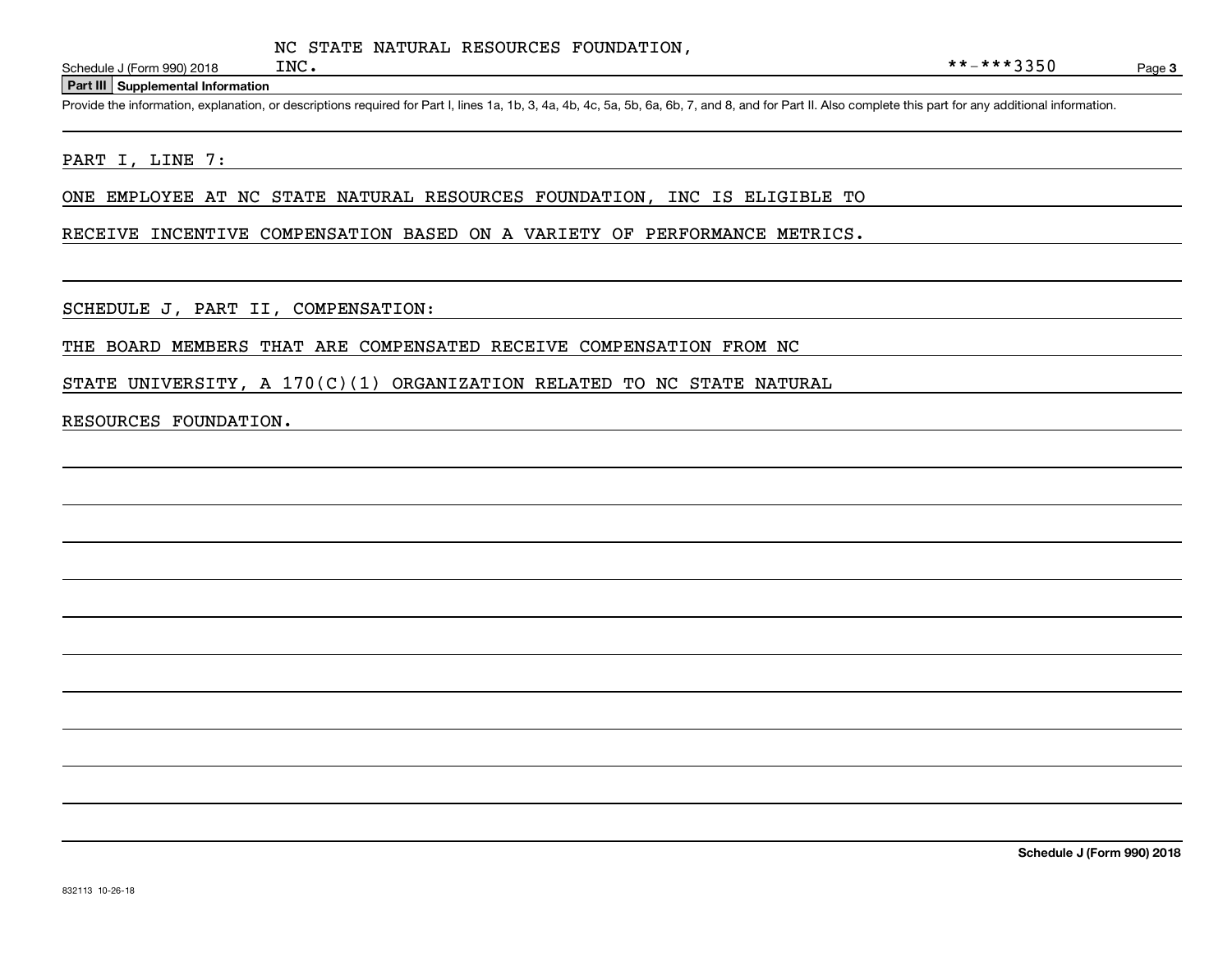NC STATE NATURAL RESOURCES FOUNDATION, INC.

Schedule J (Form 990) 2018 **-***3350 Page **3**

**Part III Supplemental Information**

Provide the information, explanation, or descriptions required for Part I, lines 1a, 1b, 3, 4a, 4b, 4c, 5a, 5b, 6a, 6b, 7, and 8, and for Part II. Also complete this part for any additional information.

PART I, LINE 7:

ONE EMPLOYEE AT NC STATE NATURAL RESOURCES FOUNDATION, INC IS ELIGIBLE TO RECEIVE INCENTIVE COMPENSATION BASED ON A VARIETY OF PERFORMANCE METRICS.

SCHEDULE J, PART II, COMPENSATION:

THE BOARD MEMBERS THAT ARE COMPENSATED RECEIVE COMPENSATION FROM NC STATE UNIVERSITY, A 170(C)(1) ORGANIZATION RELATED TO NC STATE NATURAL RESOURCES FOUNDATION.

**Schedule J (Form 990) 2018**

832113 10-26-18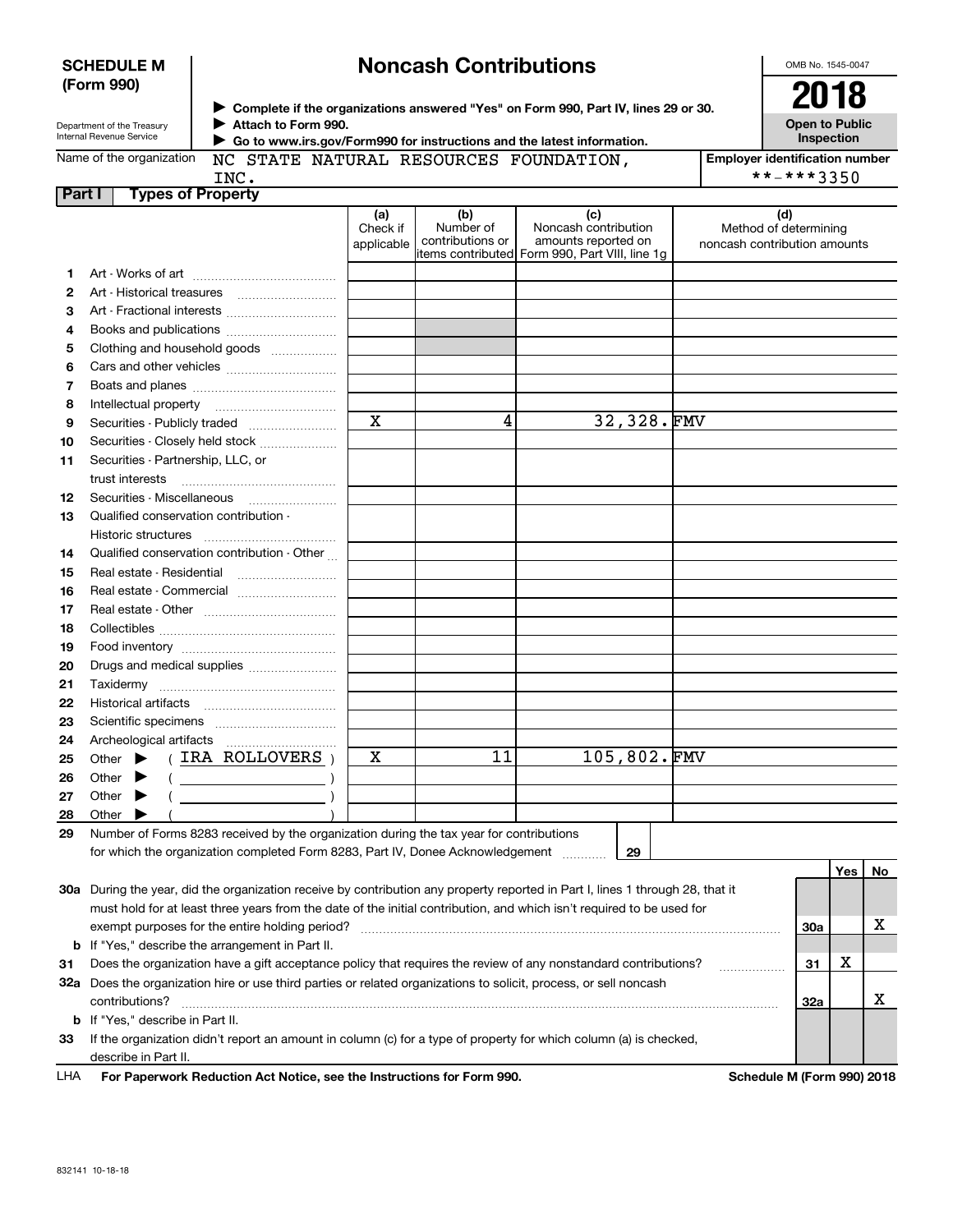**SCHEDULE M (Form 990)**

Department of the Treasury
Internal Revenue Service

# Noncash Contributions

▶ Complete if the organizations answered "Yes" on Form 990, Part IV, lines 29 or 30.
▶ Attach to Form 990.
▶ Go to www.irs.gov/Form990 for instructions and the latest information.

OMB No. 1545-0047

**2018**

**Open to Public Inspection**

Name of the organization: NC STATE NATURAL RESOURCES FOUNDATION, INC.

Employer identification number: **-***3350

## Part I Types of Property

| | | (a) Check if applicable | (b) Number of contributions or items contributed | (c) Noncash contribution amounts reported on Form 990, Part VIII, line 1g | (d) Method of determining noncash contribution amounts |
|---|---|---|---|---|---|
| 1 | Art - Works of art | | | | |
| 2 | Art - Historical treasures | | | | |
| 3 | Art - Fractional interests | | | | |
| 4 | Books and publications | | | | |
| 5 | Clothing and household goods | | | | |
| 6 | Cars and other vehicles | | | | |
| 7 | Boats and planes | | | | |
| 8 | Intellectual property | | | | |
| 9 | Securities - Publicly traded | X | 4 | 32,328. | FMV |
| 10 | Securities - Closely held stock | | | | |
| 11 | Securities - Partnership, LLC, or trust interests | | | | |
| 12 | Securities - Miscellaneous | | | | |
| 13 | Qualified conservation contribution - Historic structures | | | | |
| 14 | Qualified conservation contribution - Other | | | | |
| 15 | Real estate - Residential | | | | |
| 16 | Real estate - Commercial | | | | |
| 17 | Real estate - Other | | | | |
| 18 | Collectibles | | | | |
| 19 | Food inventory | | | | |
| 20 | Drugs and medical supplies | | | | |
| 21 | Taxidermy | | | | |
| 22 | Historical artifacts | | | | |
| 23 | Scientific specimens | | | | |
| 24 | Archeological artifacts | | | | |
| 25 | Other ▶ ( IRA ROLLOVERS ) | X | 11 | 105,802. | FMV |
| 26 | Other ▶ ( ) | | | | |
| 27 | Other ▶ ( ) | | | | |
| 28 | Other ▶ ( ) | | | | |

29 Number of Forms 8283 received by the organization during the tax year for contributions for which the organization completed Form 8283, Part IV, Donee Acknowledgement ..... 29

| | | | Yes | No |
|---|---|---|---|---|
| 30a | During the year, did the organization receive by contribution any property reported in Part I, lines 1 through 28, that it must hold for at least three years from the date of the initial contribution, and which isn't required to be used for exempt purposes for the entire holding period? | 30a | | X |
| b | If "Yes," describe the arrangement in Part II. | | | |
| 31 | Does the organization have a gift acceptance policy that requires the review of any nonstandard contributions? | 31 | X | |
| 32a | Does the organization hire or use third parties or related organizations to solicit, process, or sell noncash contributions? | 32a | | X |
| b | If "Yes," describe in Part II. | | | |
| 33 | If the organization didn't report an amount in column (c) for a type of property for which column (a) is checked, describe in Part II. | | | |

LHA For Paperwork Reduction Act Notice, see the Instructions for Form 990. Schedule M (Form 990) 2018

832141 10-18-18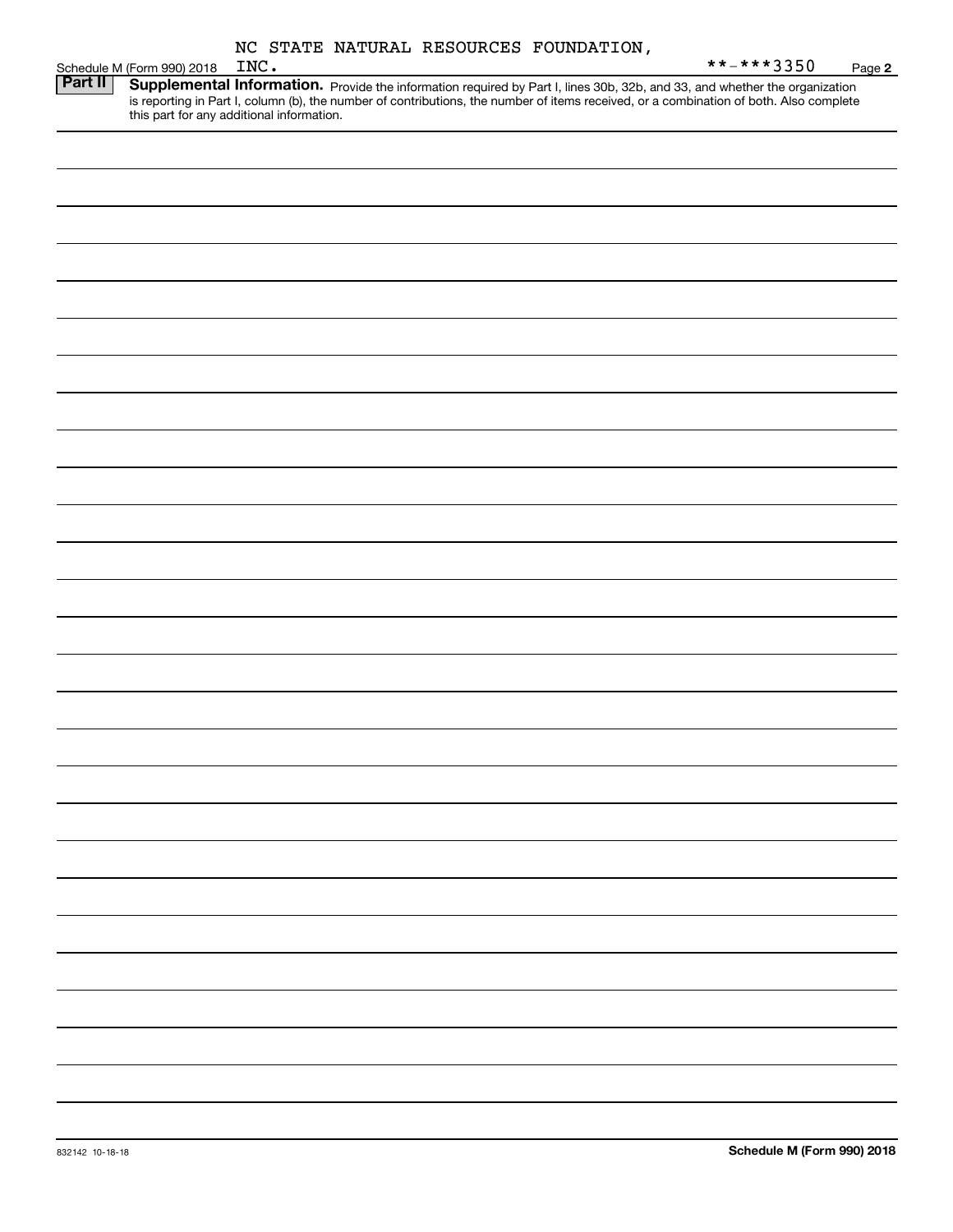Schedule M (Form 990) 2018 NC STATE NATURAL RESOURCES FOUNDATION, INC. **-***3350 Page 2

**Part II** **Supplemental Information.** Provide the information required by Part I, lines 30b, 32b, and 33, and whether the organization is reporting in Part I, column (b), the number of contributions, the number of items received, or a combination of both. Also complete this part for any additional information.

832142 10-18-18

**Schedule M (Form 990) 2018**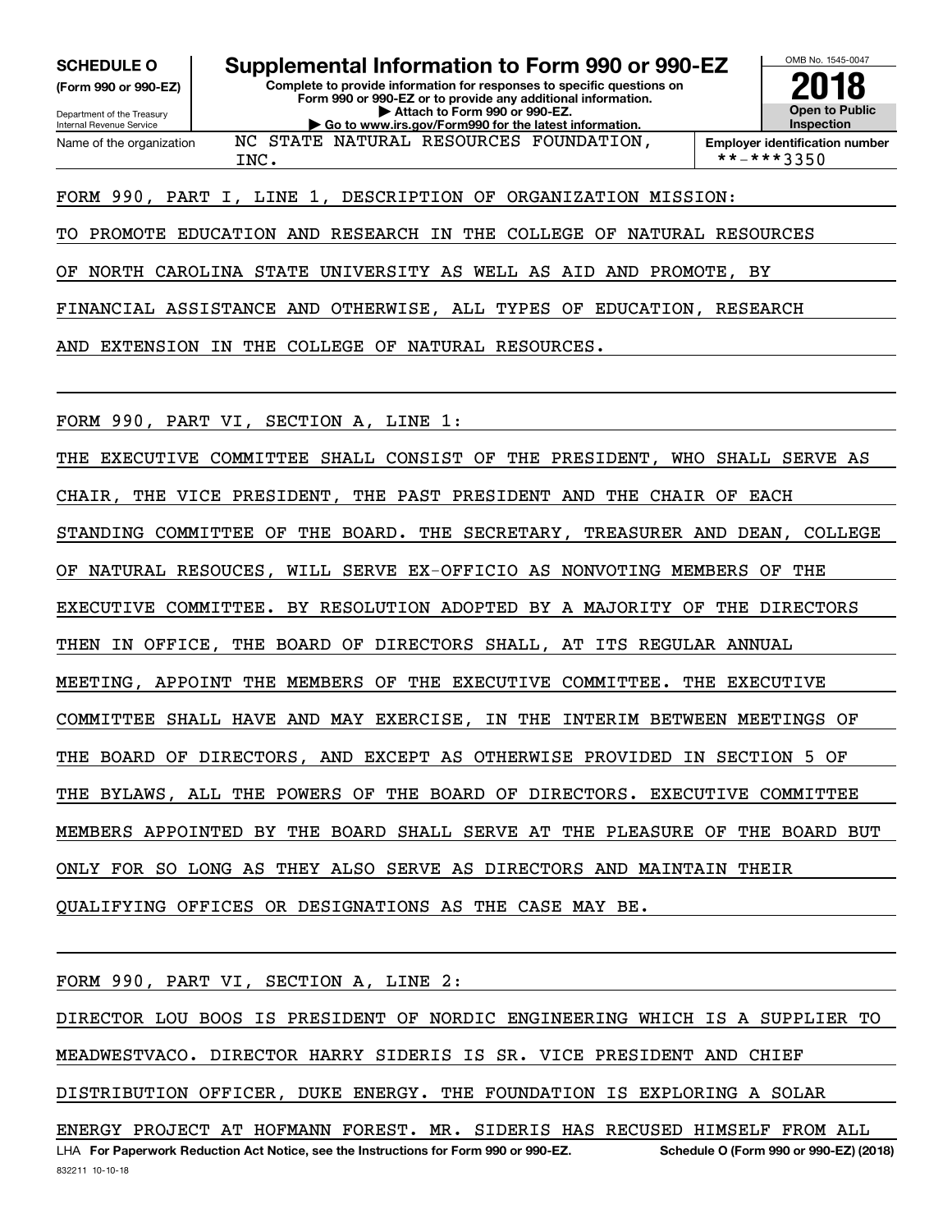**SCHEDULE O**
**(Form 990 or 990-EZ)**

Department of the Treasury
Internal Revenue Service

# Supplemental Information to Form 990 or 990-EZ

**Complete to provide information for responses to specific questions on Form 990 or 990-EZ or to provide any additional information.**
**▶ Attach to Form 990 or 990-EZ.**
**▶ Go to www.irs.gov/Form990 for the latest information.**

OMB No. 1545-0047
**2018**
**Open to Public Inspection**

Name of the organization: NC STATE NATURAL RESOURCES FOUNDATION, INC.

**Employer identification number** **-***3350

FORM 990, PART I, LINE 1, DESCRIPTION OF ORGANIZATION MISSION:

TO PROMOTE EDUCATION AND RESEARCH IN THE COLLEGE OF NATURAL RESOURCES OF NORTH CAROLINA STATE UNIVERSITY AS WELL AS AID AND PROMOTE, BY FINANCIAL ASSISTANCE AND OTHERWISE, ALL TYPES OF EDUCATION, RESEARCH AND EXTENSION IN THE COLLEGE OF NATURAL RESOURCES.

FORM 990, PART VI, SECTION A, LINE 1:

THE EXECUTIVE COMMITTEE SHALL CONSIST OF THE PRESIDENT, WHO SHALL SERVE AS CHAIR, THE VICE PRESIDENT, THE PAST PRESIDENT AND THE CHAIR OF EACH STANDING COMMITTEE OF THE BOARD. THE SECRETARY, TREASURER AND DEAN, COLLEGE OF NATURAL RESOUCES, WILL SERVE EX-OFFICIO AS NONVOTING MEMBERS OF THE EXECUTIVE COMMITTEE. BY RESOLUTION ADOPTED BY A MAJORITY OF THE DIRECTORS THEN IN OFFICE, THE BOARD OF DIRECTORS SHALL, AT ITS REGULAR ANNUAL MEETING, APPOINT THE MEMBERS OF THE EXECUTIVE COMMITTEE. THE EXECUTIVE COMMITTEE SHALL HAVE AND MAY EXERCISE, IN THE INTERIM BETWEEN MEETINGS OF THE BOARD OF DIRECTORS, AND EXCEPT AS OTHERWISE PROVIDED IN SECTION 5 OF THE BYLAWS, ALL THE POWERS OF THE BOARD OF DIRECTORS. EXECUTIVE COMMITTEE MEMBERS APPOINTED BY THE BOARD SHALL SERVE AT THE PLEASURE OF THE BOARD BUT ONLY FOR SO LONG AS THEY ALSO SERVE AS DIRECTORS AND MAINTAIN THEIR QUALIFYING OFFICES OR DESIGNATIONS AS THE CASE MAY BE.

FORM 990, PART VI, SECTION A, LINE 2:

DIRECTOR LOU BOOS IS PRESIDENT OF NORDIC ENGINEERING WHICH IS A SUPPLIER TO MEADWESTVACO. DIRECTOR HARRY SIDERIS IS SR. VICE PRESIDENT AND CHIEF DISTRIBUTION OFFICER, DUKE ENERGY. THE FOUNDATION IS EXPLORING A SOLAR ENERGY PROJECT AT HOFMANN FOREST. MR. SIDERIS HAS RECUSED HIMSELF FROM ALL

LHA **For Paperwork Reduction Act Notice, see the Instructions for Form 990 or 990-EZ.** **Schedule O (Form 990 or 990-EZ) (2018)**

832211 10-10-18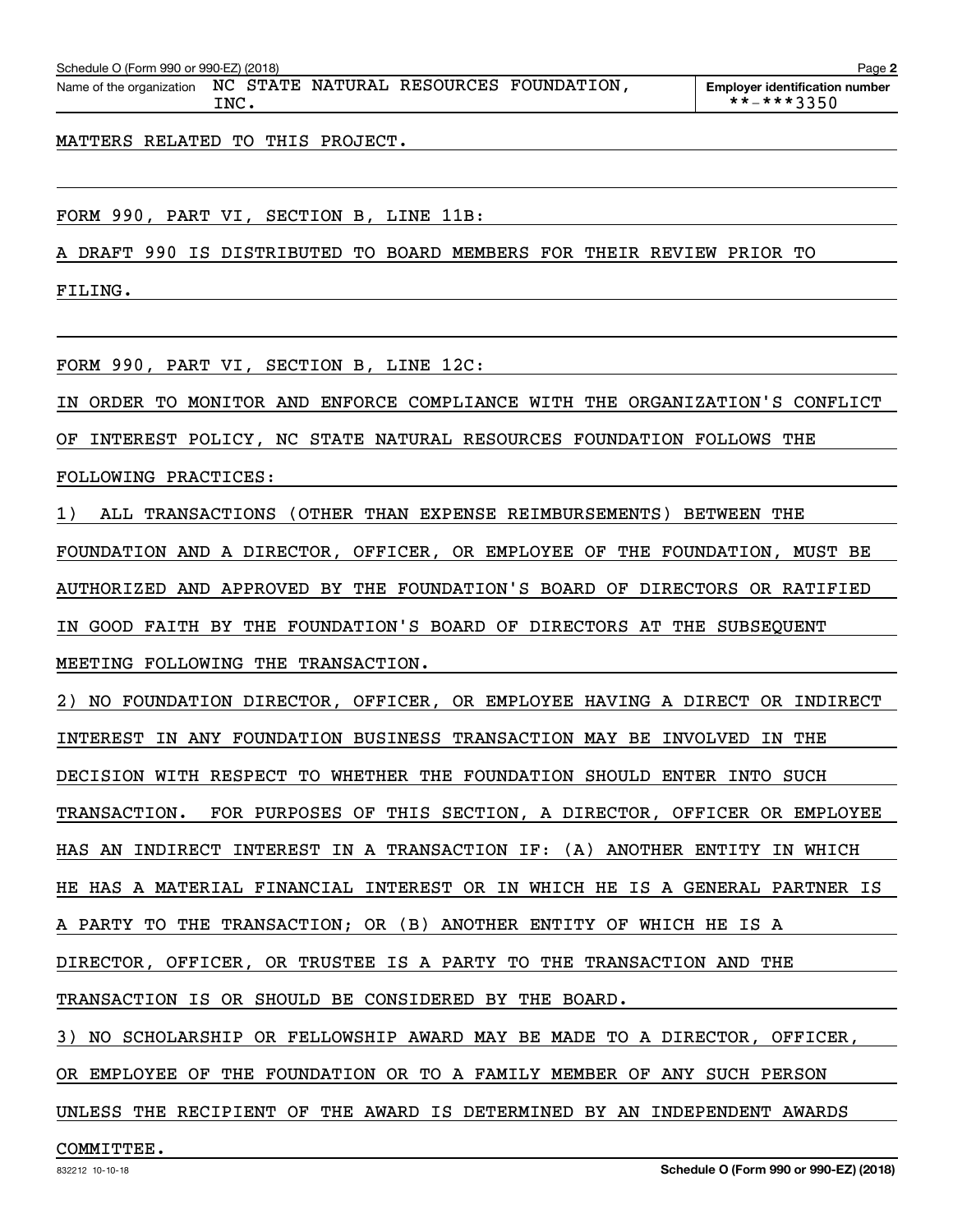Schedule O (Form 990 or 990-EZ) (2018)

Name of the organization NC STATE NATURAL RESOURCES FOUNDATION, INC.

Employer identification number **-***3350

MATTERS RELATED TO THIS PROJECT.

FORM 990, PART VI, SECTION B, LINE 11B:

A DRAFT 990 IS DISTRIBUTED TO BOARD MEMBERS FOR THEIR REVIEW PRIOR TO FILING.

FORM 990, PART VI, SECTION B, LINE 12C:

IN ORDER TO MONITOR AND ENFORCE COMPLIANCE WITH THE ORGANIZATION'S CONFLICT OF INTEREST POLICY, NC STATE NATURAL RESOURCES FOUNDATION FOLLOWS THE FOLLOWING PRACTICES:

1) ALL TRANSACTIONS (OTHER THAN EXPENSE REIMBURSEMENTS) BETWEEN THE FOUNDATION AND A DIRECTOR, OFFICER, OR EMPLOYEE OF THE FOUNDATION, MUST BE AUTHORIZED AND APPROVED BY THE FOUNDATION'S BOARD OF DIRECTORS OR RATIFIED IN GOOD FAITH BY THE FOUNDATION'S BOARD OF DIRECTORS AT THE SUBSEQUENT MEETING FOLLOWING THE TRANSACTION.

2) NO FOUNDATION DIRECTOR, OFFICER, OR EMPLOYEE HAVING A DIRECT OR INDIRECT INTEREST IN ANY FOUNDATION BUSINESS TRANSACTION MAY BE INVOLVED IN THE DECISION WITH RESPECT TO WHETHER THE FOUNDATION SHOULD ENTER INTO SUCH TRANSACTION. FOR PURPOSES OF THIS SECTION, A DIRECTOR, OFFICER OR EMPLOYEE HAS AN INDIRECT INTEREST IN A TRANSACTION IF: (A) ANOTHER ENTITY IN WHICH HE HAS A MATERIAL FINANCIAL INTEREST OR IN WHICH HE IS A GENERAL PARTNER IS A PARTY TO THE TRANSACTION; OR (B) ANOTHER ENTITY OF WHICH HE IS A DIRECTOR, OFFICER, OR TRUSTEE IS A PARTY TO THE TRANSACTION AND THE TRANSACTION IS OR SHOULD BE CONSIDERED BY THE BOARD.

3) NO SCHOLARSHIP OR FELLOWSHIP AWARD MAY BE MADE TO A DIRECTOR, OFFICER, OR EMPLOYEE OF THE FOUNDATION OR TO A FAMILY MEMBER OF ANY SUCH PERSON UNLESS THE RECIPIENT OF THE AWARD IS DETERMINED BY AN INDEPENDENT AWARDS COMMITTEE.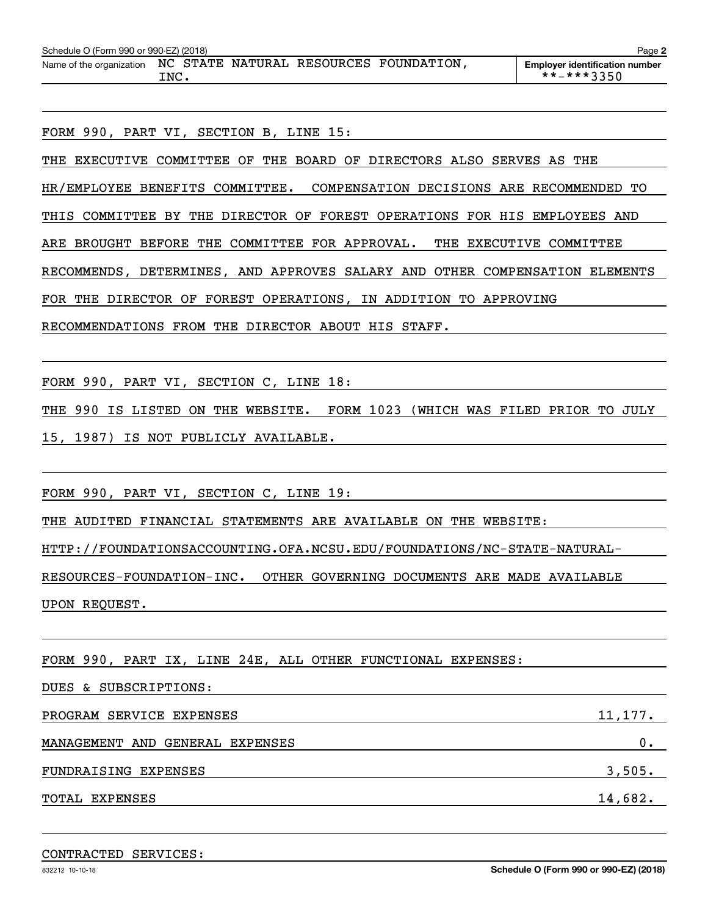Schedule O (Form 990 or 990-EZ) (2018) Page 2

Name of the organization: NC STATE NATURAL RESOURCES FOUNDATION, INC.

Employer identification number: **-***3350

FORM 990, PART VI, SECTION B, LINE 15:

THE EXECUTIVE COMMITTEE OF THE BOARD OF DIRECTORS ALSO SERVES AS THE HR/EMPLOYEE BENEFITS COMMITTEE. COMPENSATION DECISIONS ARE RECOMMENDED TO THIS COMMITTEE BY THE DIRECTOR OF FOREST OPERATIONS FOR HIS EMPLOYEES AND ARE BROUGHT BEFORE THE COMMITTEE FOR APPROVAL. THE EXECUTIVE COMMITTEE RECOMMENDS, DETERMINES, AND APPROVES SALARY AND OTHER COMPENSATION ELEMENTS FOR THE DIRECTOR OF FOREST OPERATIONS, IN ADDITION TO APPROVING RECOMMENDATIONS FROM THE DIRECTOR ABOUT HIS STAFF.

FORM 990, PART VI, SECTION C, LINE 18:

THE 990 IS LISTED ON THE WEBSITE. FORM 1023 (WHICH WAS FILED PRIOR TO JULY 15, 1987) IS NOT PUBLICLY AVAILABLE.

FORM 990, PART VI, SECTION C, LINE 19:

THE AUDITED FINANCIAL STATEMENTS ARE AVAILABLE ON THE WEBSITE: HTTP://FOUNDATIONSACCOUNTING.OFA.NCSU.EDU/FOUNDATIONS/NC-STATE-NATURAL-RESOURCES-FOUNDATION-INC. OTHER GOVERNING DOCUMENTS ARE MADE AVAILABLE UPON REQUEST.

FORM 990, PART IX, LINE 24E, ALL OTHER FUNCTIONAL EXPENSES:

DUES & SUBSCRIPTIONS:

| | |
|---|---|
| PROGRAM SERVICE EXPENSES | 11,177. |
| MANAGEMENT AND GENERAL EXPENSES | 0. |
| FUNDRAISING EXPENSES | 3,505. |
| TOTAL EXPENSES | 14,682. |

CONTRACTED SERVICES: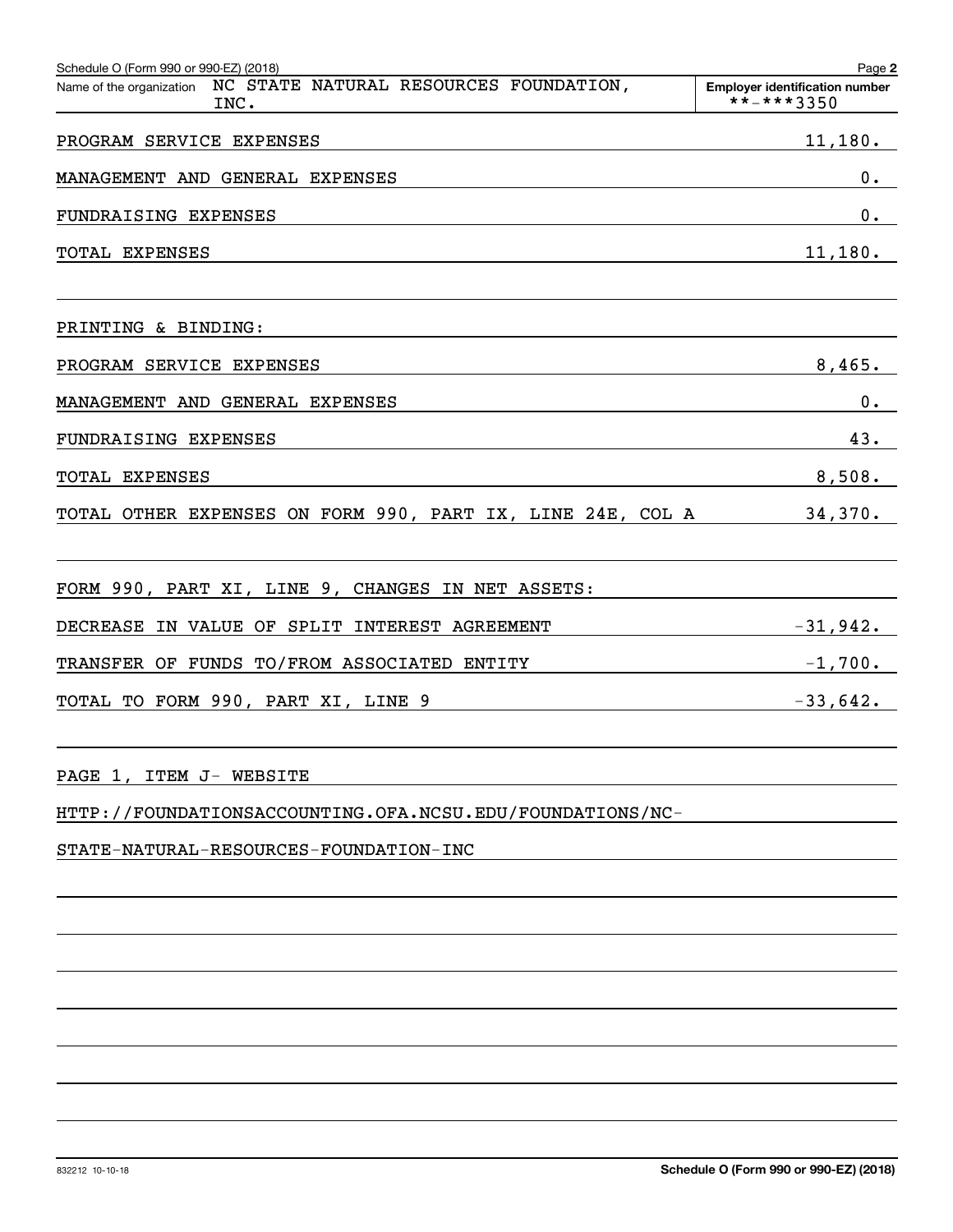Schedule O (Form 990 or 990-EZ) (2018)

Name of the organization NC STATE NATURAL RESOURCES FOUNDATION, INC.

Employer identification number **-***3350

| | |
|---|---|
| PROGRAM SERVICE EXPENSES | 11,180. |
| MANAGEMENT AND GENERAL EXPENSES | 0. |
| FUNDRAISING EXPENSES | 0. |
| TOTAL EXPENSES | 11,180. |

PRINTING & BINDING:

| | |
|---|---|
| PROGRAM SERVICE EXPENSES | 8,465. |
| MANAGEMENT AND GENERAL EXPENSES | 0. |
| FUNDRAISING EXPENSES | 43. |
| TOTAL EXPENSES | 8,508. |
| TOTAL OTHER EXPENSES ON FORM 990, PART IX, LINE 24E, COL A | 34,370. |

FORM 990, PART XI, LINE 9, CHANGES IN NET ASSETS:

| | |
|---|---|
| DECREASE IN VALUE OF SPLIT INTEREST AGREEMENT | -31,942. |
| TRANSFER OF FUNDS TO/FROM ASSOCIATED ENTITY | -1,700. |
| TOTAL TO FORM 990, PART XI, LINE 9 | -33,642. |

PAGE 1, ITEM J- WEBSITE

HTTP://FOUNDATIONSACCOUNTING.OFA.NCSU.EDU/FOUNDATIONS/NC-STATE-NATURAL-RESOURCES-FOUNDATION-INC

Schedule O (Form 990 or 990-EZ) (2018)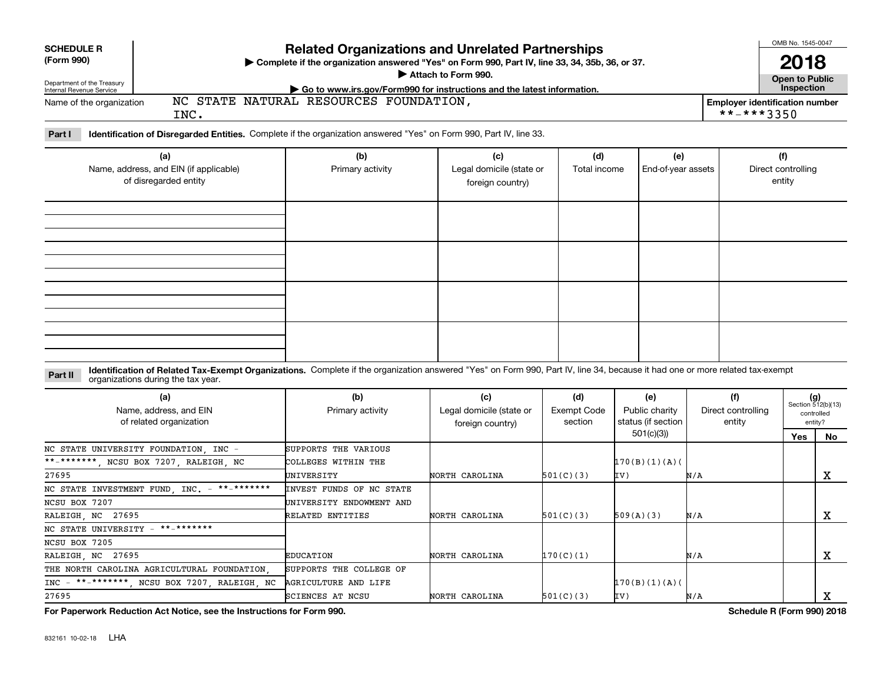**SCHEDULE R (Form 990)**

Department of the Treasury Internal Revenue Service

# Related Organizations and Unrelated Partnerships

▶ Complete if the organization answered "Yes" on Form 990, Part IV, line 33, 34, 35b, 36, or 37.

▶ Attach to Form 990.

▶ Go to www.irs.gov/Form990 for instructions and the latest information.

OMB No. 1545-0047

**2018**

**Open to Public Inspection**

Name of the organization: NC STATE NATURAL RESOURCES FOUNDATION, INC.

Employer identification number: **-***3350

**Part I** **Identification of Disregarded Entities.** Complete if the organization answered "Yes" on Form 990, Part IV, line 33.

| (a) Name, address, and EIN (if applicable) of disregarded entity | (b) Primary activity | (c) Legal domicile (state or foreign country) | (d) Total income | (e) End-of-year assets | (f) Direct controlling entity |
|---|---|---|---|---|---|
| | | | | | |
| | | | | | |
| | | | | | |
| | | | | | |

**Part II** **Identification of Related Tax-Exempt Organizations.** Complete if the organization answered "Yes" on Form 990, Part IV, line 34, because it had one or more related tax-exempt organizations during the tax year.

| (a) Name, address, and EIN of related organization | (b) Primary activity | (c) Legal domicile (state or foreign country) | (d) Exempt Code section | (e) Public charity status (if section 501(c)(3)) | (f) Direct controlling entity | (g) Section 512(b)(13) controlled entity? Yes | No |
|---|---|---|---|---|---|---|---|
| NC STATE UNIVERSITY FOUNDATION, INC - **-*******, NCSU BOX 7207, RALEIGH, NC 27695 | SUPPORTS THE VARIOUS COLLEGES WITHIN THE UNIVERSITY | NORTH CAROLINA | 501(C)(3) | 170(B)(1)(A)(IV) | N/A | | X |
| NC STATE INVESTMENT FUND, INC. - **-******* NCSU BOX 7207 RALEIGH, NC 27695 | INVEST FUNDS OF NC STATE UNIVERSITY ENDOWMENT AND RELATED ENTITIES | NORTH CAROLINA | 501(C)(3) | 509(A)(3) | N/A | | X |
| NC STATE UNIVERSITY - **-******* NCSU BOX 7205 RALEIGH, NC 27695 | EDUCATION | NORTH CAROLINA | 170(C)(1) | | N/A | | X |
| THE NORTH CAROLINA AGRICULTURAL FOUNDATION, INC - **-*******, NCSU BOX 7207, RALEIGH, NC 27695 | SUPPORTS THE COLLEGE OF AGRICULTURE AND LIFE SCIENCES AT NCSU | NORTH CAROLINA | 501(C)(3) | 170(B)(1)(A)(IV) | N/A | | X |

**For Paperwork Reduction Act Notice, see the Instructions for Form 990.**

**Schedule R (Form 990) 2018**

832161 10-02-18 LHA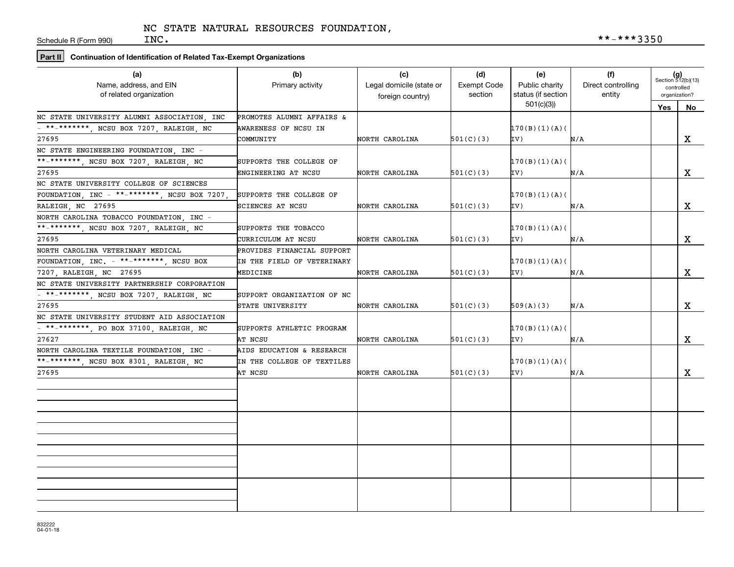Schedule R (Form 990)

NC STATE NATURAL RESOURCES FOUNDATION, INC.

**-***3350

**Part II** Continuation of Identification of Related Tax-Exempt Organizations

| (a) Name, address, and EIN of related organization | (b) Primary activity | (c) Legal domicile (state or foreign country) | (d) Exempt Code section | (e) Public charity status (if section 501(c)(3)) | (f) Direct controlling entity | (g) Section 512(b)(13) controlled organization? Yes | No |
|---|---|---|---|---|---|---|---|
| NC STATE UNIVERSITY ALUMNI ASSOCIATION, INC - **-*******, NCSU BOX 7207, RALEIGH, NC 27695 | PROMOTES ALUMNI AFFAIRS & AWARENESS OF NCSU IN COMMUNITY | NORTH CAROLINA | 501(C)(3) | 170(B)(1)(A)(IV) | N/A | | X |
| NC STATE ENGINEERING FOUNDATION, INC - **-*******, NCSU BOX 7207, RALEIGH, NC 27695 | SUPPORTS THE COLLEGE OF ENGINEERING AT NCSU | NORTH CAROLINA | 501(C)(3) | 170(B)(1)(A)(IV) | N/A | | X |
| NC STATE UNIVERSITY COLLEGE OF SCIENCES FOUNDATION, INC - **-*******, NCSU BOX 7207, RALEIGH, NC 27695 | SUPPORTS THE COLLEGE OF SCIENCES AT NCSU | NORTH CAROLINA | 501(C)(3) | 170(B)(1)(A)(IV) | N/A | | X |
| NORTH CAROLINA TOBACCO FOUNDATION, INC - **-*******, NCSU BOX 7207, RALEIGH, NC 27695 | SUPPORTS THE TOBACCO CURRICULUM AT NCSU | NORTH CAROLINA | 501(C)(3) | 170(B)(1)(A)(IV) | N/A | | X |
| NORTH CAROLINA VETERINARY MEDICAL FOUNDATION, INC. - **-*******, NCSU BOX 7207, RALEIGH, NC 27695 | PROVIDES FINANCIAL SUPPORT IN THE FIELD OF VETERINARY MEDICINE | NORTH CAROLINA | 501(C)(3) | 170(B)(1)(A)(IV) | N/A | | X |
| NC STATE UNIVERSITY PARTNERSHIP CORPORATION - **-*******, NCSU BOX 7207, RALEIGH, NC 27695 | SUPPORT ORGANIZATION OF NC STATE UNIVERSITY | NORTH CAROLINA | 501(C)(3) | 509(A)(3) | N/A | | X |
| NC STATE UNIVERSITY STUDENT AID ASSOCIATION - **-*******, PO BOX 37100, RALEIGH, NC 27627 | SUPPORTS ATHLETIC PROGRAM AT NCSU | NORTH CAROLINA | 501(C)(3) | 170(B)(1)(A)(IV) | N/A | | X |
| NORTH CAROLINA TEXTILE FOUNDATION, INC - **-*******, NCSU BOX 8301, RALEIGH, NC 27695 | AIDS EDUCATION & RESEARCH IN THE COLLEGE OF TEXTILES AT NCSU | NORTH CAROLINA | 501(C)(3) | 170(B)(1)(A)(IV) | N/A | | X |
| | | | | | | | |
| | | | | | | | |
| | | | | | | | |
| | | | | | | | |

832222 04-01-18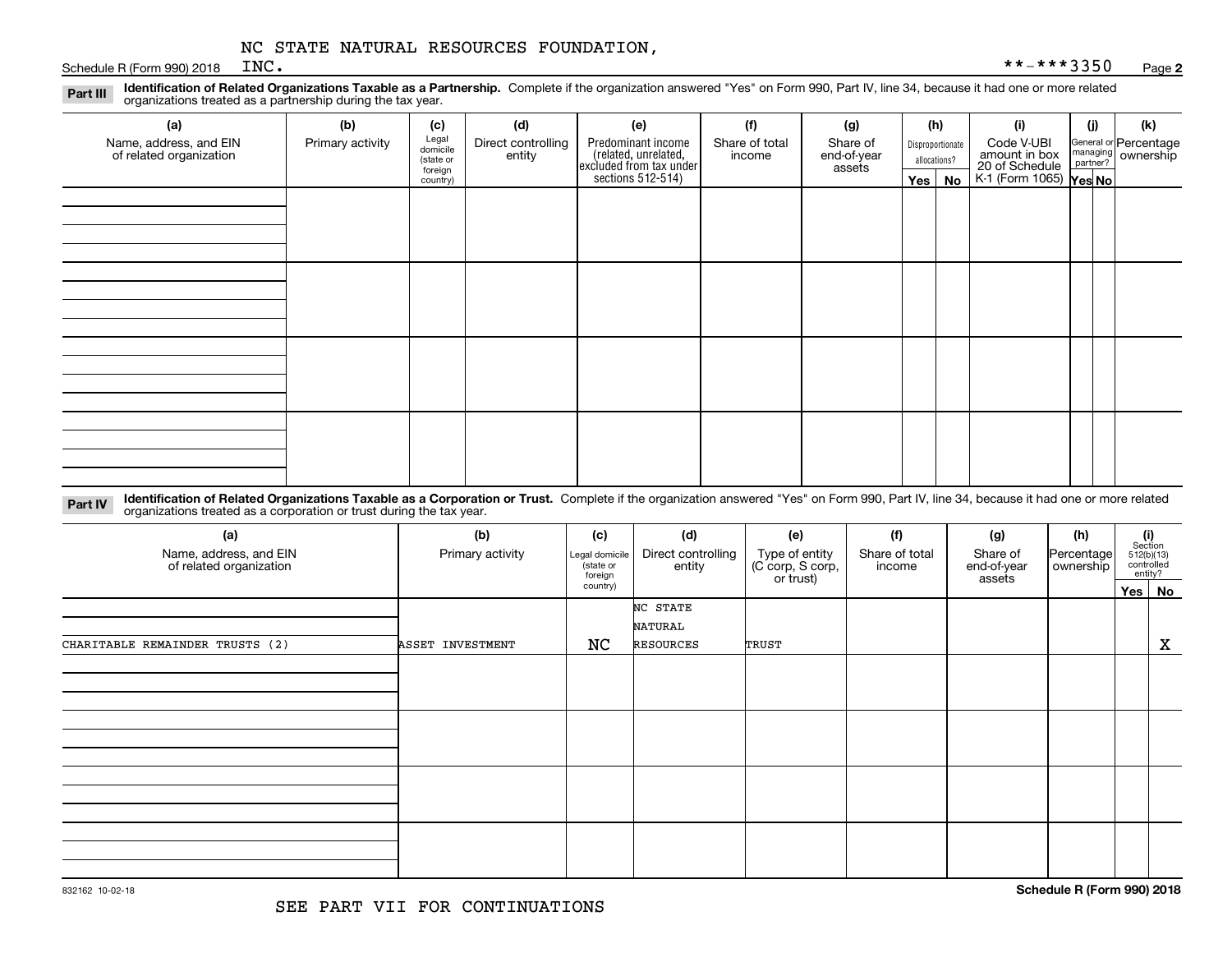NC STATE NATURAL RESOURCES FOUNDATION, INC.

Schedule R (Form 990) 2018 **-***3350

**Part III** **Identification of Related Organizations Taxable as a Partnership.** Complete if the organization answered "Yes" on Form 990, Part IV, line 34, because it had one or more related organizations treated as a partnership during the tax year.

| (a) Name, address, and EIN of related organization | (b) Primary activity | (c) Legal domicile (state or foreign country) | (d) Direct controlling entity | (e) Predominant income (related, unrelated, excluded from tax under sections 512-514) | (f) Share of total income | (g) Share of end-of-year assets | (h) Disproportionate allocations? Yes | (h) No | (i) Code V-UBI amount in box 20 of Schedule K-1 (Form 1065) | (j) General or managing partner? Yes | (j) No | (k) Percentage ownership |
|---|---|---|---|---|---|---|---|---|---|---|---|---|
| | | | | | | | | | | | | |
| | | | | | | | | | | | | |
| | | | | | | | | | | | | |
| | | | | | | | | | | | | |

**Part IV** **Identification of Related Organizations Taxable as a Corporation or Trust.** Complete if the organization answered "Yes" on Form 990, Part IV, line 34, because it had one or more related organizations treated as a corporation or trust during the tax year.

| (a) Name, address, and EIN of related organization | (b) Primary activity | (c) Legal domicile (state or foreign country) | (d) Direct controlling entity | (e) Type of entity (C corp, S corp, or trust) | (f) Share of total income | (g) Share of end-of-year assets | (h) Percentage ownership | (i) Section 512(b)(13) controlled entity? Yes | (i) No |
|---|---|---|---|---|---|---|---|---|---|
| CHARITABLE REMAINDER TRUSTS (2) | ASSET INVESTMENT | NC | NC STATE NATURAL RESOURCES | TRUST | | | | | X |
| | | | | | | | | | |
| | | | | | | | | | |
| | | | | | | | | | |
| | | | | | | | | | |

832162 10-02-18

SEE PART VII FOR CONTINUATIONS

Schedule R (Form 990) 2018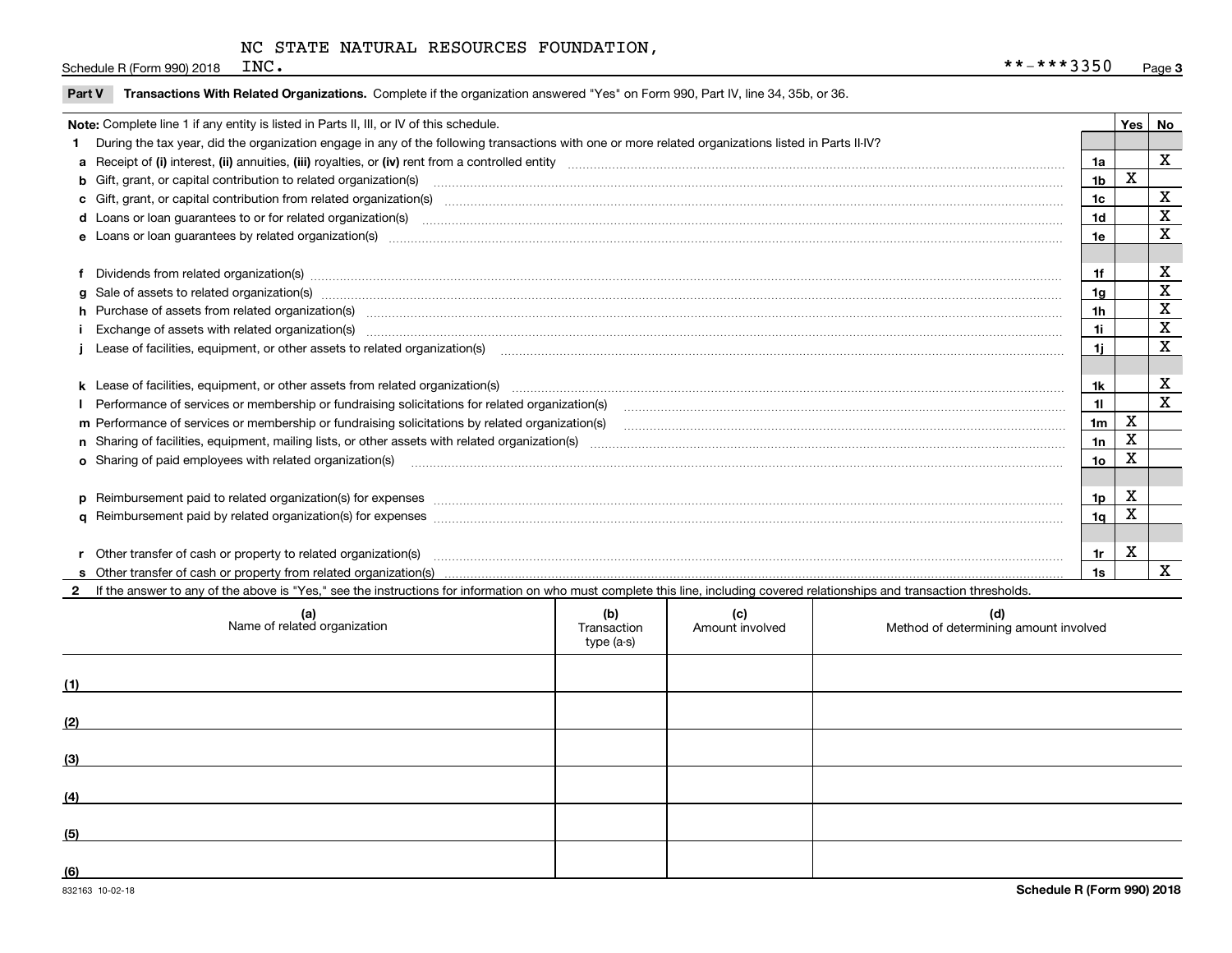NC STATE NATURAL RESOURCES FOUNDATION, INC.

Schedule R (Form 990) 2018 **-***3350 Page **3**

**Part V** **Transactions With Related Organizations.** Complete if the organization answered "Yes" on Form 990, Part IV, line 34, 35b, or 36.

| **Note:** Complete line 1 if any entity is listed in Parts II, III, or IV of this schedule. | | Yes | No |
|---|---|---|---|
| **1** During the tax year, did the organization engage in any of the following transactions with one or more related organizations listed in Parts II-IV? | | | |
| **a** Receipt of **(i)** interest, **(ii)** annuities, **(iii)** royalties, or **(iv)** rent from a controlled entity | 1a | | X |
| **b** Gift, grant, or capital contribution to related organization(s) | 1b | X | |
| **c** Gift, grant, or capital contribution from related organization(s) | 1c | | X |
| **d** Loans or loan guarantees to or for related organization(s) | 1d | | X |
| **e** Loans or loan guarantees by related organization(s) | 1e | | X |
| **f** Dividends from related organization(s) | 1f | | X |
| **g** Sale of assets to related organization(s) | 1g | | X |
| **h** Purchase of assets from related organization(s) | 1h | | X |
| **i** Exchange of assets with related organization(s) | 1i | | X |
| **j** Lease of facilities, equipment, or other assets to related organization(s) | 1j | | X |
| **k** Lease of facilities, equipment, or other assets from related organization(s) | 1k | | X |
| **l** Performance of services or membership or fundraising solicitations for related organization(s) | 1l | | X |
| **m** Performance of services or membership or fundraising solicitations by related organization(s) | 1m | X | |
| **n** Sharing of facilities, equipment, mailing lists, or other assets with related organization(s) | 1n | X | |
| **o** Sharing of paid employees with related organization(s) | 1o | X | |
| **p** Reimbursement paid to related organization(s) for expenses | 1p | X | |
| **q** Reimbursement paid by related organization(s) for expenses | 1q | X | |
| **r** Other transfer of cash or property to related organization(s) | 1r | X | |
| **s** Other transfer of cash or property from related organization(s) | 1s | | X |

**2** If the answer to any of the above is "Yes," see the instructions for information on who must complete this line, including covered relationships and transaction thresholds.

| | (a) Name of related organization | (b) Transaction type (a-s) | (c) Amount involved | (d) Method of determining amount involved |
|---|---|---|---|---|
| (1) | | | | |
| (2) | | | | |
| (3) | | | | |
| (4) | | | | |
| (5) | | | | |
| (6) | | | | |

832163 10-02-18 **Schedule R (Form 990) 2018**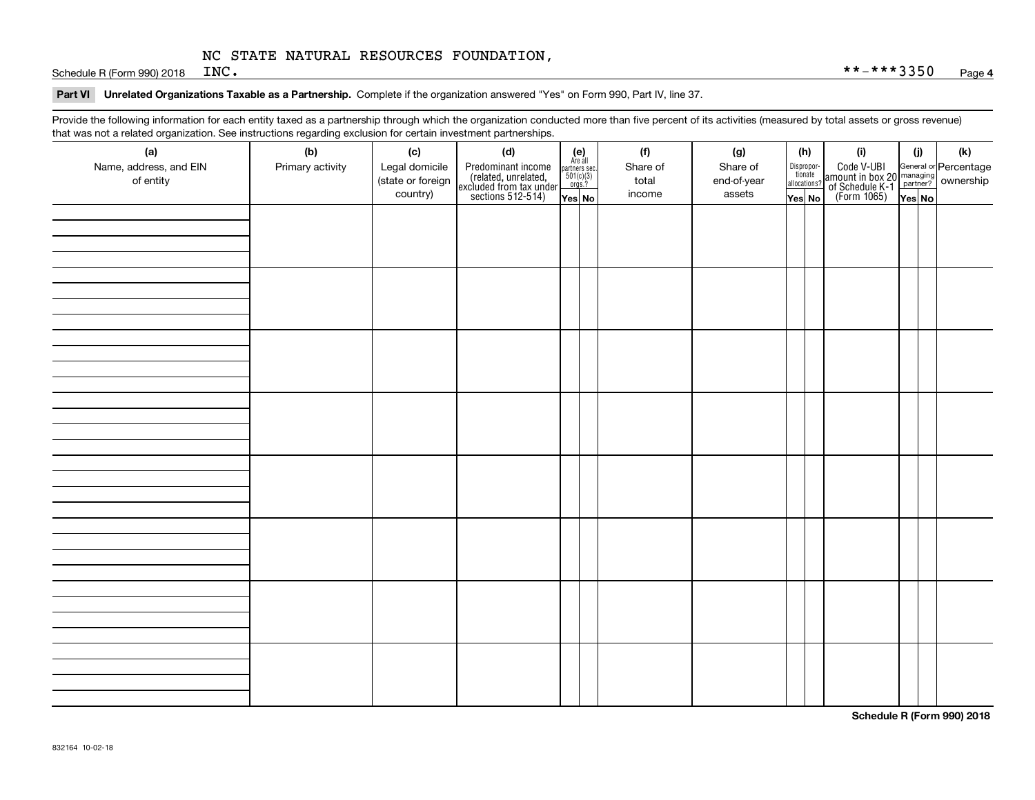NC STATE NATURAL RESOURCES FOUNDATION, INC. **-***3350

Schedule R (Form 990) 2018

## Part VI Unrelated Organizations Taxable as a Partnership.

Complete if the organization answered "Yes" on Form 990, Part IV, line 37.

Provide the following information for each entity taxed as a partnership through which the organization conducted more than five percent of its activities (measured by total assets or gross revenue) that was not a related organization. See instructions regarding exclusion for certain investment partnerships.

| (a) Name, address, and EIN of entity | (b) Primary activity | (c) Legal domicile (state or foreign country) | (d) Predominant income (related, unrelated, excluded from tax under sections 512-514) | (e) Are all partners sec. 501(c)(3) orgs.? | | (f) Share of total income | (g) Share of end-of-year assets | (h) Disproportionate allocations? | | (i) Code V-UBI amount in box 20 of Schedule K-1 (Form 1065) | (j) General or managing partner? | | (k) Percentage ownership |
|---|---|---|---|---|---|---|---|---|---|---|---|---|---|
| | | | | Yes | No | | | Yes | No | | Yes | No | |
| | | | | | | | | | | | | | |
| | | | | | | | | | | | | | |
| | | | | | | | | | | | | | |
| | | | | | | | | | | | | | |
| | | | | | | | | | | | | | |
| | | | | | | | | | | | | | |
| | | | | | | | | | | | | | |
| | | | | | | | | | | | | | |

Schedule R (Form 990) 2018

832164 10-02-18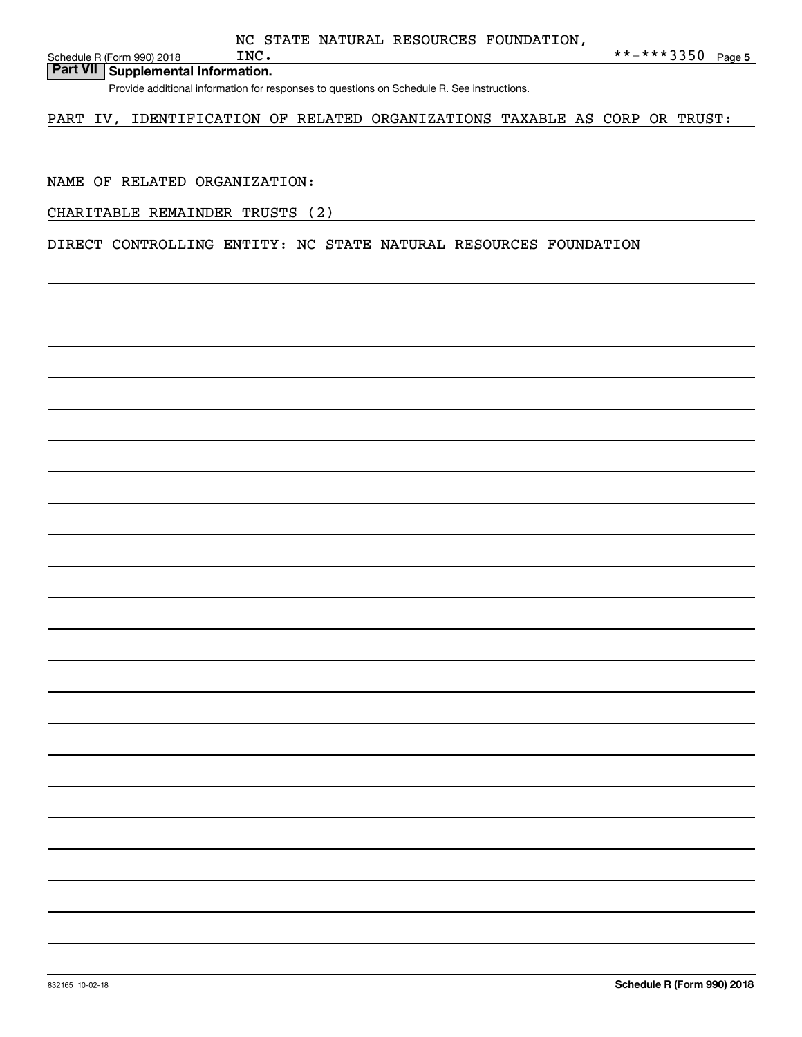NC STATE NATURAL RESOURCES FOUNDATION, INC.

**-***3350

## Part VII Supplemental Information.

Provide additional information for responses to questions on Schedule R. See instructions.

PART IV, IDENTIFICATION OF RELATED ORGANIZATIONS TAXABLE AS CORP OR TRUST:

NAME OF RELATED ORGANIZATION:

CHARITABLE REMAINDER TRUSTS (2)

DIRECT CONTROLLING ENTITY: NC STATE NATURAL RESOURCES FOUNDATION